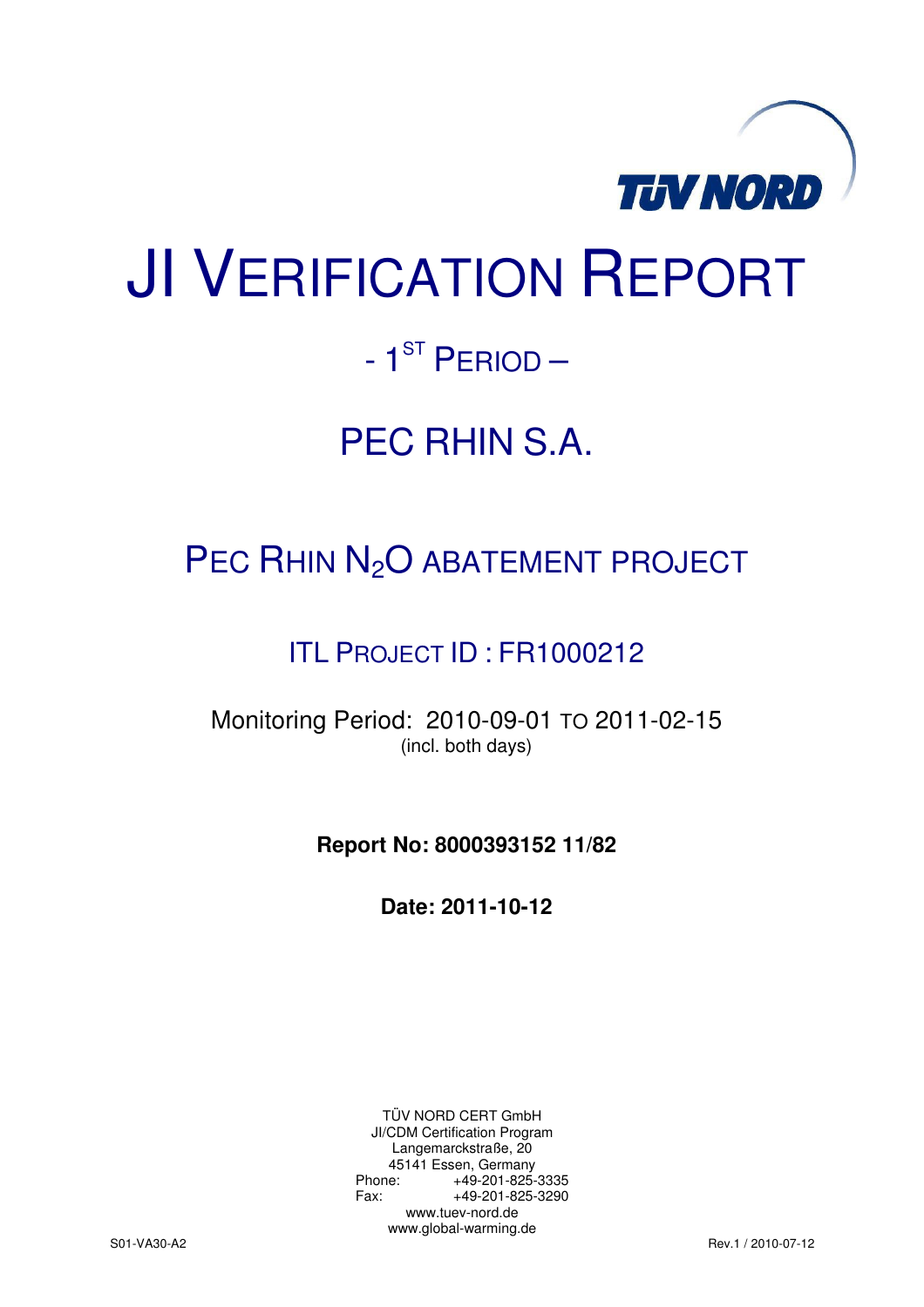# JI VERIFICATION REPORT

## - 1[ST] PERIOD –

## PEC RHIN S.A.

## PEC RHIN $N_2O$ ABATEMENT PROJECT

### ITL PROJECT ID : FR1000212

Monitoring Period: 2010-09-01 TO 2011-02-15
(incl. both days)

**Report No: 8000393152 11/82**

**Date: 2011-10-12**

TÜV NORD CERT GmbH
JI/CDM Certification Program
Langemarckstraße, 20
45141 Essen, Germany
Phone: +49-201-825-3335
Fax: +49-201-825-3290
www.tuev-nord.de
www.global-warming.de

S01-VA30-A2 Rev.1 / 2010-07-12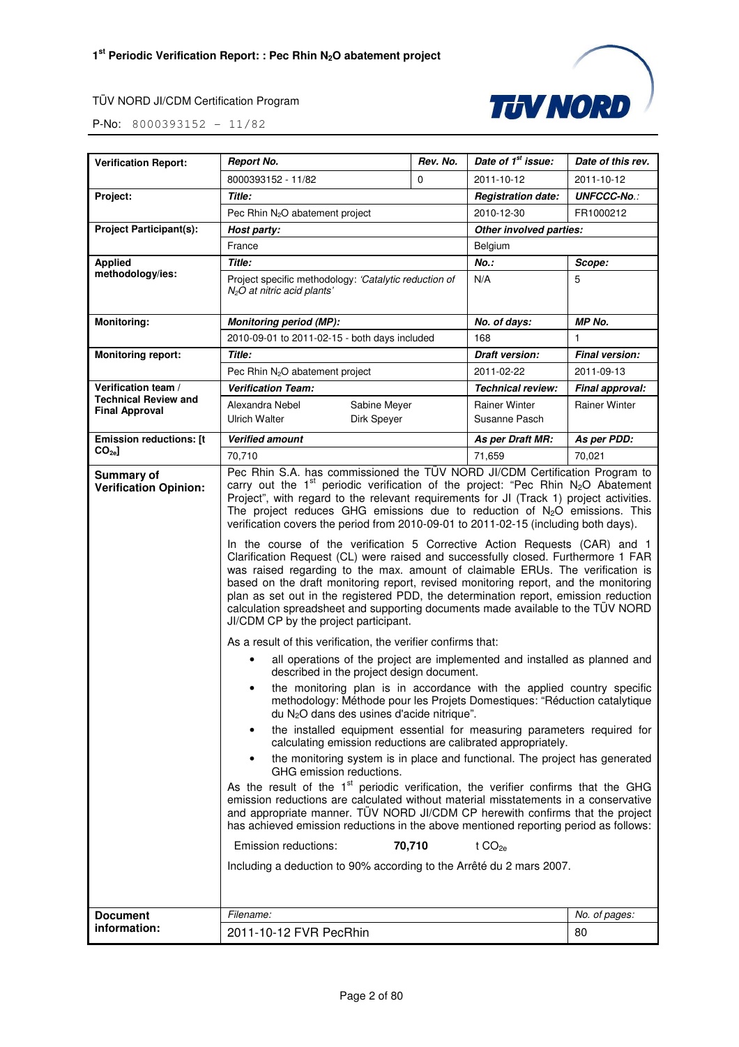| Verification Report: | *Report No.* | *Rev. No.* | *Date of 1st issue:* | *Date of this rev.* |
|---|---|---|---|---|
| | 8000393152 - 11/82 | 0 | 2011-10-12 | 2011-10-12 |
| **Project:** | ***Title:*** | | ***Registration date:*** | ***UNFCCC-No.:*** |
| | Pec Rhin $N_2O$ abatement project | | 2010-12-30 | FR1000212 |
| **Project Participant(s):** | ***Host party:*** | | ***Other involved parties:*** | |
| | France | | Belgium | |
| **Applied methodology/ies:** | ***Title:*** | | ***No.:*** | ***Scope:*** |
| | Project specific methodology: *'Catalytic reduction of $N_2O$ at nitric acid plants'* | | N/A | 5 |
| **Monitoring:** | ***Monitoring period (MP):*** | | ***No. of days:*** | ***MP No.*** |
| | 2010-09-01 to 2011-02-15 - both days included | | 168 | 1 |
| **Monitoring report:** | ***Title:*** | | ***Draft version:*** | ***Final version:*** |
| | Pec Rhin $N_2O$ abatement project | | 2011-02-22 | 2011-09-13 |
| **Verification team / Technical Review and Final Approval** | ***Verification Team:*** | | ***Technical review:*** | ***Final approval:*** |
| | Alexandra Nebel, Sabine Meyer, Ulrich Walter, Dirk Speyer | | Rainer Winter, Susanne Pasch | Rainer Winter |
| **Emission reductions: [t $CO_{2e}$]** | ***Verified amount*** | | ***As per Draft MR:*** | ***As per PDD:*** |
| | 70,710 | | 71,659 | 70,021 |

**Summary of Verification Opinion:**

Pec Rhin S.A. has commissioned the TÜV NORD JI/CDM Certification Program to carry out the 1st periodic verification of the project: "Pec Rhin $N_2O$ Abatement Project", with regard to the relevant requirements for JI (Track 1) project activities. The project reduces GHG emissions due to reduction of $N_2O$ emissions. This verification covers the period from 2010-09-01 to 2011-02-15 (including both days).

In the course of the verification 5 Corrective Action Requests (CAR) and 1 Clarification Request (CL) were raised and successfully closed. Furthermore 1 FAR was raised regarding to the max. amount of claimable ERUs. The verification is based on the draft monitoring report, revised monitoring report, and the monitoring plan as set out in the registered PDD, the determination report, emission reduction calculation spreadsheet and supporting documents made available to the TÜV NORD JI/CDM CP by the project participant.

As a result of this verification, the verifier confirms that:

- all operations of the project are implemented and installed as planned and described in the project design document.
- the monitoring plan is in accordance with the applied country specific methodology: Méthode pour les Projets Domestiques: "Réduction catalytique du $N_2O$ dans des usines d'acide nitrique".
- the installed equipment essential for measuring parameters required for calculating emission reductions are calibrated appropriately.
- the monitoring system is in place and functional. The project has generated GHG emission reductions.

As the result of the 1st periodic verification, the verifier confirms that the GHG emission reductions are calculated without material misstatements in a conservative and appropriate manner. TÜV NORD JI/CDM CP herewith confirms that the project has achieved emission reductions in the above mentioned reporting period as follows:

Emission reductions: **70,710** t $CO_{2e}$

Including a deduction to 90% according to the Arrêté du 2 mars 2007.

| Document information: | *Filename:* | *No. of pages:* |
|---|---|---|
| | 2011-10-12 FVR PecRhin | 80 |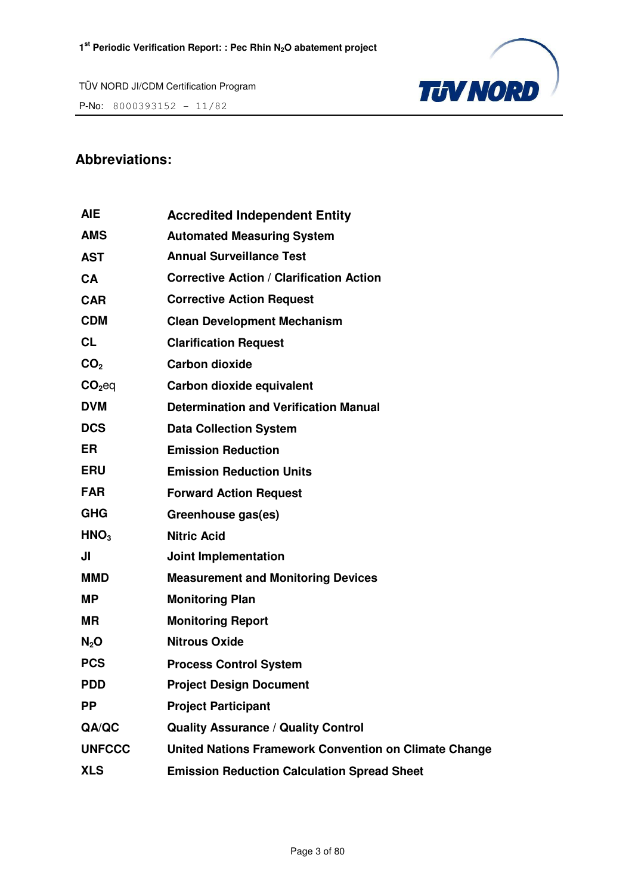## Abbreviations:

| | |
|---|---|
| **AIE** | **Accredited Independent Entity** |
| **AMS** | **Automated Measuring System** |
| **AST** | **Annual Surveillance Test** |
| **CA** | **Corrective Action / Clarification Action** |
| **CAR** | **Corrective Action Request** |
| **CDM** | **Clean Development Mechanism** |
| **CL** | **Clarification Request** |
| **$CO_2$** | **Carbon dioxide** |
| **$CO_2$eq** | **Carbon dioxide equivalent** |
| **DVM** | **Determination and Verification Manual** |
| **DCS** | **Data Collection System** |
| **ER** | **Emission Reduction** |
| **ERU** | **Emission Reduction Units** |
| **FAR** | **Forward Action Request** |
| **GHG** | **Greenhouse gas(es)** |
| **$HNO_3$** | **Nitric Acid** |
| **JI** | **Joint Implementation** |
| **MMD** | **Measurement and Monitoring Devices** |
| **MP** | **Monitoring Plan** |
| **MR** | **Monitoring Report** |
| **$N_2O$** | **Nitrous Oxide** |
| **PCS** | **Process Control System** |
| **PDD** | **Project Design Document** |
| **PP** | **Project Participant** |
| **QA/QC** | **Quality Assurance / Quality Control** |
| **UNFCCC** | **United Nations Framework Convention on Climate Change** |
| **XLS** | **Emission Reduction Calculation Spread Sheet** |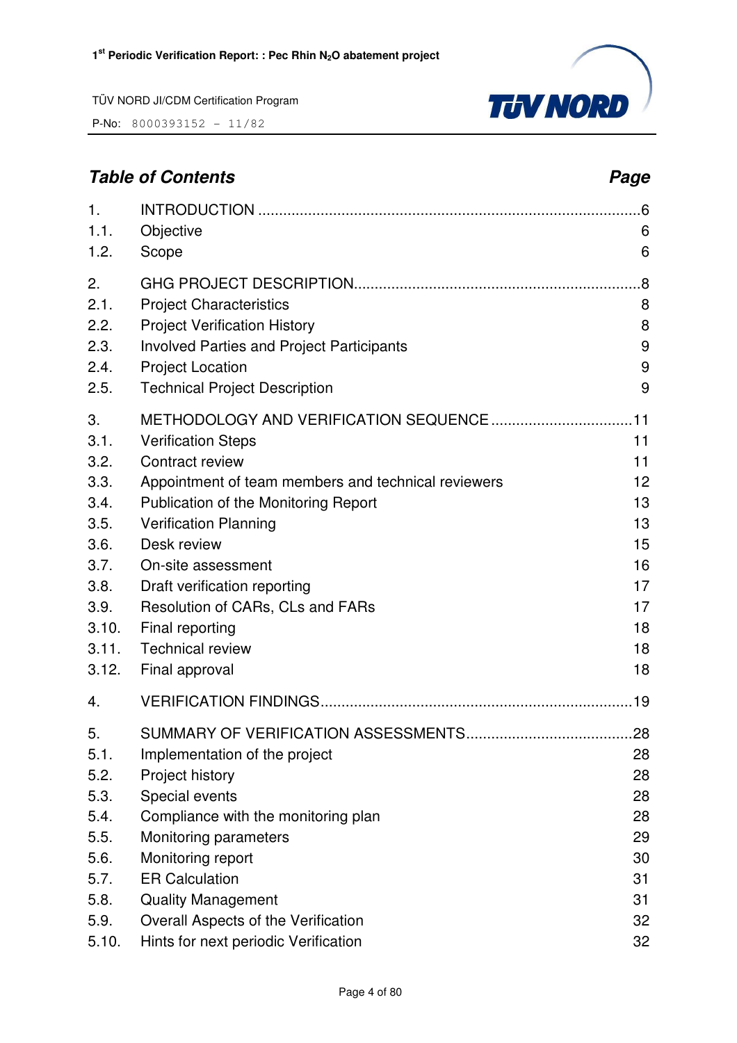## *Table of Contents* *Page*

| | | |
|---|---|---|
| 1. | INTRODUCTION | 6 |
| 1.1. | Objective | 6 |
| 1.2. | Scope | 6 |
| 2. | GHG PROJECT DESCRIPTION | 8 |
| 2.1. | Project Characteristics | 8 |
| 2.2. | Project Verification History | 8 |
| 2.3. | Involved Parties and Project Participants | 9 |
| 2.4. | Project Location | 9 |
| 2.5. | Technical Project Description | 9 |
| 3. | METHODOLOGY AND VERIFICATION SEQUENCE | 11 |
| 3.1. | Verification Steps | 11 |
| 3.2. | Contract review | 11 |
| 3.3. | Appointment of team members and technical reviewers | 12 |
| 3.4. | Publication of the Monitoring Report | 13 |
| 3.5. | Verification Planning | 13 |
| 3.6. | Desk review | 15 |
| 3.7. | On-site assessment | 16 |
| 3.8. | Draft verification reporting | 17 |
| 3.9. | Resolution of CARs, CLs and FARs | 17 |
| 3.10. | Final reporting | 18 |
| 3.11. | Technical review | 18 |
| 3.12. | Final approval | 18 |
| 4. | VERIFICATION FINDINGS | 19 |
| 5. | SUMMARY OF VERIFICATION ASSESSMENTS | 28 |
| 5.1. | Implementation of the project | 28 |
| 5.2. | Project history | 28 |
| 5.3. | Special events | 28 |
| 5.4. | Compliance with the monitoring plan | 28 |
| 5.5. | Monitoring parameters | 29 |
| 5.6. | Monitoring report | 30 |
| 5.7. | ER Calculation | 31 |
| 5.8. | Quality Management | 31 |
| 5.9. | Overall Aspects of the Verification | 32 |
| 5.10. | Hints for next periodic Verification | 32 |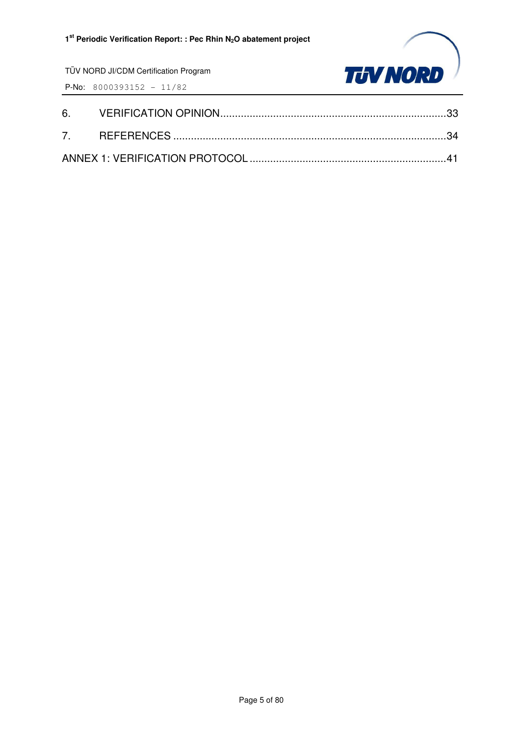6. VERIFICATION OPINION.....33

7. REFERENCES.....34

ANNEX 1: VERIFICATION PROTOCOL.....41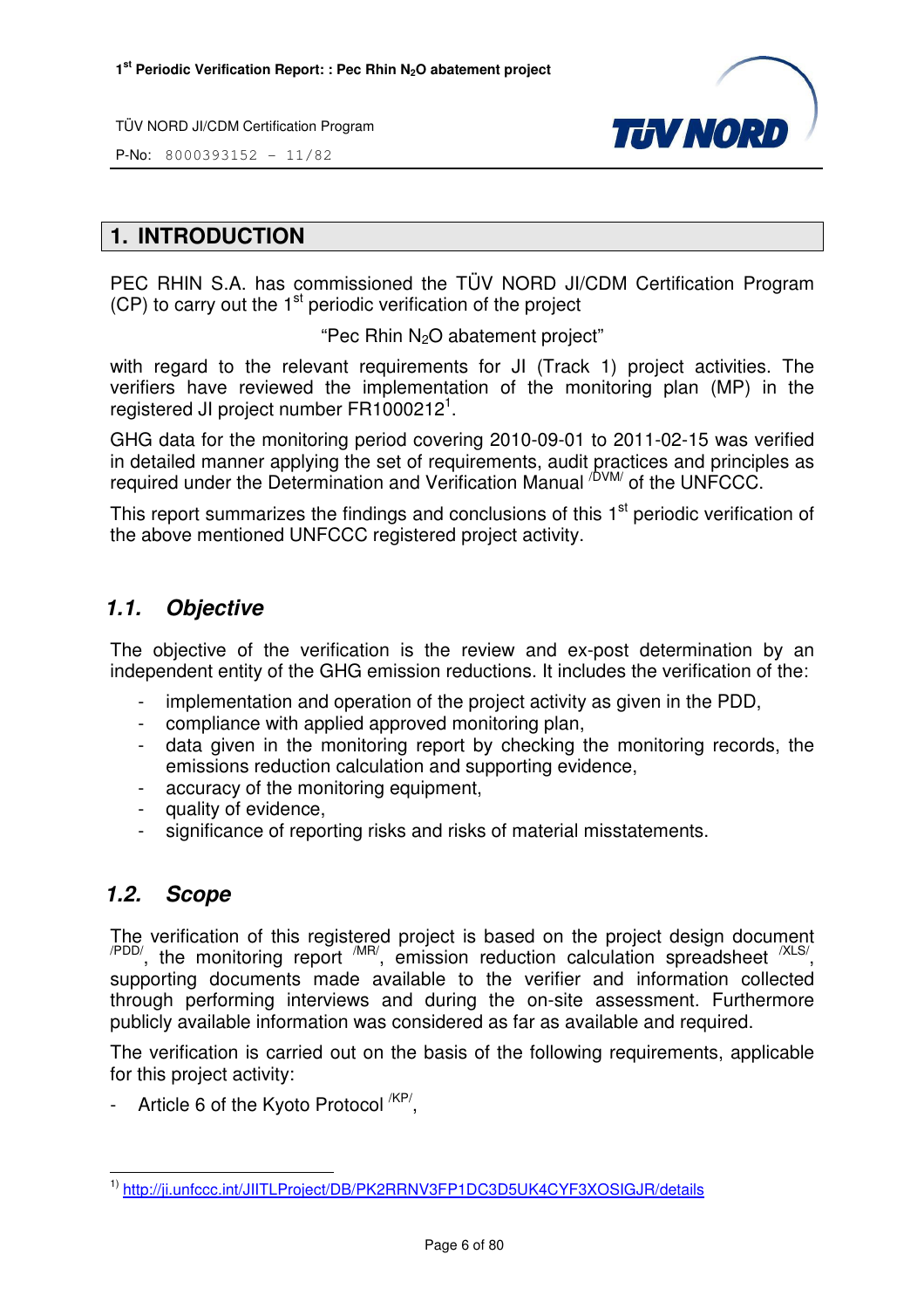# 1. INTRODUCTION

PEC RHIN S.A. has commissioned the TÜV NORD JI/CDM Certification Program (CP) to carry out the 1st periodic verification of the project

"Pec Rhin $N_2O$ abatement project"

with regard to the relevant requirements for JI (Track 1) project activities. The verifiers have reviewed the implementation of the monitoring plan (MP) in the registered JI project number FR1000212[1].

GHG data for the monitoring period covering 2010-09-01 to 2011-02-15 was verified in detailed manner applying the set of requirements, audit practices and principles as required under the Determination and Verification Manual /DVM/ of the UNFCCC.

This report summarizes the findings and conclusions of this 1st periodic verification of the above mentioned UNFCCC registered project activity.

## 1.1. Objective

The objective of the verification is the review and ex-post determination by an independent entity of the GHG emission reductions. It includes the verification of the:

- implementation and operation of the project activity as given in the PDD,
- compliance with applied approved monitoring plan,
- data given in the monitoring report by checking the monitoring records, the emissions reduction calculation and supporting evidence,
- accuracy of the monitoring equipment,
- quality of evidence,
- significance of reporting risks and risks of material misstatements.

## 1.2. Scope

The verification of this registered project is based on the project design document /PDD/, the monitoring report /MR/, emission reduction calculation spreadsheet /XLS/, supporting documents made available to the verifier and information collected through performing interviews and during the on-site assessment. Furthermore publicly available information was considered as far as available and required.

The verification is carried out on the basis of the following requirements, applicable for this project activity:

- Article 6 of the Kyoto Protocol /KP/,

---

1) http://ji.unfccc.int/JIITLProject/DB/PK2RRNV3FP1DC3D5UK4CYF3XOSIGJR/details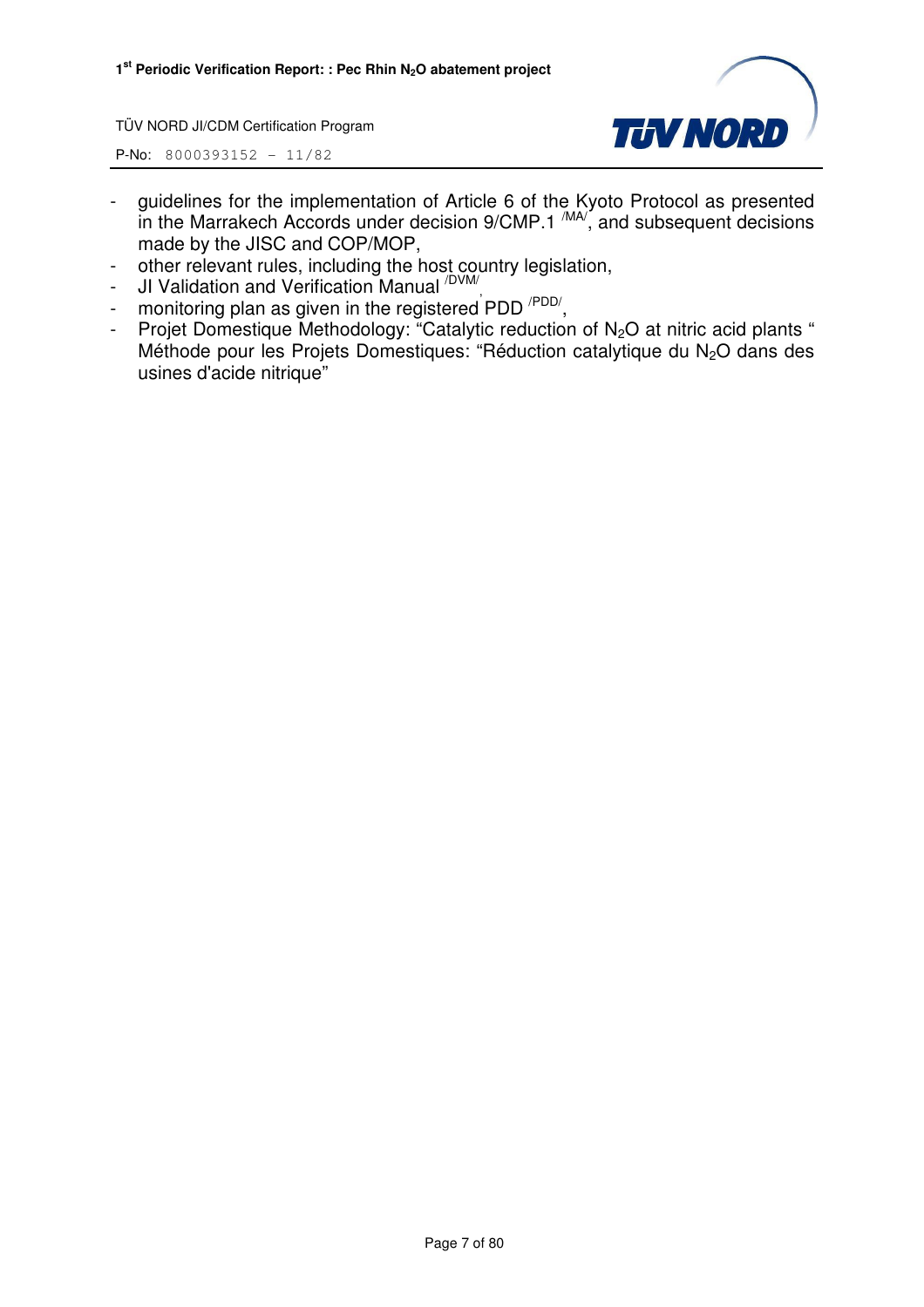- guidelines for the implementation of Article 6 of the Kyoto Protocol as presented in the Marrakech Accords under decision 9/CMP.1 [/MA/], and subsequent decisions made by the JISC and COP/MOP,
- other relevant rules, including the host country legislation,
- JI Validation and Verification Manual [/DVM/],
- monitoring plan as given in the registered PDD [/PDD/],
- Projet Domestique Methodology: "Catalytic reduction of $N_2O$ at nitric acid plants " Méthode pour les Projets Domestiques: "Réduction catalytique du $N_2O$ dans des usines d'acide nitrique"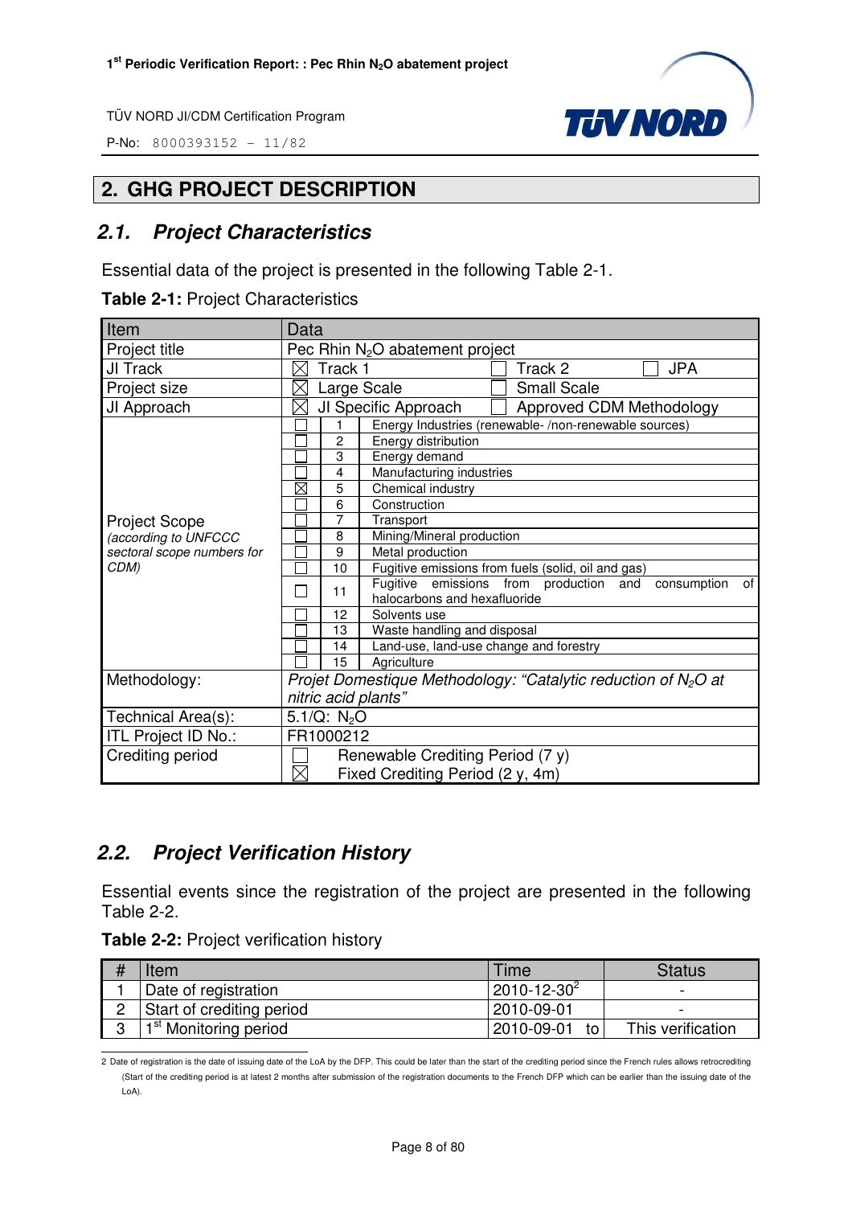# 2. GHG PROJECT DESCRIPTION

## 2.1. Project Characteristics

Essential data of the project is presented in the following Table 2-1.

**Table 2-1:** Project Characteristics

| Item | Data | | |
|---|---|---|---|
| Project title | Pec Rhin $N_2O$ abatement project | | |
| JI Track | ☒ Track 1 | ☐ Track 2 | ☐ JPA |
| Project size | ☒ Large Scale | ☐ Small Scale | |
| JI Approach | ☒ JI Specific Approach | ☐ Approved CDM Methodology | |
| Project Scope *(according to UNFCCC sectoral scope numbers for CDM)* | ☐ | 1 | Energy Industries (renewable- /non-renewable sources) |
| | ☐ | 2 | Energy distribution |
| | ☐ | 3 | Energy demand |
| | ☐ | 4 | Manufacturing industries |
| | ☒ | 5 | Chemical industry |
| | ☐ | 6 | Construction |
| | ☐ | 7 | Transport |
| | ☐ | 8 | Mining/Mineral production |
| | ☐ | 9 | Metal production |
| | ☐ | 10 | Fugitive emissions from fuels (solid, oil and gas) |
| | ☐ | 11 | Fugitive emissions from production and consumption of halocarbons and hexafluoride |
| | ☐ | 12 | Solvents use |
| | ☐ | 13 | Waste handling and disposal |
| | ☐ | 14 | Land-use, land-use change and forestry |
| | ☐ | 15 | Agriculture |
| Methodology: | *Projet Domestique Methodology: "Catalytic reduction of $N_2O$ at nitric acid plants"* | | |
| Technical Area(s): | 5.1/Q: $N_2O$ | | |
| ITL Project ID No.: | FR1000212 | | |
| Crediting period | ☐ Renewable Crediting Period (7 y) ☒ Fixed Crediting Period (2 y, 4m) | | |

## 2.2. Project Verification History

Essential events since the registration of the project are presented in the following Table 2-2.

**Table 2-2:** Project verification history

| # | Item | Time | Status |
|---|---|---|---|
| 1 | Date of registration | 2010-12-30[2] | - |
| 2 | Start of crediting period | 2010-09-01 | - |
| 3 | 1st Monitoring period | 2010-09-01 to | This verification |

2 Date of registration is the date of issuing date of the LoA by the DFP. This could be later than the start of the crediting period since the French rules allows retrocrediting (Start of the crediting period is at latest 2 months after submission of the registration documents to the French DFP which can be earlier than the issuing date of the LoA).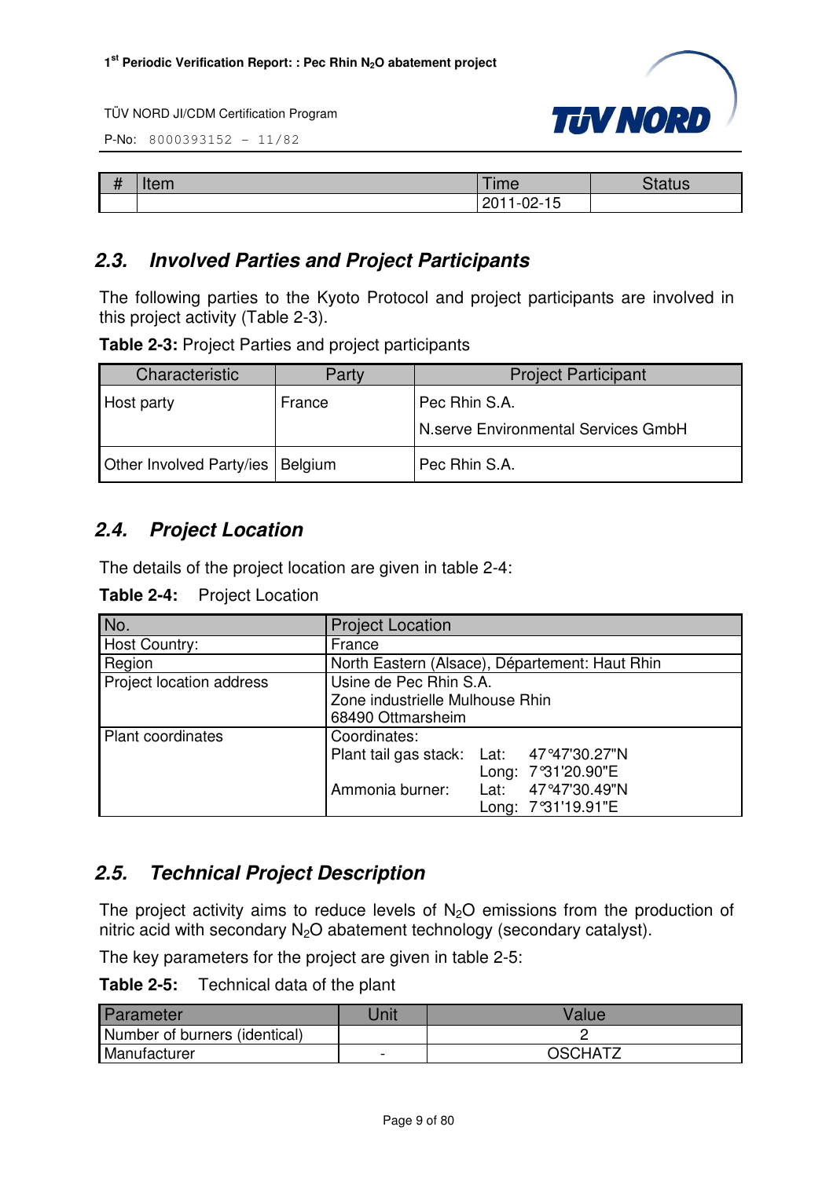| # | Item | Time | Status |
|---|---|---|---|
| | | 2011-02-15 | |

## 2.3. Involved Parties and Project Participants

The following parties to the Kyoto Protocol and project participants are involved in this project activity (Table 2-3).

**Table 2-3:** Project Parties and project participants

| Characteristic | Party | Project Participant |
|---|---|---|
| Host party | France | Pec Rhin S.A.<br>N.serve Environmental Services GmbH |
| Other Involved Party/ies | Belgium | Pec Rhin S.A. |

## 2.4. Project Location

The details of the project location are given in table 2-4:

**Table 2-4:** Project Location

| No. | Project Location |
|---|---|
| Host Country: | France |
| Region | North Eastern (Alsace), Département: Haut Rhin |
| Project location address | Usine de Pec Rhin S.A.<br>Zone industrielle Mulhouse Rhin<br>68490 Ottmarsheim |
| Plant coordinates | Coordinates:<br>Plant tail gas stack: Lat: 47°47'30.27"N<br>Long: 7°31'20.90"E<br>Ammonia burner: Lat: 47°47'30.49"N<br>Long: 7°31'19.91"E |

## 2.5. Technical Project Description

The project activity aims to reduce levels of $N_2O$ emissions from the production of nitric acid with secondary $N_2O$ abatement technology (secondary catalyst).

The key parameters for the project are given in table 2-5:

**Table 2-5:** Technical data of the plant

| Parameter | Unit | Value |
|---|---|---|
| Number of burners (identical) | | 2 |
| Manufacturer | - | OSCHATZ |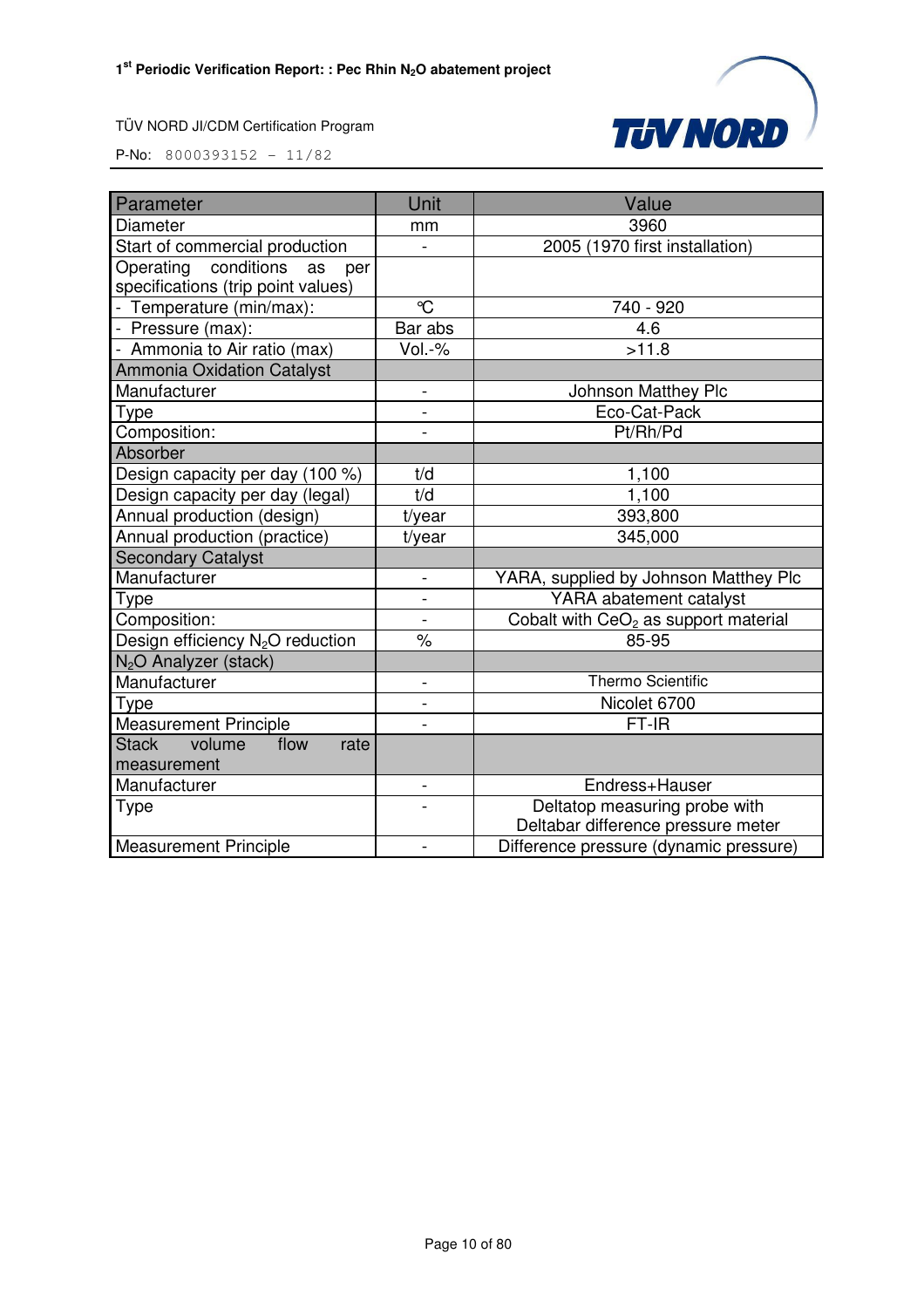| Parameter | Unit | Value |
|---|---|---|
| Diameter | mm | 3960 |
| Start of commercial production | - | 2005 (1970 first installation) |
| Operating conditions as per specifications (trip point values) | | |
| - Temperature (min/max): | °C | 740 - 920 |
| - Pressure (max): | Bar abs | 4.6 |
| - Ammonia to Air ratio (max) | Vol.-% | >11.8 |
| Ammonia Oxidation Catalyst | | |
| Manufacturer | - | Johnson Matthey Plc |
| Type | - | Eco-Cat-Pack |
| Composition: | - | Pt/Rh/Pd |
| Absorber | | |
| Design capacity per day (100 %) | t/d | 1,100 |
| Design capacity per day (legal) | t/d | 1,100 |
| Annual production (design) | t/year | 393,800 |
| Annual production (practice) | t/year | 345,000 |
| Secondary Catalyst | | |
| Manufacturer | - | YARA, supplied by Johnson Matthey Plc |
| Type | - | YARA abatement catalyst |
| Composition: | - | Cobalt with $CeO_2$ as support material |
| Design efficiency $N_2O$ reduction | % | 85-95 |
| $N_2O$ Analyzer (stack) | | |
| Manufacturer | - | Thermo Scientific |
| Type | - | Nicolet 6700 |
| Measurement Principle | - | FT-IR |
| Stack volume flow rate measurement | | |
| Manufacturer | - | Endress+Hauser |
| Type | - | Deltatop measuring probe with Deltabar difference pressure meter |
| Measurement Principle | - | Difference pressure (dynamic pressure) |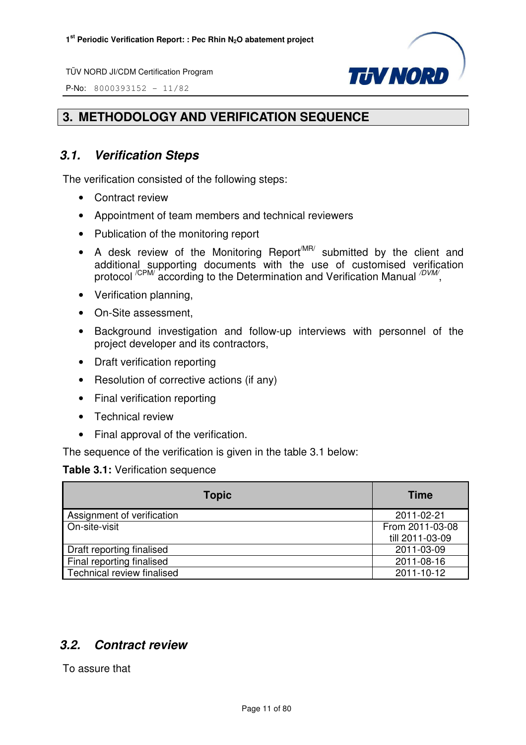# 3. METHODOLOGY AND VERIFICATION SEQUENCE

## 3.1. Verification Steps

The verification consisted of the following steps:

- Contract review
- Appointment of team members and technical reviewers
- Publication of the monitoring report
- A desk review of the Monitoring Report /MR/ submitted by the client and additional supporting documents with the use of customised verification protocol /CPM/ according to the Determination and Verification Manual /DVM/,
- Verification planning,
- On-Site assessment,
- Background investigation and follow-up interviews with personnel of the project developer and its contractors,
- Draft verification reporting
- Resolution of corrective actions (if any)
- Final verification reporting
- Technical review
- Final approval of the verification.

The sequence of the verification is given in the table 3.1 below:

**Table 3.1:** Verification sequence

| Topic | Time |
|---|---|
| Assignment of verification | 2011-02-21 |
| On-site-visit | From 2011-03-08 till 2011-03-09 |
| Draft reporting finalised | 2011-03-09 |
| Final reporting finalised | 2011-08-16 |
| Technical review finalised | 2011-10-12 |

## 3.2. Contract review

To assure that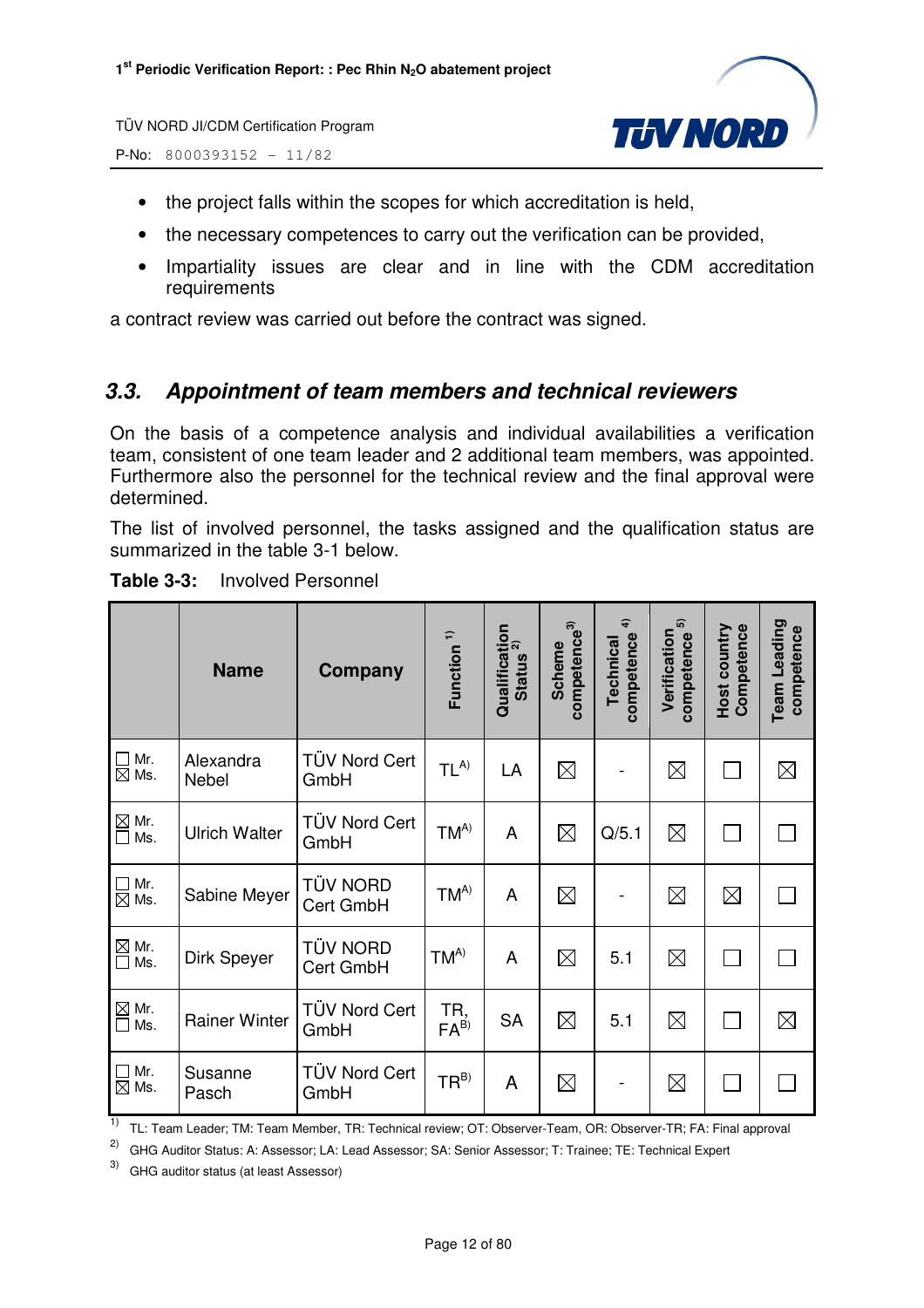- the project falls within the scopes for which accreditation is held,
- the necessary competences to carry out the verification can be provided,
- Impartiality issues are clear and in line with the CDM accreditation requirements

a contract review was carried out before the contract was signed.

## 3.3. Appointment of team members and technical reviewers

On the basis of a competence analysis and individual availabilities a verification team, consistent of one team leader and 2 additional team members, was appointed. Furthermore also the personnel for the technical review and the final approval were determined.

The list of involved personnel, the tasks assigned and the qualification status are summarized in the table 3-1 below.

**Table 3-3:** Involved Personnel

| | Name | Company | Function [1] | Qualification Status [2] | Scheme competence [3] | Technical competence [4] | Verification competence [5] | Host country Competence | Team Leading competence |
|---|---|---|---|---|---|---|---|---|---|
| ☐ Mr. ☒ Ms. | Alexandra Nebel | TÜV Nord Cert GmbH | TL[A)] | LA | ☒ | - | ☒ | ☐ | ☒ |
| ☒ Mr. ☐ Ms. | Ulrich Walter | TÜV Nord Cert GmbH | TM[A)] | A | ☒ | Q/5.1 | ☒ | ☐ | ☐ |
| ☐ Mr. ☒ Ms. | Sabine Meyer | TÜV NORD Cert GmbH | TM[A)] | A | ☒ | - | ☒ | ☒ | ☐ |
| ☒ Mr. ☐ Ms. | Dirk Speyer | TÜV NORD Cert GmbH | TM[A)] | A | ☒ | 5.1 | ☒ | ☐ | ☐ |
| ☒ Mr. ☐ Ms. | Rainer Winter | TÜV Nord Cert GmbH | TR, FA[B)] | SA | ☒ | 5.1 | ☒ | ☐ | ☒ |
| ☐ Mr. ☒ Ms. | Susanne Pasch | TÜV Nord Cert GmbH | TR[B)] | A | ☒ | - | ☒ | ☐ | ☐ |

[1)] TL: Team Leader; TM: Team Member, TR: Technical review; OT: Observer-Team, OR: Observer-TR; FA: Final approval

[2)] GHG Auditor Status: A: Assessor; LA: Lead Assessor; SA: Senior Assessor; T: Trainee; TE: Technical Expert

[3)] GHG auditor status (at least Assessor)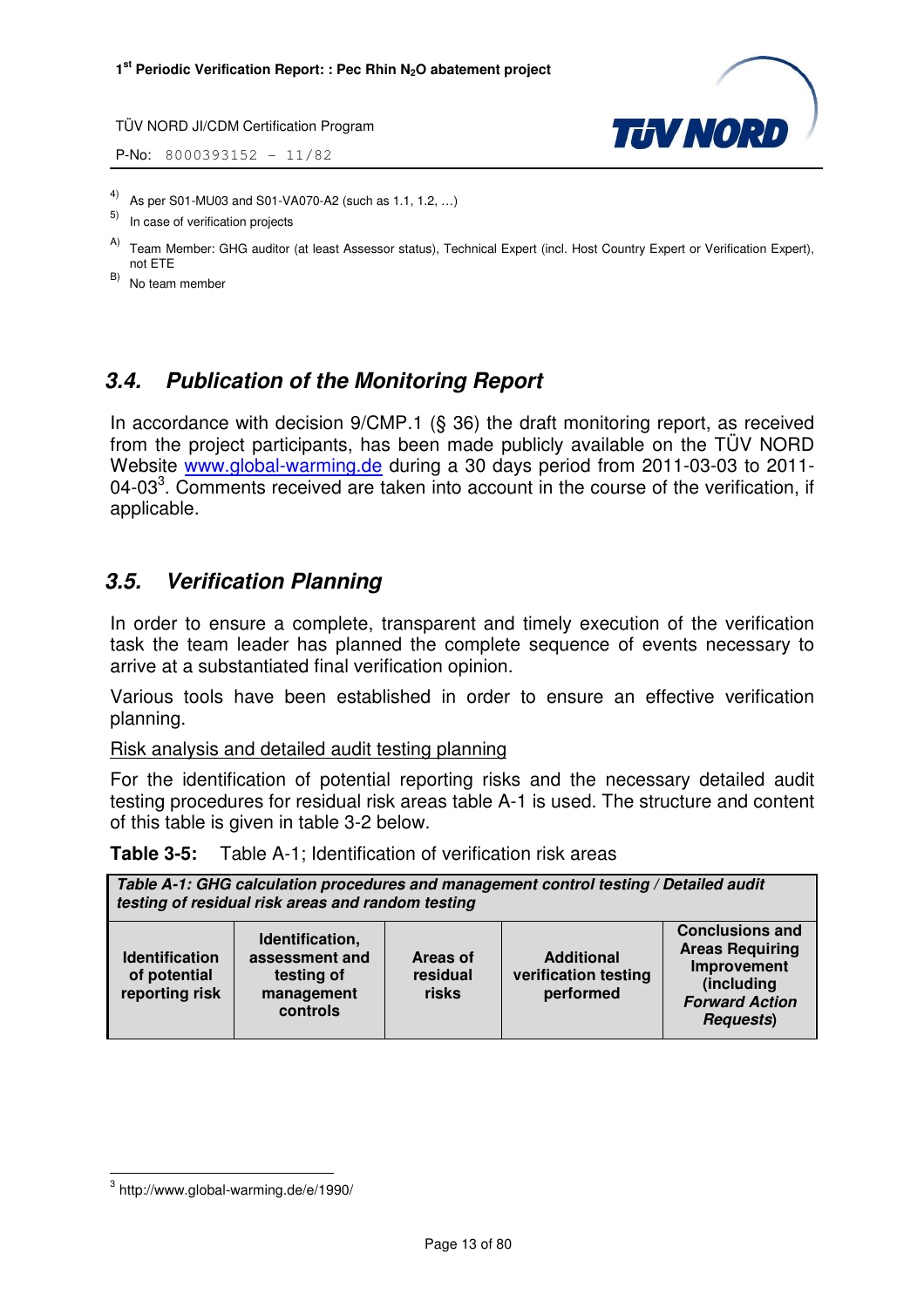4) As per S01-MU03 and S01-VA070-A2 (such as 1.1, 1.2, …)

5) In case of verification projects

A) Team Member: GHG auditor (at least Assessor status), Technical Expert (incl. Host Country Expert or Verification Expert), not ETE

B) No team member

## 3.4. Publication of the Monitoring Report

In accordance with decision 9/CMP.1 (§ 36) the draft monitoring report, as received from the project participants, has been made publicly available on the TÜV NORD Website www.global-warming.de during a 30 days period from 2011-03-03 to 2011-04-03[3]. Comments received are taken into account in the course of the verification, if applicable.

## 3.5. Verification Planning

In order to ensure a complete, transparent and timely execution of the verification task the team leader has planned the complete sequence of events necessary to arrive at a substantiated final verification opinion.

Various tools have been established in order to ensure an effective verification planning.

Risk analysis and detailed audit testing planning

For the identification of potential reporting risks and the necessary detailed audit testing procedures for residual risk areas table A-1 is used. The structure and content of this table is given in table 3-2 below.

**Table 3-5:** Table A-1; Identification of verification risk areas

| ***Table A-1: GHG calculation procedures and management control testing / Detailed audit testing of residual risk areas and random testing*** | | | | |
|---|---|---|---|---|
| **Identification of potential reporting risk** | **Identification, assessment and testing of management controls** | **Areas of residual risks** | **Additional verification testing performed** | **Conclusions and Areas Requiring Improvement (including *Forward Action Requests*)** |

[3] http://www.global-warming.de/e/1990/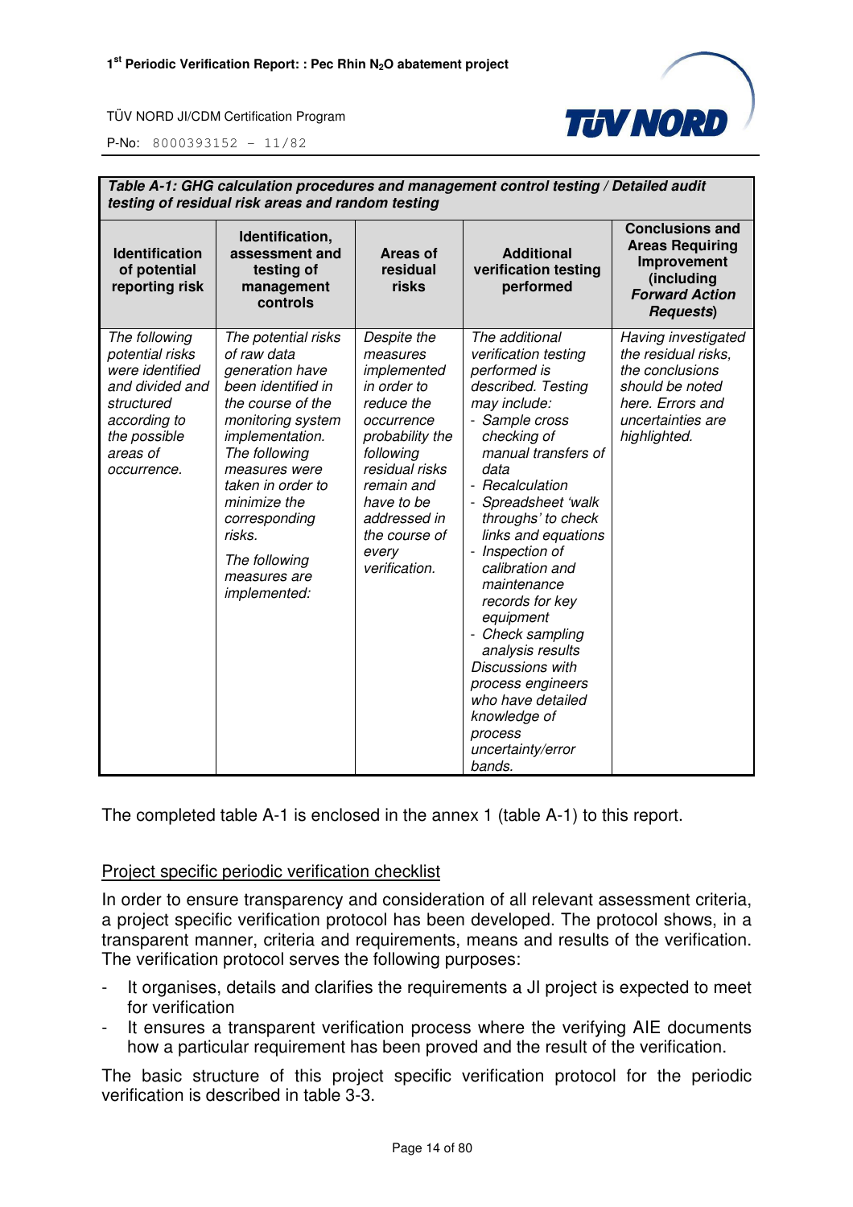**Table A-1: GHG calculation procedures and management control testing / Detailed audit testing of residual risk areas and random testing**

| Identification of potential reporting risk | Identification, assessment and testing of management controls | Areas of residual risks | Additional verification testing performed | Conclusions and Areas Requiring Improvement (including ***Forward Action Requests***) |
|---|---|---|---|---|
| *The following potential risks were identified and divided and structured according to the possible areas of occurrence.* | *The potential risks of raw data generation have been identified in the course of the monitoring system implementation. The following measures were taken in order to minimize the corresponding risks.*<br><br>*The following measures are implemented:* | *Despite the measures implemented in order to reduce the occurrence probability the following residual risks remain and have to be addressed in the course of every verification.* | *The additional verification testing performed is described. Testing may include:*<br>*- Sample cross checking of manual transfers of data*<br>*- Recalculation*<br>*- Spreadsheet 'walk throughs' to check links and equations*<br>*- Inspection of calibration and maintenance records for key equipment*<br>*- Check sampling analysis results*<br>*Discussions with process engineers who have detailed knowledge of process uncertainty/error bands.* | *Having investigated the residual risks, the conclusions should be noted here. Errors and uncertainties are highlighted.* |

The completed table A-1 is enclosed in the annex 1 (table A-1) to this report.

Project specific periodic verification checklist

In order to ensure transparency and consideration of all relevant assessment criteria, a project specific verification protocol has been developed. The protocol shows, in a transparent manner, criteria and requirements, means and results of the verification. The verification protocol serves the following purposes:

- It organises, details and clarifies the requirements a JI project is expected to meet for verification
- It ensures a transparent verification process where the verifying AIE documents how a particular requirement has been proved and the result of the verification.

The basic structure of this project specific verification protocol for the periodic verification is described in table 3-3.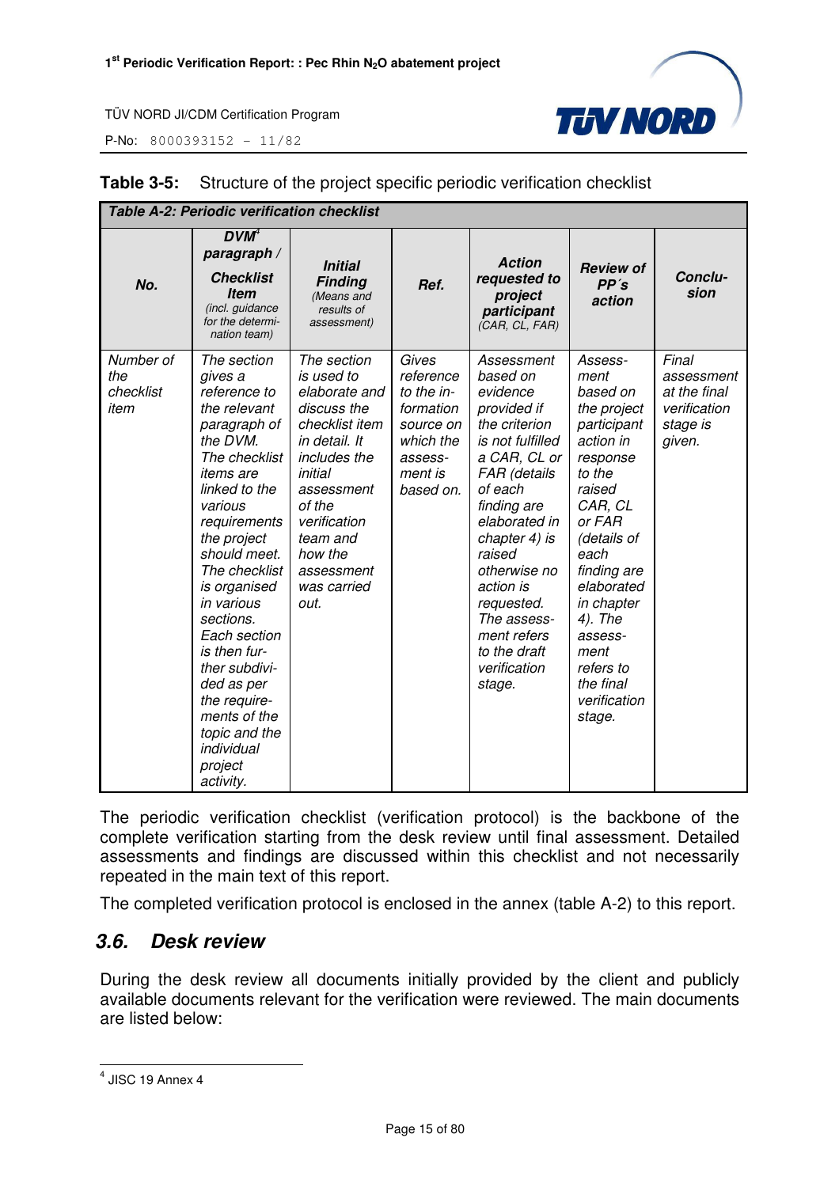**Table 3-5:** Structure of the project specific periodic verification checklist

| *Table A-2: Periodic verification checklist* | | | | | | |
|---|---|---|---|---|---|---|
| ***No.*** | ***DVM[4] paragraph / Checklist Item*** *(incl. guidance for the determination team)* | ***Initial Finding*** *(Means and results of assessment)* | ***Ref.*** | ***Action requested to project participant*** *(CAR, CL, FAR)* | ***Review of PP´s action*** | ***Conclusion*** |
| *Number of the checklist item* | *The section gives a reference to the relevant paragraph of the DVM. The checklist items are linked to the various requirements the project should meet. The checklist is organised in various sections. Each section is then further subdivided as per the requirements of the topic and the individual project activity.* | *The section is used to elaborate and discuss the checklist item in detail. It includes the initial assessment of the verification team and how the assessment was carried out.* | *Gives reference to the information source on which the assessment is based on.* | *Assessment based on evidence provided if the criterion is not fulfilled a CAR, CL or FAR (details of each finding are elaborated in chapter 4) is raised otherwise no action is requested. The assessment refers to the draft verification stage.* | *Assessment based on the project participant action in response to the raised CAR, CL or FAR (details of each finding are elaborated in chapter 4). The assessment refers to the final verification stage.* | *Final assessment at the final verification stage is given.* |

The periodic verification checklist (verification protocol) is the backbone of the complete verification starting from the desk review until final assessment. Detailed assessments and findings are discussed within this checklist and not necessarily repeated in the main text of this report.

The completed verification protocol is enclosed in the annex (table A-2) to this report.

## 3.6. Desk review

During the desk review all documents initially provided by the client and publicly available documents relevant for the verification were reviewed. The main documents are listed below:

---

[4] JISC 19 Annex 4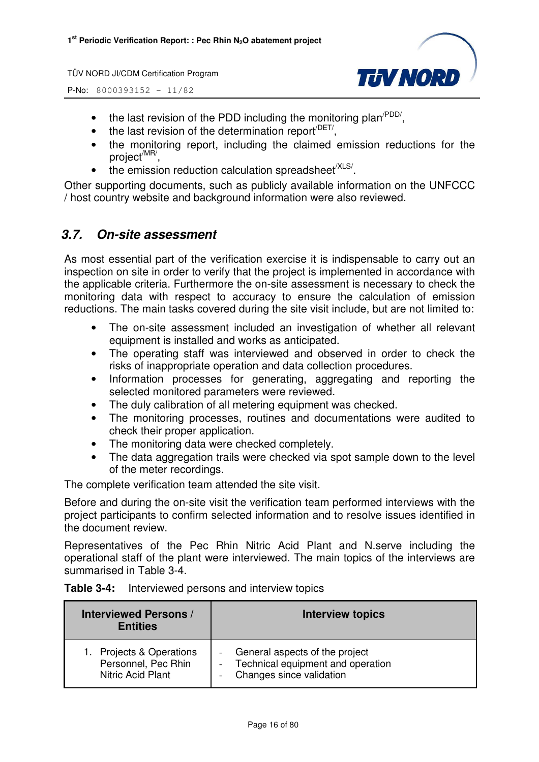- the last revision of the PDD including the monitoring plan[/PDD/],
- the last revision of the determination report[/DET/],
- the monitoring report, including the claimed emission reductions for the project[/MR/],
- the emission reduction calculation spreadsheet[/XLS/].

Other supporting documents, such as publicly available information on the UNFCCC / host country website and background information were also reviewed.

## 3.7. On-site assessment

As most essential part of the verification exercise it is indispensable to carry out an inspection on site in order to verify that the project is implemented in accordance with the applicable criteria. Furthermore the on-site assessment is necessary to check the monitoring data with respect to accuracy to ensure the calculation of emission reductions. The main tasks covered during the site visit include, but are not limited to:

- The on-site assessment included an investigation of whether all relevant equipment is installed and works as anticipated.
- The operating staff was interviewed and observed in order to check the risks of inappropriate operation and data collection procedures.
- Information processes for generating, aggregating and reporting the selected monitored parameters were reviewed.
- The duly calibration of all metering equipment was checked.
- The monitoring processes, routines and documentations were audited to check their proper application.
- The monitoring data were checked completely.
- The data aggregation trails were checked via spot sample down to the level of the meter recordings.

The complete verification team attended the site visit.

Before and during the on-site visit the verification team performed interviews with the project participants to confirm selected information and to resolve issues identified in the document review.

Representatives of the Pec Rhin Nitric Acid Plant and N.serve including the operational staff of the plant were interviewed. The main topics of the interviews are summarised in Table 3-4.

**Table 3-4:** Interviewed persons and interview topics

| Interviewed Persons / Entities | Interview topics |
|---|---|
| 1. Projects & Operations Personnel, Pec Rhin Nitric Acid Plant | - General aspects of the project<br>- Technical equipment and operation<br>- Changes since validation |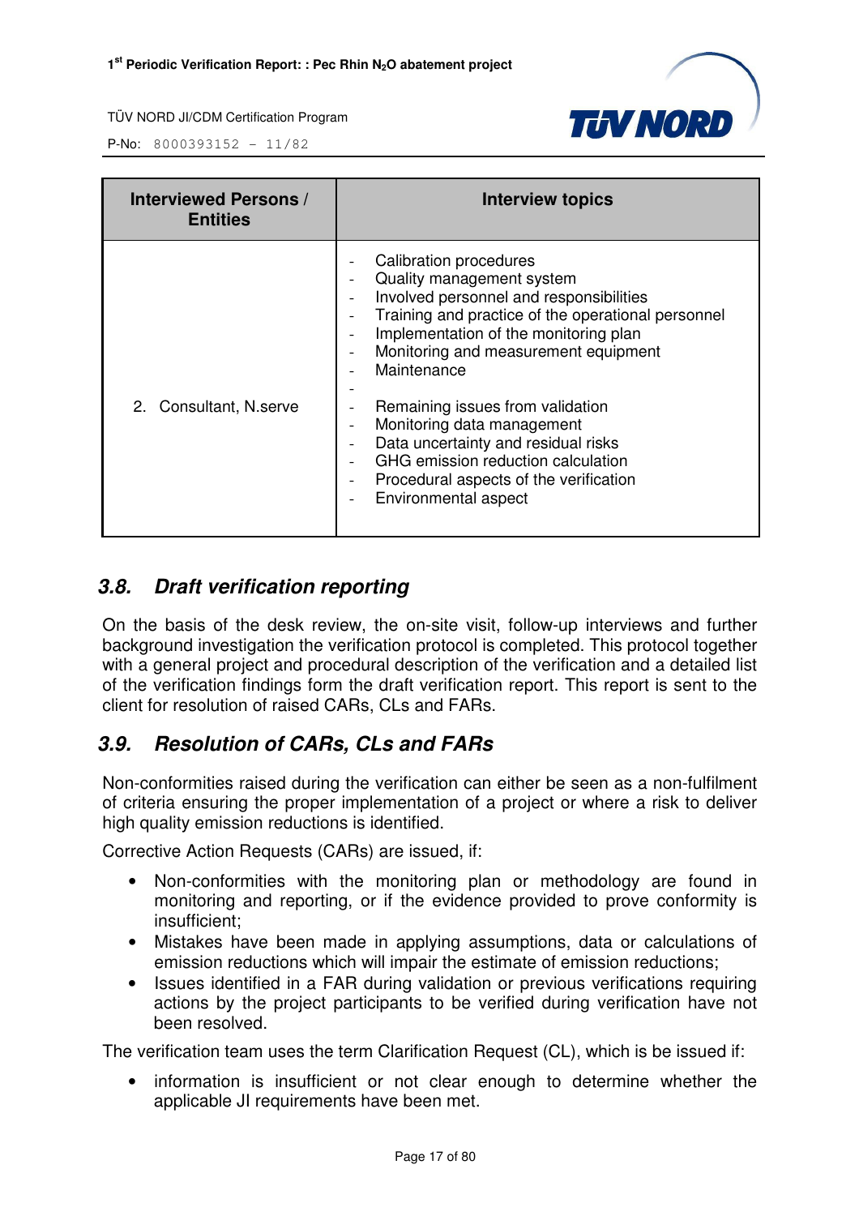| Interviewed Persons / Entities | Interview topics |
|---|---|
| 2. Consultant, N.serve | - Calibration procedures<br>- Quality management system<br>- Involved personnel and responsibilities<br>- Training and practice of the operational personnel<br>- Implementation of the monitoring plan<br>- Monitoring and measurement equipment<br>- Maintenance<br>-<br>- Remaining issues from validation<br>- Monitoring data management<br>- Data uncertainty and residual risks<br>- GHG emission reduction calculation<br>- Procedural aspects of the verification<br>- Environmental aspect |

## 3.8. *Draft verification reporting*

On the basis of the desk review, the on-site visit, follow-up interviews and further background investigation the verification protocol is completed. This protocol together with a general project and procedural description of the verification and a detailed list of the verification findings form the draft verification report. This report is sent to the client for resolution of raised CARs, CLs and FARs.

## 3.9. *Resolution of CARs, CLs and FARs*

Non-conformities raised during the verification can either be seen as a non-fulfilment of criteria ensuring the proper implementation of a project or where a risk to deliver high quality emission reductions is identified.

Corrective Action Requests (CARs) are issued, if:

- Non-conformities with the monitoring plan or methodology are found in monitoring and reporting, or if the evidence provided to prove conformity is insufficient;
- Mistakes have been made in applying assumptions, data or calculations of emission reductions which will impair the estimate of emission reductions;
- Issues identified in a FAR during validation or previous verifications requiring actions by the project participants to be verified during verification have not been resolved.

The verification team uses the term Clarification Request (CL), which is be issued if:

- information is insufficient or not clear enough to determine whether the applicable JI requirements have been met.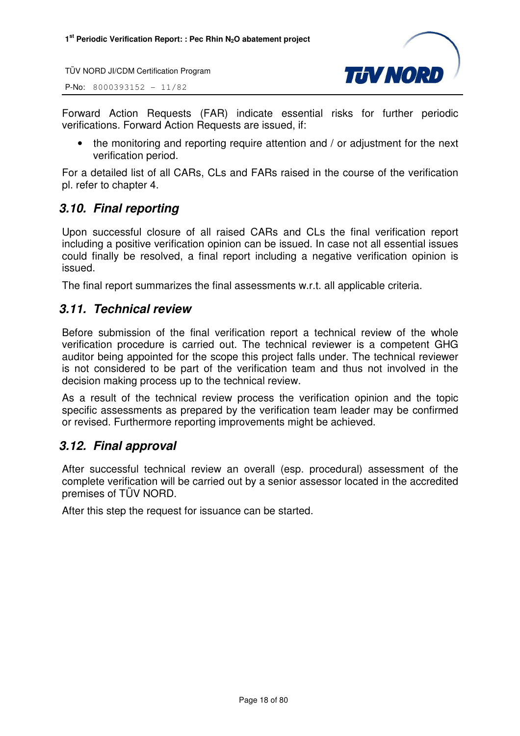Forward Action Requests (FAR) indicate essential risks for further periodic verifications. Forward Action Requests are issued, if:

- the monitoring and reporting require attention and / or adjustment for the next verification period.

For a detailed list of all CARs, CLs and FARs raised in the course of the verification pl. refer to chapter 4.

## *3.10. Final reporting*

Upon successful closure of all raised CARs and CLs the final verification report including a positive verification opinion can be issued. In case not all essential issues could finally be resolved, a final report including a negative verification opinion is issued.

The final report summarizes the final assessments w.r.t. all applicable criteria.

## *3.11. Technical review*

Before submission of the final verification report a technical review of the whole verification procedure is carried out. The technical reviewer is a competent GHG auditor being appointed for the scope this project falls under. The technical reviewer is not considered to be part of the verification team and thus not involved in the decision making process up to the technical review.

As a result of the technical review process the verification opinion and the topic specific assessments as prepared by the verification team leader may be confirmed or revised. Furthermore reporting improvements might be achieved.

## *3.12. Final approval*

After successful technical review an overall (esp. procedural) assessment of the complete verification will be carried out by a senior assessor located in the accredited premises of TÜV NORD.

After this step the request for issuance can be started.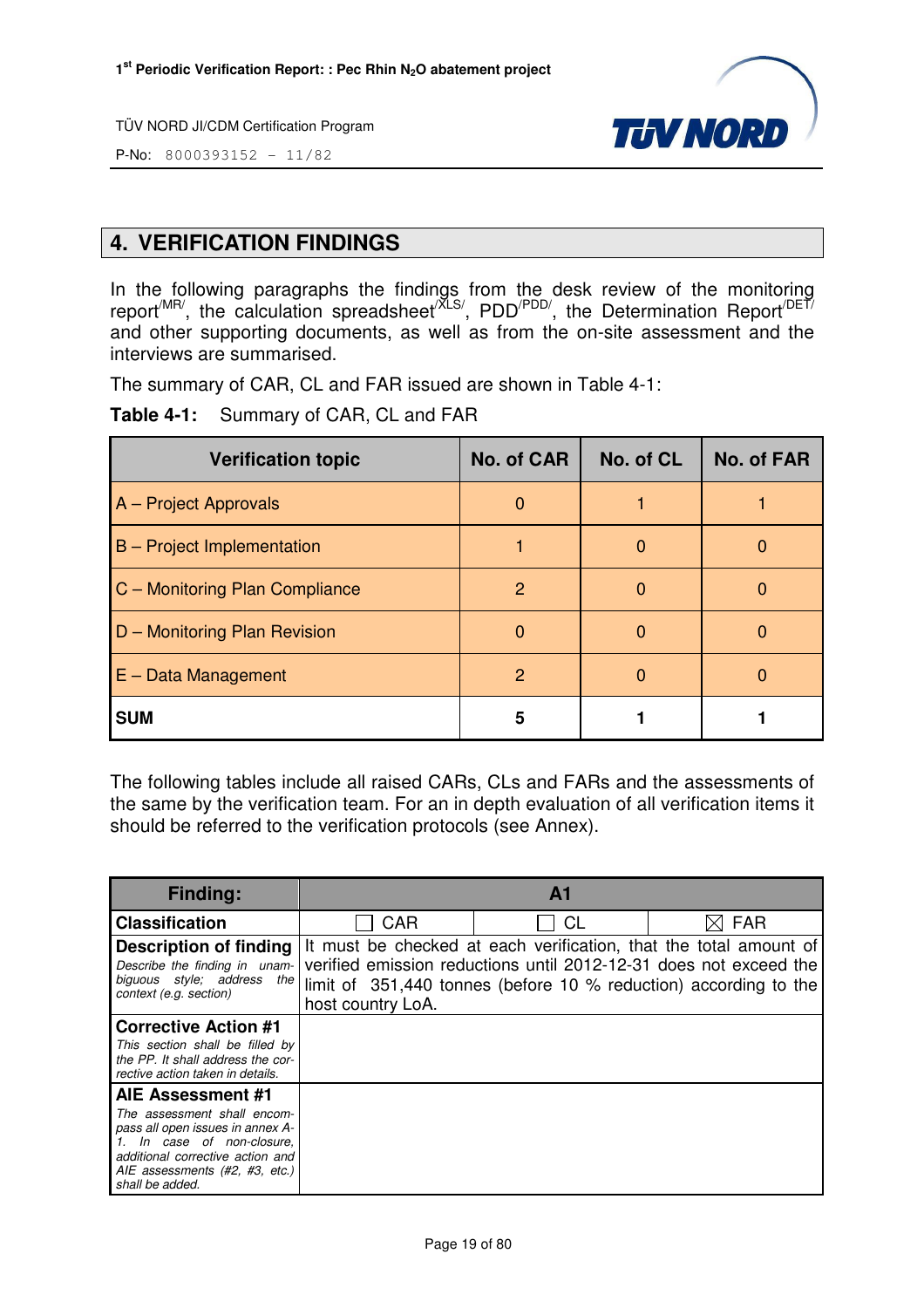## 4. VERIFICATION FINDINGS

In the following paragraphs the findings from the desk review of the monitoring report[/MR/], the calculation spreadsheet[/XLS/], PDD[/PDD/], the Determination Report[/DET/] and other supporting documents, as well as from the on-site assessment and the interviews are summarised.

The summary of CAR, CL and FAR issued are shown in Table 4-1:

**Table 4-1:** Summary of CAR, CL and FAR

| Verification topic | No. of CAR | No. of CL | No. of FAR |
|---|---|---|---|
| A – Project Approvals | 0 | 1 | 1 |
| B – Project Implementation | 1 | 0 | 0 |
| C – Monitoring Plan Compliance | 2 | 0 | 0 |
| D – Monitoring Plan Revision | 0 | 0 | 0 |
| E – Data Management | 2 | 0 | 0 |
| **SUM** | **5** | **1** | **1** |

The following tables include all raised CARs, CLs and FARs and the assessments of the same by the verification team. For an in depth evaluation of all verification items it should be referred to the verification protocols (see Annex).

| **Finding:** | **A1** | | |
|---|---|---|---|
| **Classification** | ☐ CAR | ☐ CL | ☒ FAR |
| **Description of finding** *Describe the finding in unambiguous style; address the context (e.g. section)* | It must be checked at each verification, that the total amount of verified emission reductions until 2012-12-31 does not exceed the limit of 351,440 tonnes (before 10 % reduction) according to the host country LoA. | | |
| **Corrective Action #1** *This section shall be filled by the PP. It shall address the corrective action taken in details.* | | | |
| **AIE Assessment #1** *The assessment shall encompass all open issues in annex A-1. In case of non-closure, additional corrective action and AIE assessments (#2, #3, etc.) shall be added.* | | | |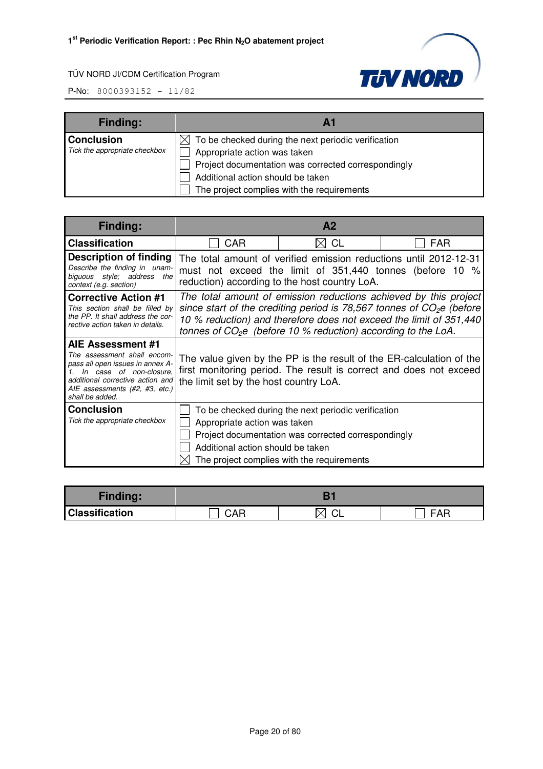| Finding: | A1 |
|---|---|
| **Conclusion**<br>*Tick the appropriate checkbox* | ☒ To be checked during the next periodic verification<br>☐ Appropriate action was taken<br>☐ Project documentation was corrected correspondingly<br>☐ Additional action should be taken<br>☐ The project complies with the requirements |

| Finding: | A2 | | |
|---|---|---|---|
| **Classification** | ☐ CAR | ☒ CL | ☐ FAR |
| **Description of finding**<br>*Describe the finding in unambiguous style; address the context (e.g. section)* | The total amount of verified emission reductions until 2012-12-31 must not exceed the limit of 351,440 tonnes (before 10 % reduction) according to the host country LoA. | | |
| **Corrective Action #1**<br>*This section shall be filled by the PP. It shall address the corrective action taken in details.* | *The total amount of emission reductions achieved by this project since start of the crediting period is 78,567 tonnes of $CO_2e$ (before 10 % reduction) and therefore does not exceed the limit of 351,440 tonnes of $CO_2e$ (before 10 % reduction) according to the LoA.* | | |
| **AIE Assessment #1**<br>*The assessment shall encompass all open issues in annex A-1. In case of non-closure, additional corrective action and AIE assessments (#2, #3, etc.) shall be added.* | The value given by the PP is the result of the ER-calculation of the first monitoring period. The result is correct and does not exceed the limit set by the host country LoA. | | |
| **Conclusion**<br>*Tick the appropriate checkbox* | ☐ To be checked during the next periodic verification<br>☐ Appropriate action was taken<br>☐ Project documentation was corrected correspondingly<br>☐ Additional action should be taken<br>☒ The project complies with the requirements | | |

| Finding: | B1 | | |
|---|---|---|---|
| **Classification** | ☐ CAR | ☒ CL | ☐ FAR |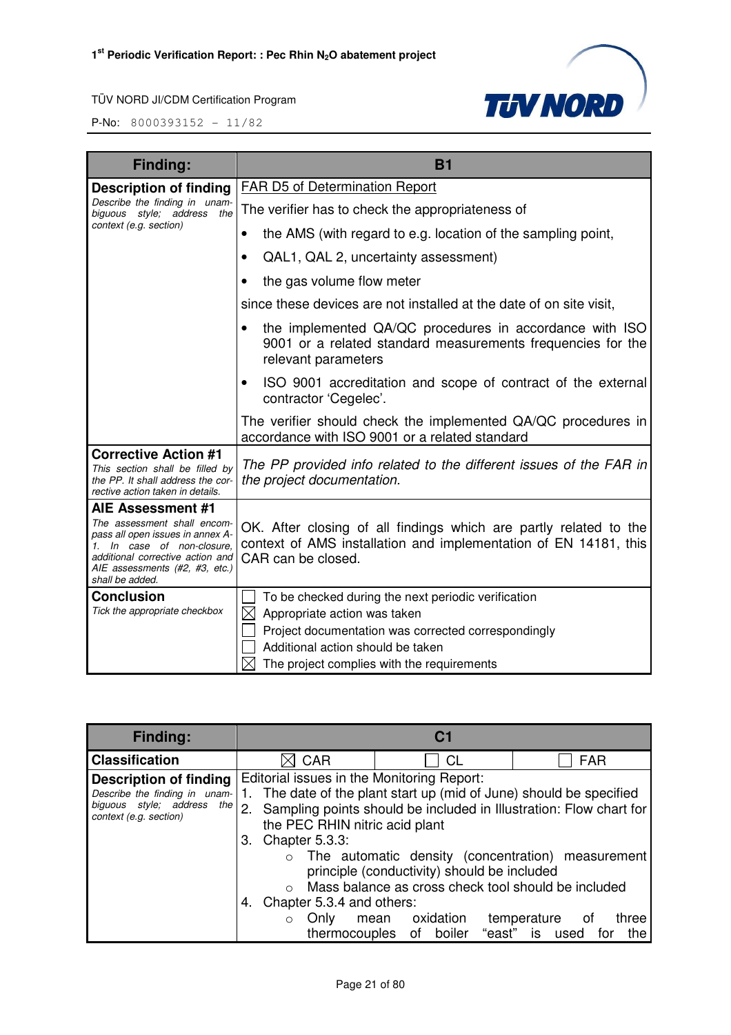| Finding: | B1 |
|---|---|
| **Description of finding**<br>*Describe the finding in unambiguous style; address the context (e.g. section)* | FAR D5 of Determination Report<br>The verifier has to check the appropriateness of<br>• the AMS (with regard to e.g. location of the sampling point,<br>• QAL1, QAL 2, uncertainty assessment)<br>• the gas volume flow meter<br>since these devices are not installed at the date of on site visit,<br>• the implemented QA/QC procedures in accordance with ISO 9001 or a related standard measurements frequencies for the relevant parameters<br>• ISO 9001 accreditation and scope of contract of the external contractor 'Cegelec'.<br>The verifier should check the implemented QA/QC procedures in accordance with ISO 9001 or a related standard |
| **Corrective Action #1**<br>*This section shall be filled by the PP. It shall address the corrective action taken in details.* | *The PP provided info related to the different issues of the FAR in the project documentation.* |
| **AIE Assessment #1**<br>*The assessment shall encompass all open issues in annex A-1. In case of non-closure, additional corrective action and AIE assessments (#2, #3, etc.) shall be added.* | OK. After closing of all findings which are partly related to the context of AMS installation and implementation of EN 14181, this CAR can be closed. |
| **Conclusion**<br>*Tick the appropriate checkbox* | ☐ To be checked during the next periodic verification<br>☒ Appropriate action was taken<br>☐ Project documentation was corrected correspondingly<br>☐ Additional action should be taken<br>☒ The project complies with the requirements |

| Finding: | C1 | | |
|---|---|---|---|
| **Classification** | ☒ CAR | ☐ CL | ☐ FAR |
| **Description of finding**<br>*Describe the finding in unambiguous style; address the context (e.g. section)* | Editorial issues in the Monitoring Report:<br>1. The date of the plant start up (mid of June) should be specified<br>2. Sampling points should be included in Illustration: Flow chart for the PEC RHIN nitric acid plant<br>3. Chapter 5.3.3:<br>  ○ The automatic density (concentration) measurement principle (conductivity) should be included<br>  ○ Mass balance as cross check tool should be included<br>4. Chapter 5.3.4 and others:<br>  ○ Only mean oxidation temperature of three thermocouples of boiler "east" is used for the | | |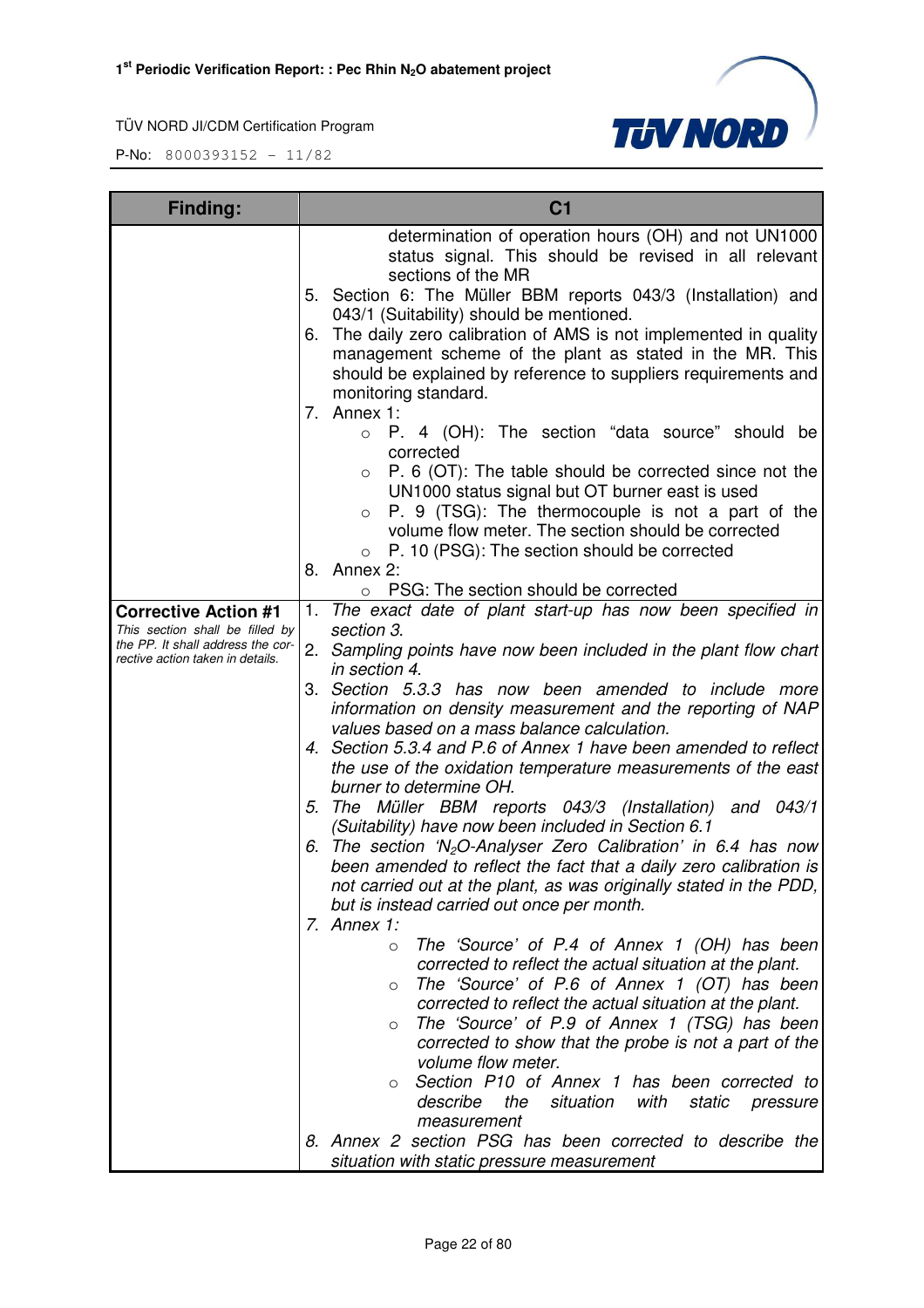| Finding: | C1 |
| --- | --- |
| | determination of operation hours (OH) and not UN1000 status signal. This should be revised in all relevant sections of the MR<br>5. Section 6: The Müller BBM reports 043/3 (Installation) and 043/1 (Suitability) should be mentioned.<br>6. The daily zero calibration of AMS is not implemented in quality management scheme of the plant as stated in the MR. This should be explained by reference to suppliers requirements and monitoring standard.<br>7. Annex 1:<br>○ P. 4 (OH): The section "data source" should be corrected<br>○ P. 6 (OT): The table should be corrected since not the UN1000 status signal but OT burner east is used<br>○ P. 9 (TSG): The thermocouple is not a part of the volume flow meter. The section should be corrected<br>○ P. 10 (PSG): The section should be corrected<br>8. Annex 2:<br>○ PSG: The section should be corrected |
| **Corrective Action #1**<br>*This section shall be filled by the PP. It shall address the corrective action taken in details.* | 1. *The exact date of plant start-up has now been specified in section 3.*<br>2. *Sampling points have now been included in the plant flow chart in section 4.*<br>3. *Section 5.3.3 has now been amended to include more information on density measurement and the reporting of NAP values based on a mass balance calculation.*<br>4. *Section 5.3.4 and P.6 of Annex 1 have been amended to reflect the use of the oxidation temperature measurements of the east burner to determine OH.*<br>5. *The Müller BBM reports 043/3 (Installation) and 043/1 (Suitability) have now been included in Section 6.1*<br>6. *The section '$N_2O$-Analyser Zero Calibration' in 6.4 has now been amended to reflect the fact that a daily zero calibration is not carried out at the plant, as was originally stated in the PDD, but is instead carried out once per month.*<br>7. *Annex 1:*<br>○ *The 'Source' of P.4 of Annex 1 (OH) has been corrected to reflect the actual situation at the plant.*<br>○ *The 'Source' of P.6 of Annex 1 (OT) has been corrected to reflect the actual situation at the plant.*<br>○ *The 'Source' of P.9 of Annex 1 (TSG) has been corrected to show that the probe is not a part of the volume flow meter.*<br>○ *Section P10 of Annex 1 has been corrected to describe the situation with static pressure measurement*<br>8. *Annex 2 section PSG has been corrected to describe the situation with static pressure measurement* |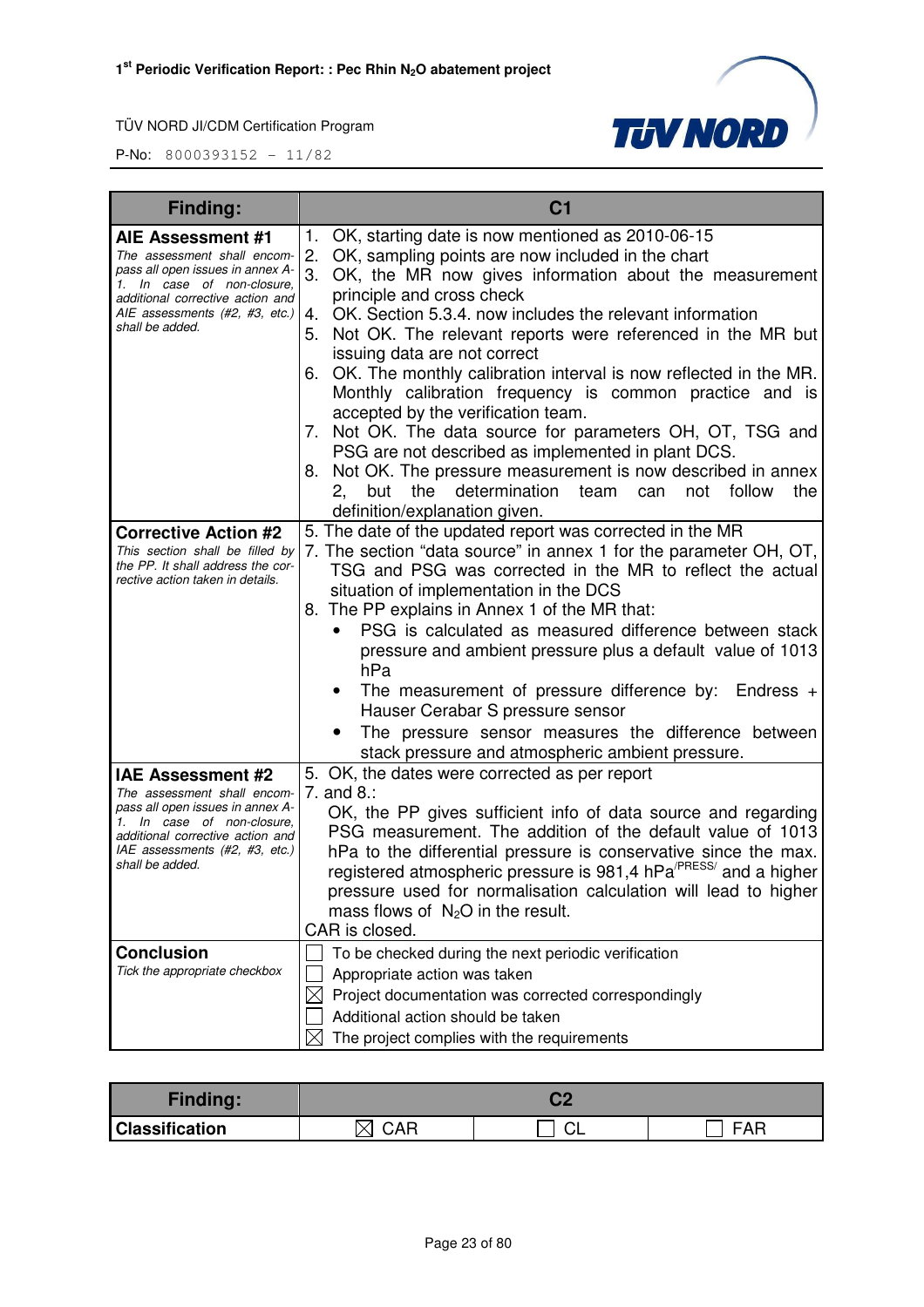| Finding: | C1 |
|---|---|
| **AIE Assessment #1**<br>*The assessment shall encompass all open issues in annex A-1. In case of non-closure, additional corrective action and AIE assessments (#2, #3, etc.) shall be added.* | 1. OK, starting date is now mentioned as 2010-06-15<br>2. OK, sampling points are now included in the chart<br>3. OK, the MR now gives information about the measurement principle and cross check<br>4. OK. Section 5.3.4. now includes the relevant information<br>5. Not OK. The relevant reports were referenced in the MR but issuing data are not correct<br>6. OK. The monthly calibration interval is now reflected in the MR. Monthly calibration frequency is common practice and is accepted by the verification team.<br>7. Not OK. The data source for parameters OH, OT, TSG and PSG are not described as implemented in plant DCS.<br>8. Not OK. The pressure measurement is now described in annex 2, but the determination team can not follow the definition/explanation given. |
| **Corrective Action #2**<br>*This section shall be filled by the PP. It shall address the corrective action taken in details.* | 5. The date of the updated report was corrected in the MR<br>7. The section "data source" in annex 1 for the parameter OH, OT, TSG and PSG was corrected in the MR to reflect the actual situation of implementation in the DCS<br>8. The PP explains in Annex 1 of the MR that:<br>• PSG is calculated as measured difference between stack pressure and ambient pressure plus a default value of 1013 hPa<br>• The measurement of pressure difference by: Endress + Hauser Cerabar S pressure sensor<br>• The pressure sensor measures the difference between stack pressure and atmospheric ambient pressure. |
| **IAE Assessment #2**<br>*The assessment shall encompass all open issues in annex A-1. In case of non-closure, additional corrective action and IAE assessments (#2, #3, etc.) shall be added.* | 5. OK, the dates were corrected as per report<br>7. and 8.:<br>OK, the PP gives sufficient info of data source and regarding PSG measurement. The addition of the default value of 1013 hPa to the differential pressure is conservative since the max. registered atmospheric pressure is 981,4 hPa[/PRESS/] and a higher pressure used for normalisation calculation will lead to higher mass flows of $N_2O$ in the result.<br>CAR is closed. |
| **Conclusion**<br>*Tick the appropriate checkbox* | ☐ To be checked during the next periodic verification<br>☐ Appropriate action was taken<br>☒ Project documentation was corrected correspondingly<br>☐ Additional action should be taken<br>☒ The project complies with the requirements |

| Finding: | C2 | | |
|---|---|---|---|
| **Classification** | ☒ CAR | ☐ CL | ☐ FAR |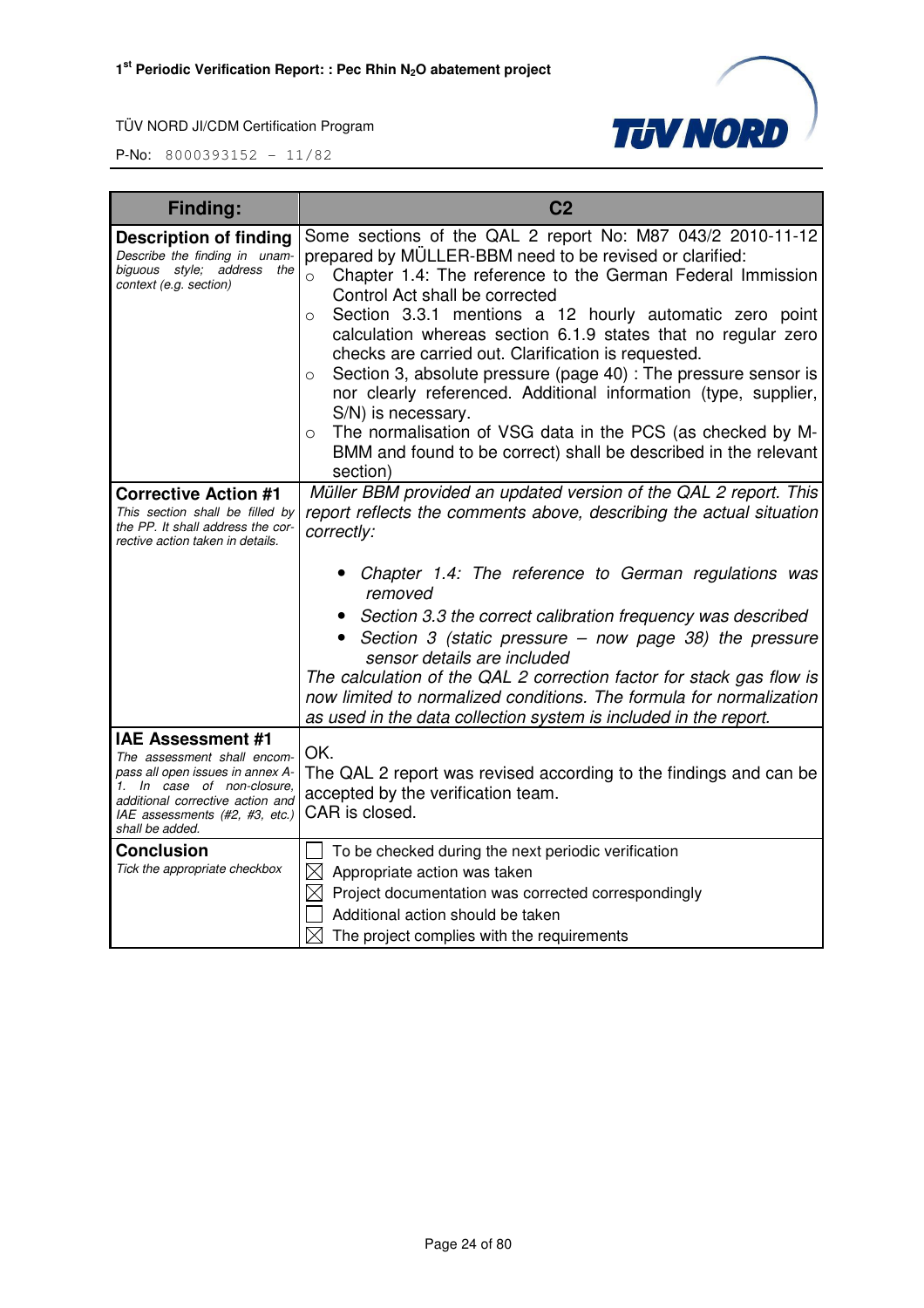| Finding: | C2 |
|---|---|
| **Description of finding**<br>*Describe the finding in unambiguous style; address the context (e.g. section)* | Some sections of the QAL 2 report No: M87 043/2 2010-11-12 prepared by MÜLLER-BBM need to be revised or clarified:<br>○ Chapter 1.4: The reference to the German Federal Immission Control Act shall be corrected<br>○ Section 3.3.1 mentions a 12 hourly automatic zero point calculation whereas section 6.1.9 states that no regular zero checks are carried out. Clarification is requested.<br>○ Section 3, absolute pressure (page 40) : The pressure sensor is nor clearly referenced. Additional information (type, supplier, S/N) is necessary.<br>○ The normalisation of VSG data in the PCS (as checked by M-BMM and found to be correct) shall be described in the relevant section) |
| **Corrective Action #1**<br>*This section shall be filled by the PP. It shall address the corrective action taken in details.* | *Müller BBM provided an updated version of the QAL 2 report. This report reflects the comments above, describing the actual situation correctly:*<br>• *Chapter 1.4: The reference to German regulations was removed*<br>• *Section 3.3 the correct calibration frequency was described*<br>• *Section 3 (static pressure – now page 38) the pressure sensor details are included*<br>*The calculation of the QAL 2 correction factor for stack gas flow is now limited to normalized conditions. The formula for normalization as used in the data collection system is included in the report.* |
| **IAE Assessment #1**<br>*The assessment shall encompass all open issues in annex A-1. In case of non-closure, additional corrective action and IAE assessments (#2, #3, etc.) shall be added.* | OK.<br>The QAL 2 report was revised according to the findings and can be accepted by the verification team.<br>CAR is closed. |
| **Conclusion**<br>*Tick the appropriate checkbox* | ☐ To be checked during the next periodic verification<br>☒ Appropriate action was taken<br>☒ Project documentation was corrected correspondingly<br>☐ Additional action should be taken<br>☒ The project complies with the requirements |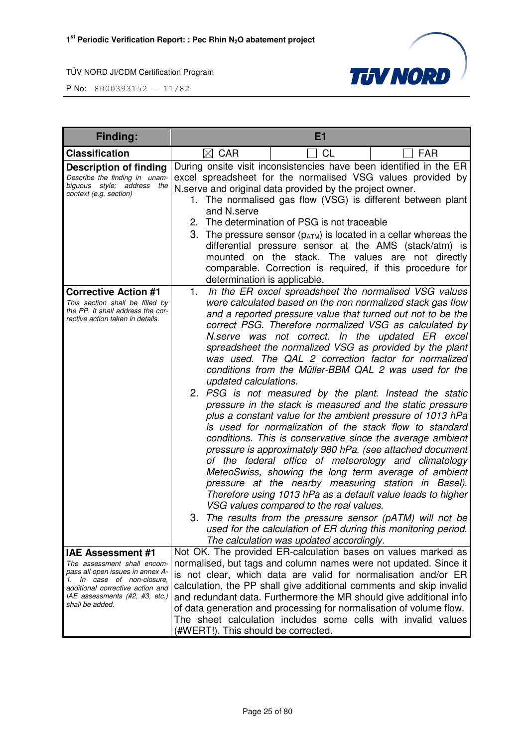| Finding: | E1 | | |
|---|---|---|---|
| **Classification** | ☒ CAR | ☐ CL | ☐ FAR |
| **Description of finding**<br>*Describe the finding in unambiguous style; address the context (e.g. section)* | During onsite visit inconsistencies have been identified in the ER excel spreadsheet for the normalised VSG values provided by N.serve and original data provided by the project owner.<br>1. The normalised gas flow (VSG) is different between plant and N.serve<br>2. The determination of PSG is not traceable<br>3. The pressure sensor ($p_{ATM}$) is located in a cellar whereas the differential pressure sensor at the AMS (stack/atm) is mounted on the stack. The values are not directly comparable. Correction is required, if this procedure for determination is applicable. | | |
| **Corrective Action #1**<br>*This section shall be filled by the PP. It shall address the corrective action taken in details.* | 1. *In the ER excel spreadsheet the normalised VSG values were calculated based on the non normalized stack gas flow and a reported pressure value that turned out not to be the correct PSG. Therefore normalized VSG as calculated by N.serve was not correct. In the updated ER excel spreadsheet the normalized VSG as provided by the plant was used. The QAL 2 correction factor for normalized conditions from the Müller-BBM QAL 2 was used for the updated calculations.*<br>2. *PSG is not measured by the plant. Instead the static pressure in the stack is measured and the static pressure plus a constant value for the ambient pressure of 1013 hPa is used for normalization of the stack flow to standard conditions. This is conservative since the average ambient pressure is approximately 980 hPa. (see attached document of the federal office of meteorology and climatology MeteoSwiss, showing the long term average of ambient pressure at the nearby measuring station in Basel). Therefore using 1013 hPa as a default value leads to higher VSG values compared to the real values.*<br>3. *The results from the pressure sensor (pATM) will not be used for the calculation of ER during this monitoring period. The calculation was updated accordingly.* | | |
| **IAE Assessment #1**<br>*The assessment shall encompass all open issues in annex A-1. In case of non-closure, additional corrective action and IAE assessments (#2, #3, etc.) shall be added.* | Not OK. The provided ER-calculation bases on values marked as normalised, but tags and column names were not updated. Since it is not clear, which data are valid for normalisation and/or ER calculation, the PP shall give additional comments and skip invalid and redundant data. Furthermore the MR should give additional info of data generation and processing for normalisation of volume flow. The sheet calculation includes some cells with invalid values (#WERT!). This should be corrected. | | |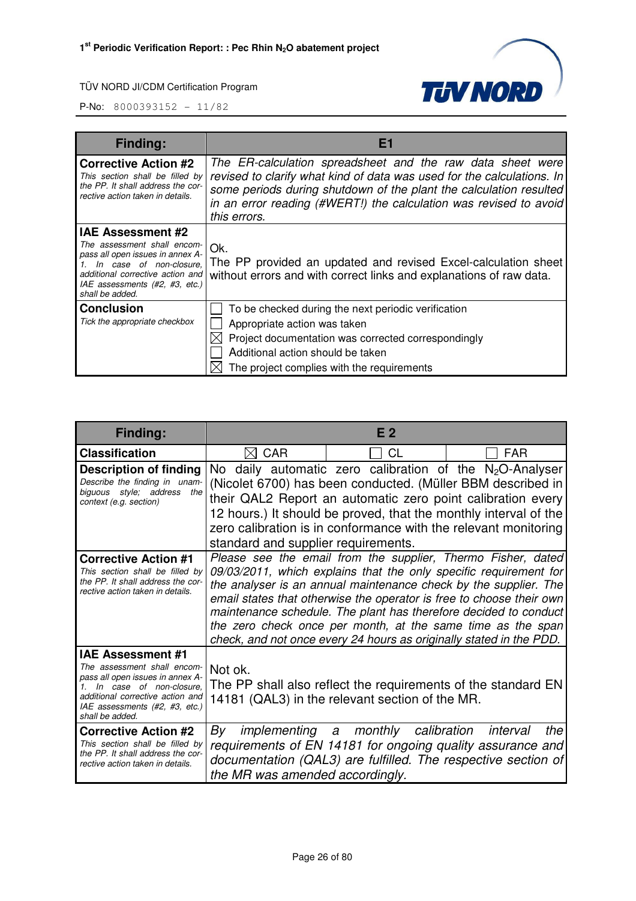| Finding: | E1 |
|---|---|
| **Corrective Action #2**<br>*This section shall be filled by the PP. It shall address the corrective action taken in details.* | *The ER-calculation spreadsheet and the raw data sheet were revised to clarify what kind of data was used for the calculations. In some periods during shutdown of the plant the calculation resulted in an error reading (#WERT!) the calculation was revised to avoid this errors.* |
| **IAE Assessment #2**<br>*The assessment shall encompass all open issues in annex A-1. In case of non-closure, additional corrective action and IAE assessments (#2, #3, etc.) shall be added.* | Ok.<br>The PP provided an updated and revised Excel-calculation sheet without errors and with correct links and explanations of raw data. |
| **Conclusion**<br>*Tick the appropriate checkbox* | ☐ To be checked during the next periodic verification<br>☐ Appropriate action was taken<br>☒ Project documentation was corrected correspondingly<br>☐ Additional action should be taken<br>☒ The project complies with the requirements |

| Finding: | E 2 | | |
|---|---|---|---|
| **Classification** | ☒ CAR | ☐ CL | ☐ FAR |
| **Description of finding**<br>*Describe the finding in unambiguous style; address the context (e.g. section)* | No daily automatic zero calibration of the $N_2O$-Analyser (Nicolet 6700) has been conducted. (Müller BBM described in their QAL2 Report an automatic zero point calibration every 12 hours.) It should be proved, that the monthly interval of the zero calibration is in conformance with the relevant monitoring standard and supplier requirements. | | |
| **Corrective Action #1**<br>*This section shall be filled by the PP. It shall address the corrective action taken in details.* | *Please see the email from the supplier, Thermo Fisher, dated 09/03/2011, which explains that the only specific requirement for the analyser is an annual maintenance check by the supplier. The email states that otherwise the operator is free to choose their own maintenance schedule. The plant has therefore decided to conduct the zero check once per month, at the same time as the span check, and not once every 24 hours as originally stated in the PDD.* | | |
| **IAE Assessment #1**<br>*The assessment shall encompass all open issues in annex A-1. In case of non-closure, additional corrective action and IAE assessments (#2, #3, etc.) shall be added.* | Not ok.<br>The PP shall also reflect the requirements of the standard EN 14181 (QAL3) in the relevant section of the MR. | | |
| **Corrective Action #2**<br>*This section shall be filled by the PP. It shall address the corrective action taken in details.* | *By implementing a monthly calibration interval the requirements of EN 14181 for ongoing quality assurance and documentation (QAL3) are fulfilled. The respective section of the MR was amended accordingly.* | | |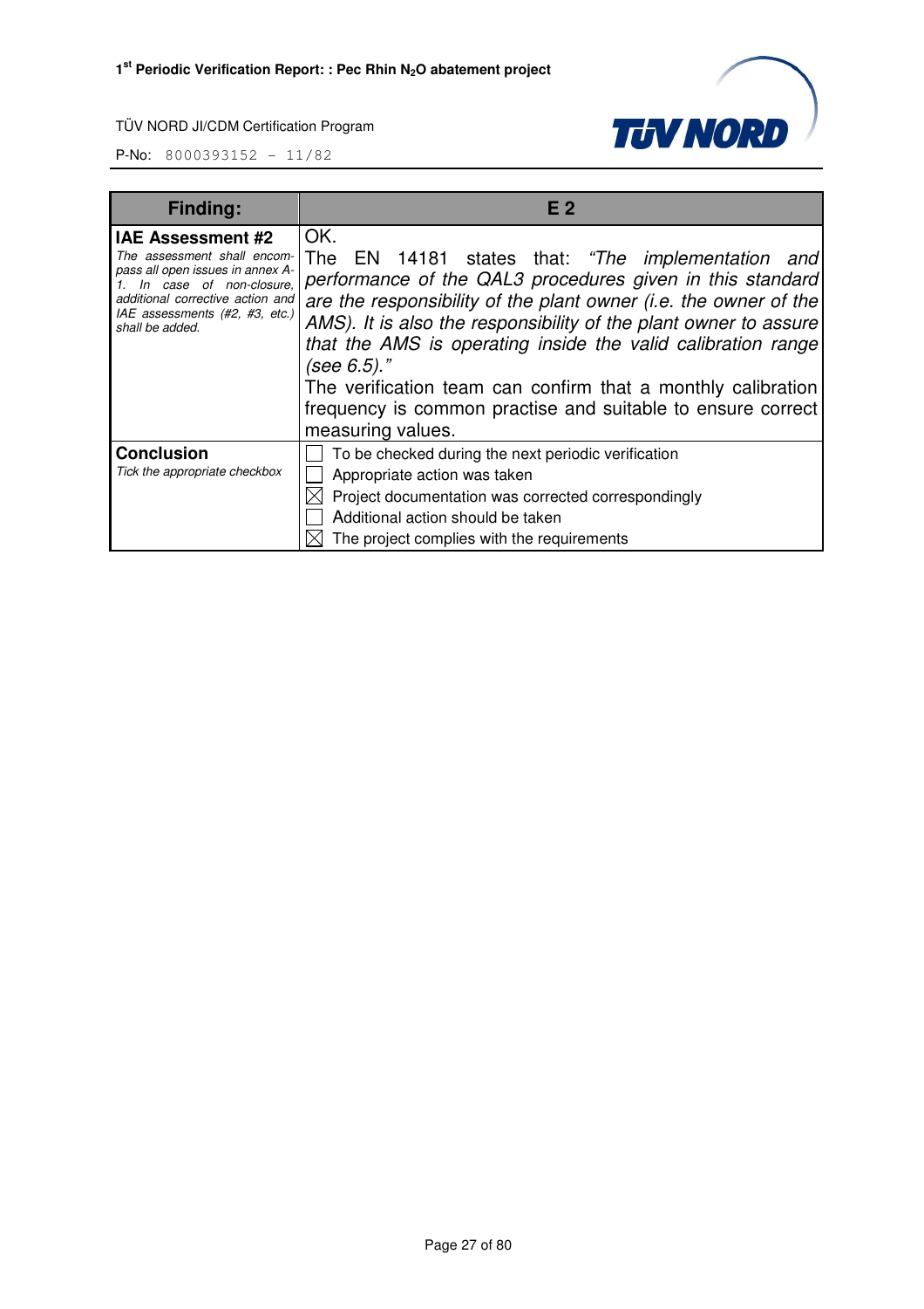| Finding: | E 2 |
|---|---|
| **IAE Assessment #2**<br>*The assessment shall encompass all open issues in annex A-1. In case of non-closure, additional corrective action and IAE assessments (#2, #3, etc.) shall be added.* | OK.<br>The EN 14181 states that: *"The implementation and performance of the QAL3 procedures given in this standard are the responsibility of the plant owner (i.e. the owner of the AMS). It is also the responsibility of the plant owner to assure that the AMS is operating inside the valid calibration range (see 6.5)."*<br>The verification team can confirm that a monthly calibration frequency is common practise and suitable to ensure correct measuring values. |
| **Conclusion**<br>*Tick the appropriate checkbox* | ☐ To be checked during the next periodic verification<br>☐ Appropriate action was taken<br>☒ Project documentation was corrected correspondingly<br>☐ Additional action should be taken<br>☒ The project complies with the requirements |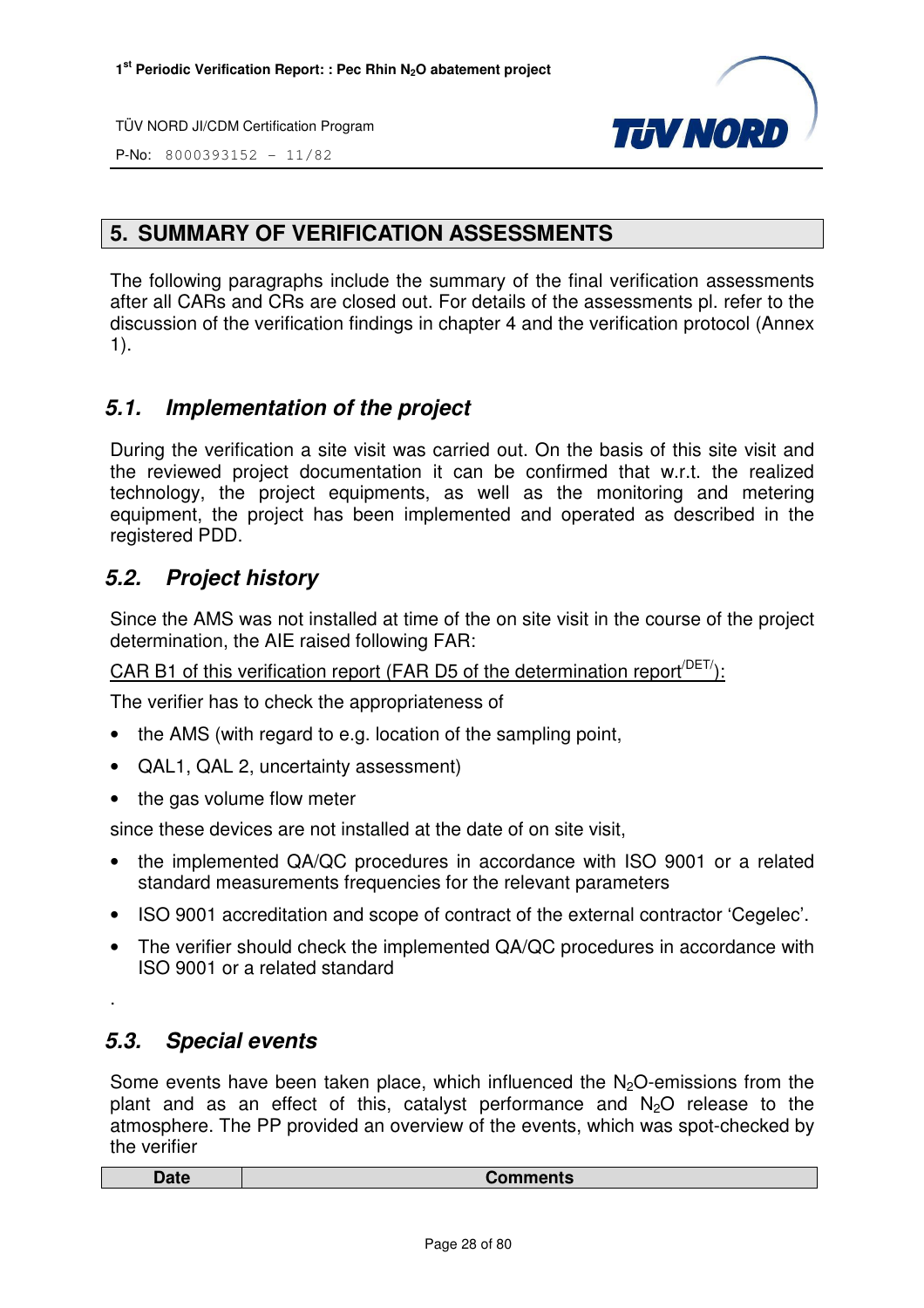## 5. SUMMARY OF VERIFICATION ASSESSMENTS

The following paragraphs include the summary of the final verification assessments after all CARs and CRs are closed out. For details of the assessments pl. refer to the discussion of the verification findings in chapter 4 and the verification protocol (Annex 1).

### *5.1. Implementation of the project*

During the verification a site visit was carried out. On the basis of this site visit and the reviewed project documentation it can be confirmed that w.r.t. the realized technology, the project equipments, as well as the monitoring and metering equipment, the project has been implemented and operated as described in the registered PDD.

### *5.2. Project history*

Since the AMS was not installed at time of the on site visit in the course of the project determination, the AIE raised following FAR:

CAR B1 of this verification report (FAR D5 of the determination report[/DET/]):

The verifier has to check the appropriateness of

- the AMS (with regard to e.g. location of the sampling point,
- QAL1, QAL 2, uncertainty assessment)
- the gas volume flow meter

since these devices are not installed at the date of on site visit,

- the implemented QA/QC procedures in accordance with ISO 9001 or a related standard measurements frequencies for the relevant parameters
- ISO 9001 accreditation and scope of contract of the external contractor 'Cegelec'.
- The verifier should check the implemented QA/QC procedures in accordance with ISO 9001 or a related standard

.

### *5.3. Special events*

Some events have been taken place, which influenced the $N_2O$-emissions from the plant and as an effect of this, catalyst performance and $N_2O$ release to the atmosphere. The PP provided an overview of the events, which was spot-checked by the verifier

| Date | Comments |
|---|---|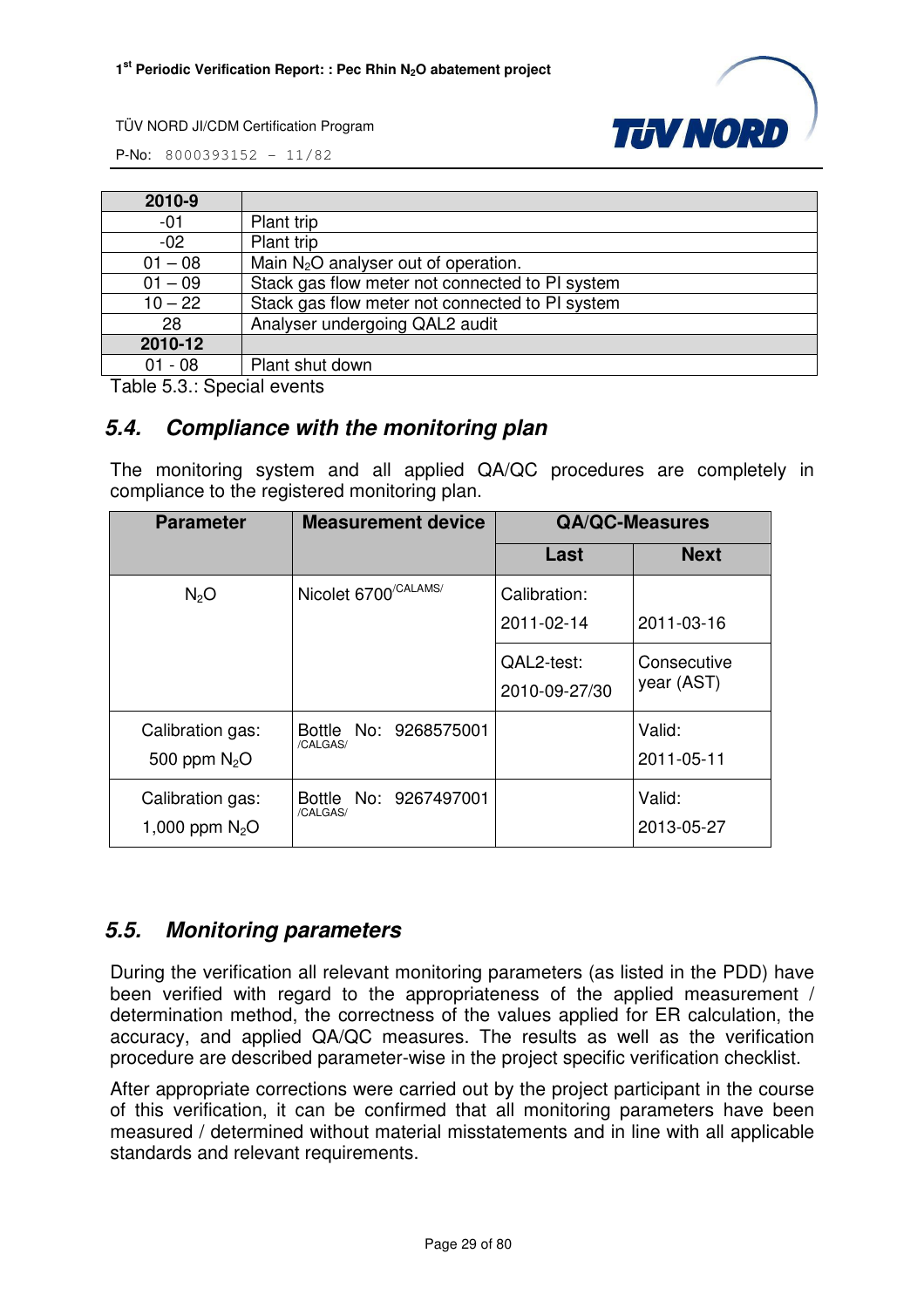| 2010-9 | |
|---|---|
| -01 | Plant trip |
| -02 | Plant trip |
| 01 – 08 | Main $N_2O$ analyser out of operation. |
| 01 – 09 | Stack gas flow meter not connected to PI system |
| 10 – 22 | Stack gas flow meter not connected to PI system |
| 28 | Analyser undergoing QAL2 audit |
| **2010-12** | |
| 01 - 08 | Plant shut down |

Table 5.3.: Special events

## 5.4. Compliance with the monitoring plan

The monitoring system and all applied QA/QC procedures are completely in compliance to the registered monitoring plan.

| Parameter | Measurement device | QA/QC-Measures | |
|---|---|---|---|
| | | **Last** | **Next** |
| $N_2O$ | Nicolet 6700/CALAMS/ | Calibration: 2011-02-14 | 2011-03-16 |
| | | QAL2-test: 2010-09-27/30 | Consecutive year (AST) |
| Calibration gas: 500 ppm $N_2O$ | Bottle No: 9268575001 /CALGAS/ | | Valid: 2011-05-11 |
| Calibration gas: 1,000 ppm $N_2O$ | Bottle No: 9267497001 /CALGAS/ | | Valid: 2013-05-27 |

## 5.5. Monitoring parameters

During the verification all relevant monitoring parameters (as listed in the PDD) have been verified with regard to the appropriateness of the applied measurement / determination method, the correctness of the values applied for ER calculation, the accuracy, and applied QA/QC measures. The results as well as the verification procedure are described parameter-wise in the project specific verification checklist.

After appropriate corrections were carried out by the project participant in the course of this verification, it can be confirmed that all monitoring parameters have been measured / determined without material misstatements and in line with all applicable standards and relevant requirements.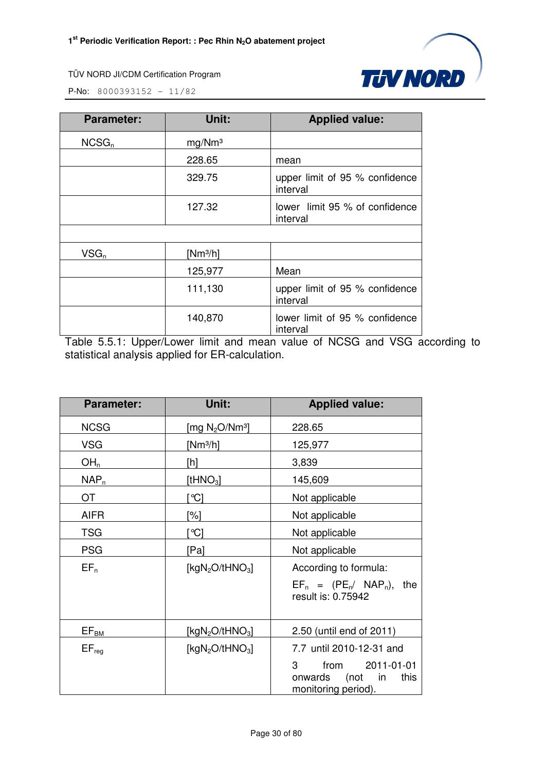| Parameter: | Unit: | Applied value: |
|---|---|---|
| $NCSG_n$ | mg/Nm³ | |
| | 228.65 | mean |
| | 329.75 | upper limit of 95 % confidence interval |
| | 127.32 | lower limit 95 % of confidence interval |
| | | |
| $VSG_n$ | [Nm³/h] | |
| | 125,977 | Mean |
| | 111,130 | upper limit of 95 % confidence interval |
| | 140,870 | lower limit of 95 % confidence interval |

Table 5.5.1: Upper/Lower limit and mean value of NCSG and VSG according to statistical analysis applied for ER-calculation.

| Parameter: | Unit: | Applied value: |
|---|---|---|
| NCSG | [mg $N_2O$/Nm³] | 228.65 |
| VSG | [Nm³/h] | 125,977 |
| $OH_n$ | [h] | 3,839 |
| $NAP_n$ | [t$HNO_3$] | 145,609 |
| OT | [°C] | Not applicable |
| AIFR | [%] | Not applicable |
| TSG | [°C] | Not applicable |
| PSG | [Pa] | Not applicable |
| $EF_n$ | [kg$N_2O$/t$HNO_3$] | According to formula: $EF_n = (PE_n / NAP_n)$, the result is: 0.75942 |
| $EF_{BM}$ | [kg$N_2O$/t$HNO_3$] | 2.50 (until end of 2011) |
| $EF_{reg}$ | [kg$N_2O$/t$HNO_3$] | 7.7 until 2010-12-31 and 3 from 2011-01-01 onwards (not in this monitoring period). |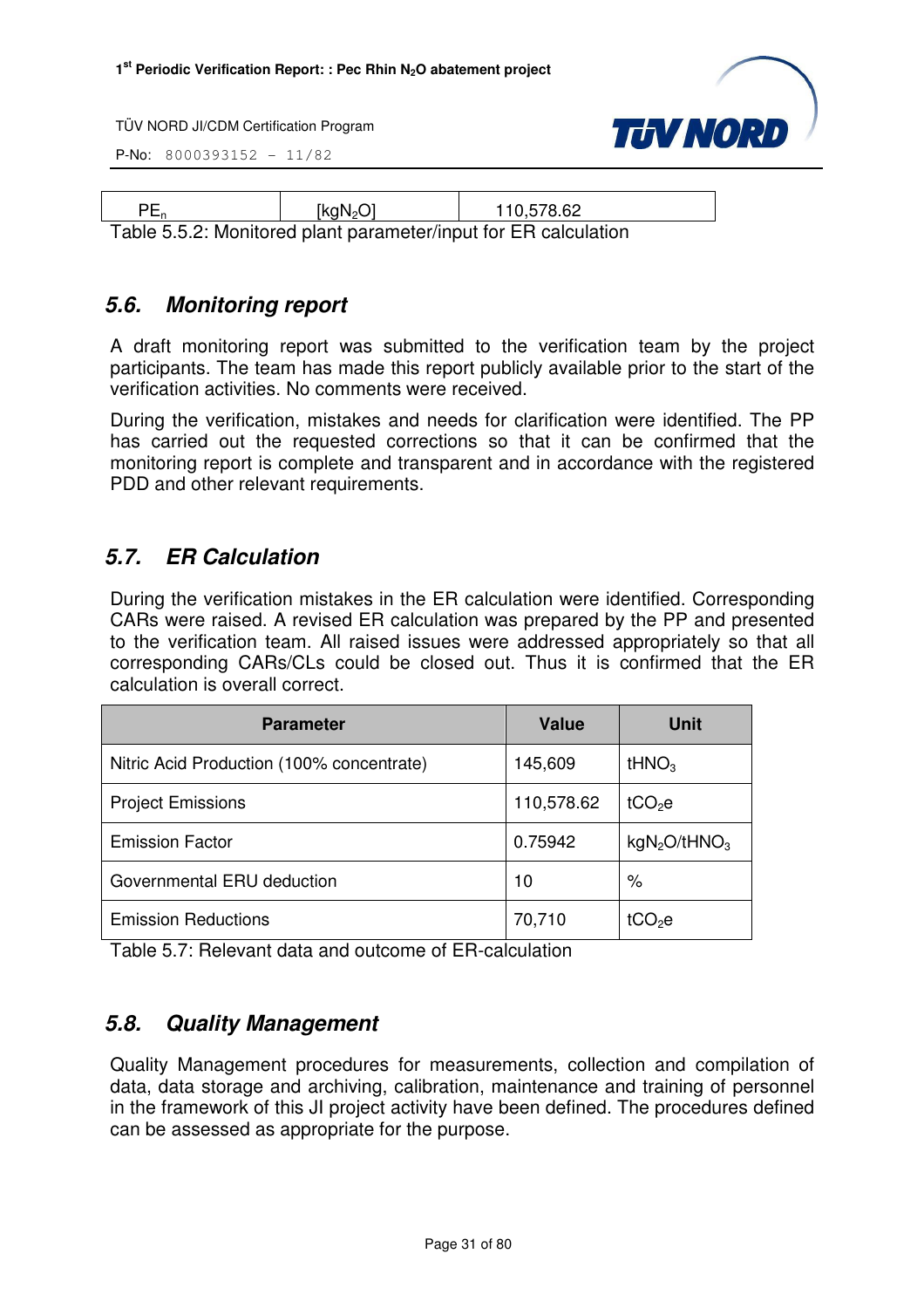| $PE_n$ | [$kgN_2O$] | 110,578.62 |
|---|---|---|

Table 5.5.2: Monitored plant parameter/input for ER calculation

## 5.6. Monitoring report

A draft monitoring report was submitted to the verification team by the project participants. The team has made this report publicly available prior to the start of the verification activities. No comments were received.

During the verification, mistakes and needs for clarification were identified. The PP has carried out the requested corrections so that it can be confirmed that the monitoring report is complete and transparent and in accordance with the registered PDD and other relevant requirements.

## 5.7. ER Calculation

During the verification mistakes in the ER calculation were identified. Corresponding CARs were raised. A revised ER calculation was prepared by the PP and presented to the verification team. All raised issues were addressed appropriately so that all corresponding CARs/CLs could be closed out. Thus it is confirmed that the ER calculation is overall correct.

| Parameter | Value | Unit |
|---|---|---|
| Nitric Acid Production (100% concentrate) | 145,609 | $tHNO_3$ |
| Project Emissions | 110,578.62 | $tCO_2e$ |
| Emission Factor | 0.75942 | $kgN_2O/tHNO_3$ |
| Governmental ERU deduction | 10 | % |
| Emission Reductions | 70,710 | $tCO_2e$ |

Table 5.7: Relevant data and outcome of ER-calculation

## 5.8. Quality Management

Quality Management procedures for measurements, collection and compilation of data, data storage and archiving, calibration, maintenance and training of personnel in the framework of this JI project activity have been defined. The procedures defined can be assessed as appropriate for the purpose.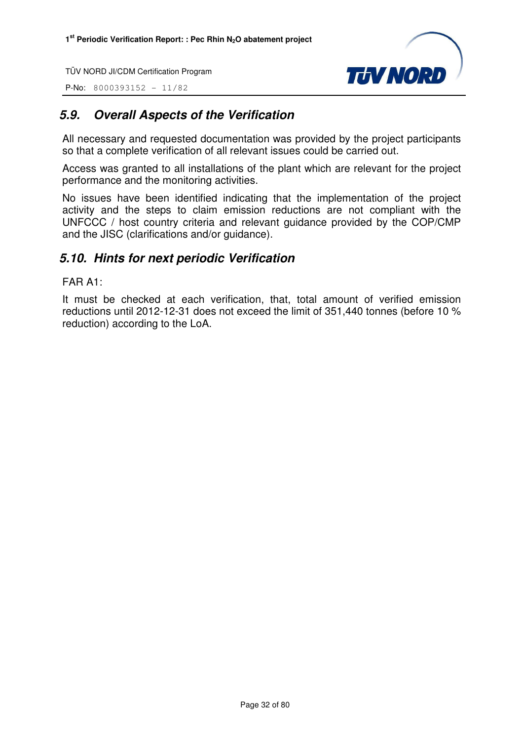## *5.9. Overall Aspects of the Verification*

All necessary and requested documentation was provided by the project participants so that a complete verification of all relevant issues could be carried out.

Access was granted to all installations of the plant which are relevant for the project performance and the monitoring activities.

No issues have been identified indicating that the implementation of the project activity and the steps to claim emission reductions are not compliant with the UNFCCC / host country criteria and relevant guidance provided by the COP/CMP and the JISC (clarifications and/or guidance).

## *5.10. Hints for next periodic Verification*

FAR A1:

It must be checked at each verification, that, total amount of verified emission reductions until 2012-12-31 does not exceed the limit of 351,440 tonnes (before 10 % reduction) according to the LoA.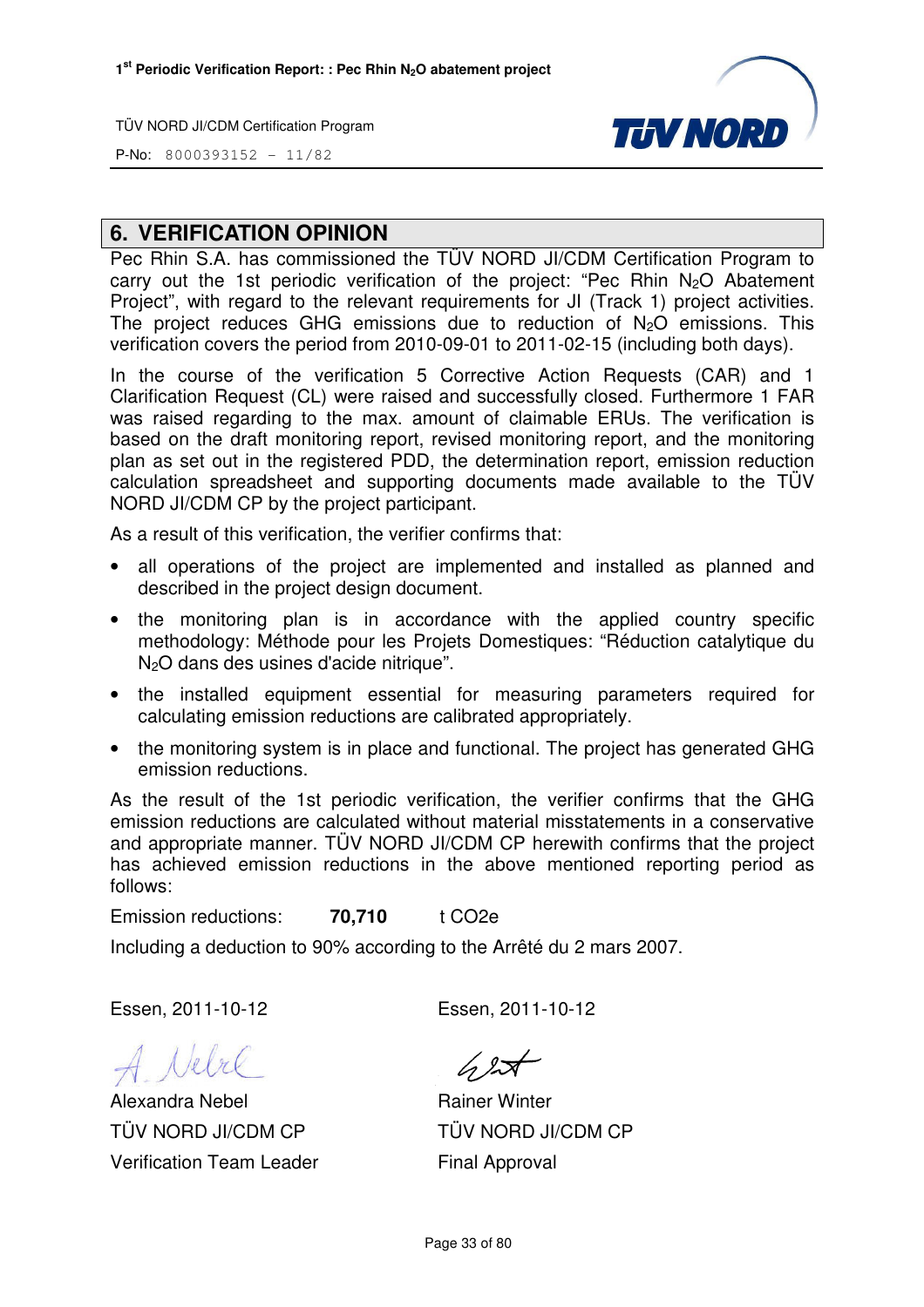## 6. VERIFICATION OPINION

Pec Rhin S.A. has commissioned the TÜV NORD JI/CDM Certification Program to carry out the 1st periodic verification of the project: "Pec Rhin $N_2O$ Abatement Project", with regard to the relevant requirements for JI (Track 1) project activities. The project reduces GHG emissions due to reduction of $N_2O$ emissions. This verification covers the period from 2010-09-01 to 2011-02-15 (including both days).

In the course of the verification 5 Corrective Action Requests (CAR) and 1 Clarification Request (CL) were raised and successfully closed. Furthermore 1 FAR was raised regarding to the max. amount of claimable ERUs. The verification is based on the draft monitoring report, revised monitoring report, and the monitoring plan as set out in the registered PDD, the determination report, emission reduction calculation spreadsheet and supporting documents made available to the TÜV NORD JI/CDM CP by the project participant.

As a result of this verification, the verifier confirms that:

- all operations of the project are implemented and installed as planned and described in the project design document.
- the monitoring plan is in accordance with the applied country specific methodology: Méthode pour les Projets Domestiques: "Réduction catalytique du $N_2O$ dans des usines d'acide nitrique".
- the installed equipment essential for measuring parameters required for calculating emission reductions are calibrated appropriately.
- the monitoring system is in place and functional. The project has generated GHG emission reductions.

As the result of the 1st periodic verification, the verifier confirms that the GHG emission reductions are calculated without material misstatements in a conservative and appropriate manner. TÜV NORD JI/CDM CP herewith confirms that the project has achieved emission reductions in the above mentioned reporting period as follows:

Emission reductions: **70,710** t CO2e

Including a deduction to 90% according to the Arrêté du 2 mars 2007.

| | |
|---|---|
| Essen, 2011-10-12 | Essen, 2011-10-12 |
| Alexandra Nebel | Rainer Winter |
| TÜV NORD JI/CDM CP | TÜV NORD JI/CDM CP |
| Verification Team Leader | Final Approval |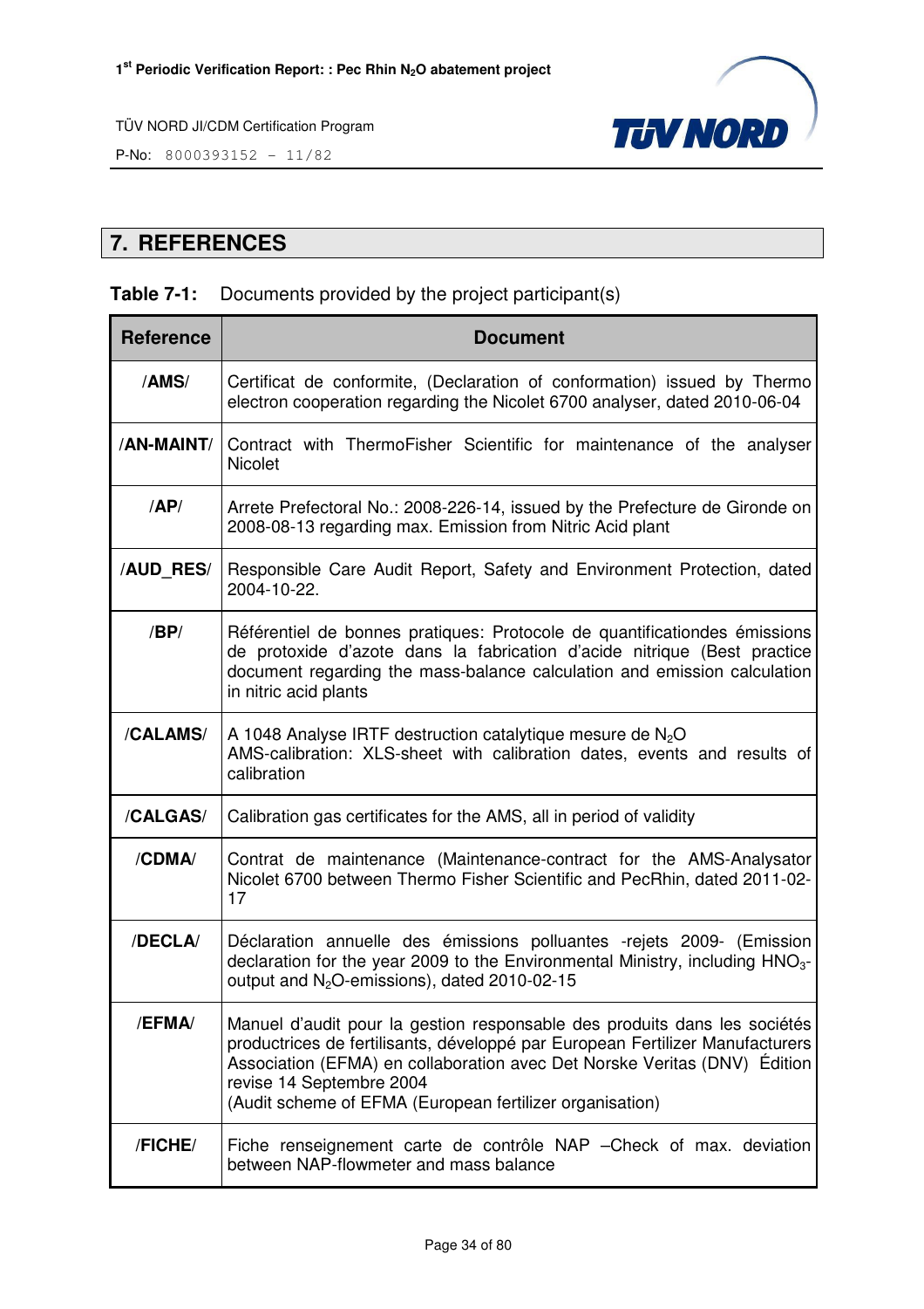## 7. REFERENCES

**Table 7-1:** Documents provided by the project participant(s)

| Reference | Document |
|---|---|
| **/AMS/** | Certificat de conformite, (Declaration of conformation) issued by Thermo electron cooperation regarding the Nicolet 6700 analyser, dated 2010-06-04 |
| **/AN-MAINT/** | Contract with ThermoFisher Scientific for maintenance of the analyser Nicolet |
| **/AP/** | Arrete Prefectoral No.: 2008-226-14, issued by the Prefecture de Gironde on 2008-08-13 regarding max. Emission from Nitric Acid plant |
| **/AUD_RES/** | Responsible Care Audit Report, Safety and Environment Protection, dated 2004-10-22. |
| **/BP/** | Référentiel de bonnes pratiques: Protocole de quantificationdes émissions de protoxide d'azote dans la fabrication d'acide nitrique (Best practice document regarding the mass-balance calculation and emission calculation in nitric acid plants |
| **/CALAMS/** | A 1048 Analyse IRTF destruction catalytique mesure de $N_2O$<br>AMS-calibration: XLS-sheet with calibration dates, events and results of calibration |
| **/CALGAS/** | Calibration gas certificates for the AMS, all in period of validity |
| **/CDMA/** | Contrat de maintenance (Maintenance-contract for the AMS-Analysator Nicolet 6700 between Thermo Fisher Scientific and PecRhin, dated 2011-02-17 |
| **/DECLA/** | Déclaration annuelle des émissions polluantes -rejets 2009- (Emission declaration for the year 2009 to the Environmental Ministry, including $HNO_3$-output and $N_2O$-emissions), dated 2010-02-15 |
| **/EFMA/** | Manuel d'audit pour la gestion responsable des produits dans les sociétés productrices de fertilisants, développé par European Fertilizer Manufacturers Association (EFMA) en collaboration avec Det Norske Veritas (DNV) Édition revise 14 Septembre 2004<br>(Audit scheme of EFMA (European fertilizer organisation) |
| **/FICHE/** | Fiche renseignement carte de contrôle NAP –Check of max. deviation between NAP-flowmeter and mass balance |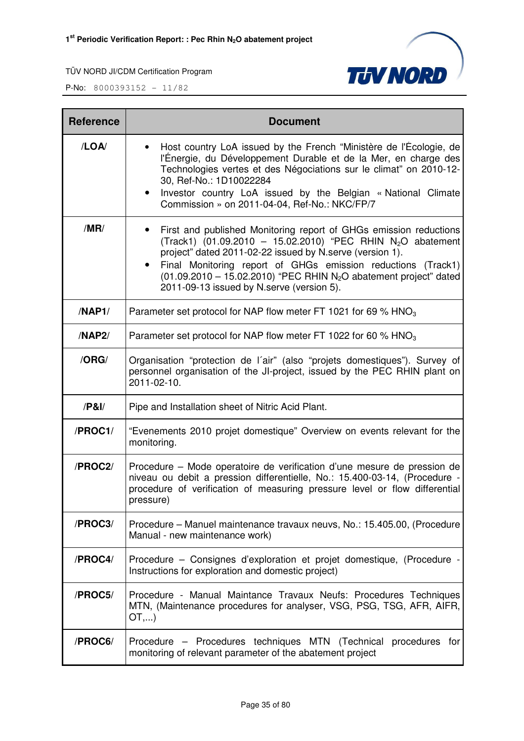| Reference | Document |
|---|---|
| **/LOA/** | • Host country LoA issued by the French "Ministère de l'Écologie, de l'Énergie, du Développement Durable et de la Mer, en charge des Technologies vertes et des Négociations sur le climat" on 2010-12-30, Ref-No.: 1D10022284 <br> • Investor country LoA issued by the Belgian « National Climate Commission » on 2011-04-04, Ref-No.: NKC/FP/7 |
| **/MR/** | • First and published Monitoring report of GHGs emission reductions (Track1) (01.09.2010 – 15.02.2010) "PEC RHIN $N_2O$ abatement project" dated 2011-02-22 issued by N.serve (version 1). <br> • Final Monitoring report of GHGs emission reductions (Track1) (01.09.2010 – 15.02.2010) "PEC RHIN $N_2O$ abatement project" dated 2011-09-13 issued by N.serve (version 5). |
| **/NAP1/** | Parameter set protocol for NAP flow meter FT 1021 for 69 % $HNO_3$ |
| **/NAP2/** | Parameter set protocol for NAP flow meter FT 1022 for 60 % $HNO_3$ |
| **/ORG/** | Organisation "protection de l´air" (also "projets domestiques"). Survey of personnel organisation of the JI-project, issued by the PEC RHIN plant on 2011-02-10. |
| **/P&I/** | Pipe and Installation sheet of Nitric Acid Plant. |
| **/PROC1/** | "Evenements 2010 projet domestique" Overview on events relevant for the monitoring. |
| **/PROC2/** | Procedure – Mode operatoire de verification d'une mesure de pression de niveau ou debit a pression differentielle, No.: 15.400-03-14, (Procedure - procedure of verification of measuring pressure level or flow differential pressure) |
| **/PROC3/** | Procedure – Manuel maintenance travaux neuvs, No.: 15.405.00, (Procedure Manual - new maintenance work) |
| **/PROC4/** | Procedure – Consignes d'exploration et projet domestique, (Procedure - Instructions for exploration and domestic project) |
| **/PROC5/** | Procedure - Manual Maintance Travaux Neufs: Procedures Techniques MTN, (Maintenance procedures for analyser, VSG, PSG, TSG, AFR, AIFR, OT,...) |
| **/PROC6/** | Procedure – Procedures techniques MTN (Technical procedures for monitoring of relevant parameter of the abatement project |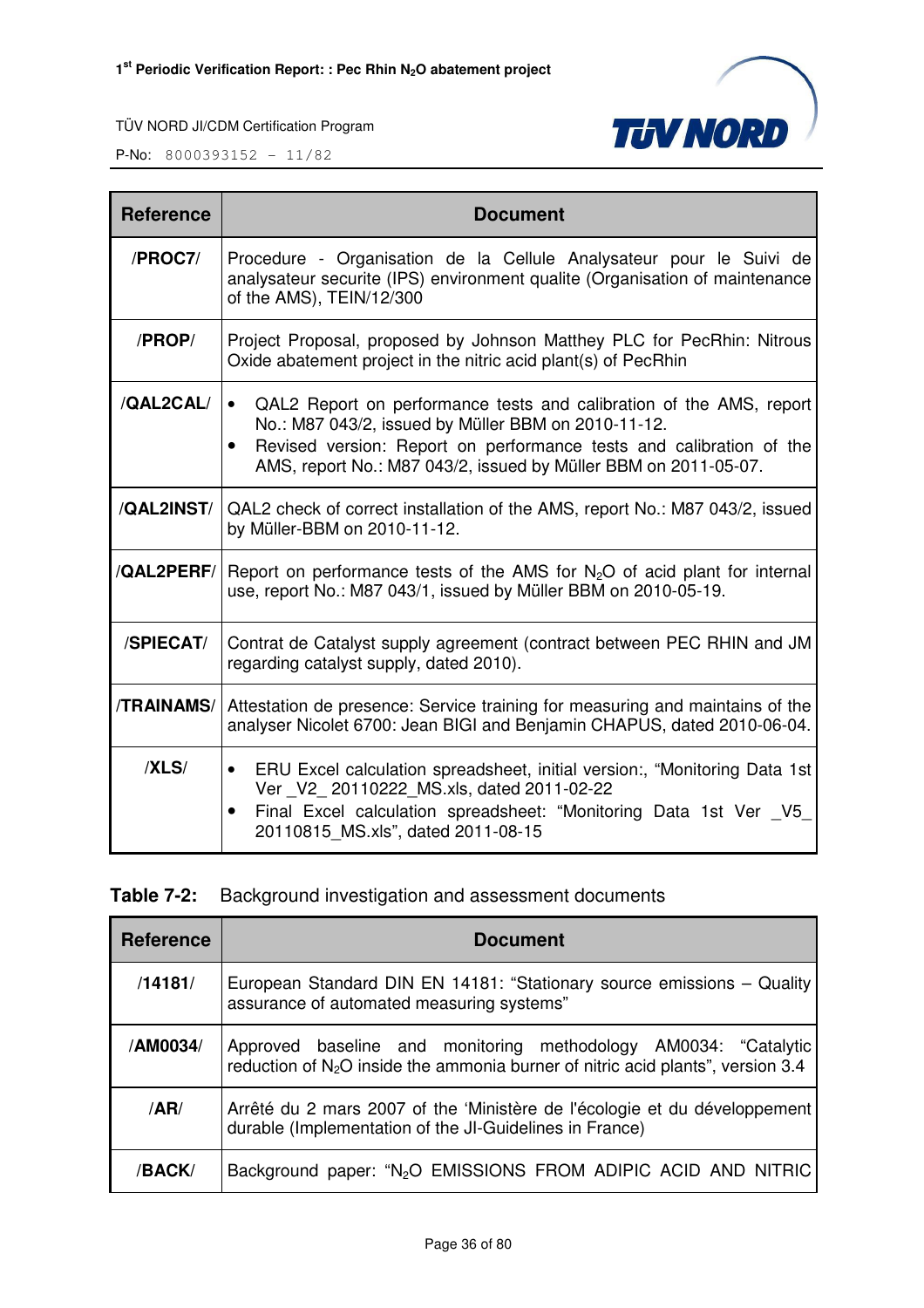| Reference | Document |
|---|---|
| /PROC7/ | Procedure - Organisation de la Cellule Analysateur pour le Suivi de analysateur securite (IPS) environment qualite (Organisation of maintenance of the AMS), TEIN/12/300 |
| /PROP/ | Project Proposal, proposed by Johnson Matthey PLC for PecRhin: Nitrous Oxide abatement project in the nitric acid plant(s) of PecRhin |
| /QAL2CAL/ | • QAL2 Report on performance tests and calibration of the AMS, report No.: M87 043/2, issued by Müller BBM on 2010-11-12.<br>• Revised version: Report on performance tests and calibration of the AMS, report No.: M87 043/2, issued by Müller BBM on 2011-05-07. |
| /QAL2INST/ | QAL2 check of correct installation of the AMS, report No.: M87 043/2, issued by Müller-BBM on 2010-11-12. |
| /QAL2PERF/ | Report on performance tests of the AMS for $N_2O$ of acid plant for internal use, report No.: M87 043/1, issued by Müller BBM on 2010-05-19. |
| /SPIECAT/ | Contrat de Catalyst supply agreement (contract between PEC RHIN and JM regarding catalyst supply, dated 2010). |
| /TRAINAMS/ | Attestation de presence: Service training for measuring and maintains of the analyser Nicolet 6700: Jean BIGI and Benjamin CHAPUS, dated 2010-06-04. |
| /XLS/ | • ERU Excel calculation spreadsheet, initial version:, "Monitoring Data 1st Ver _V2_ 20110222_MS.xls, dated 2011-02-22<br>• Final Excel calculation spreadsheet: "Monitoring Data 1st Ver _V5_ 20110815_MS.xls", dated 2011-08-15 |

**Table 7-2:** Background investigation and assessment documents

| Reference | Document |
|---|---|
| /14181/ | European Standard DIN EN 14181: "Stationary source emissions – Quality assurance of automated measuring systems" |
| /AM0034/ | Approved baseline and monitoring methodology AM0034: "Catalytic reduction of $N_2O$ inside the ammonia burner of nitric acid plants", version 3.4 |
| /AR/ | Arrêté du 2 mars 2007 of the 'Ministère de l'écologie et du développement durable (Implementation of the JI-Guidelines in France) |
| /BACK/ | Background paper: "$N_2O$ EMISSIONS FROM ADIPIC ACID AND NITRIC |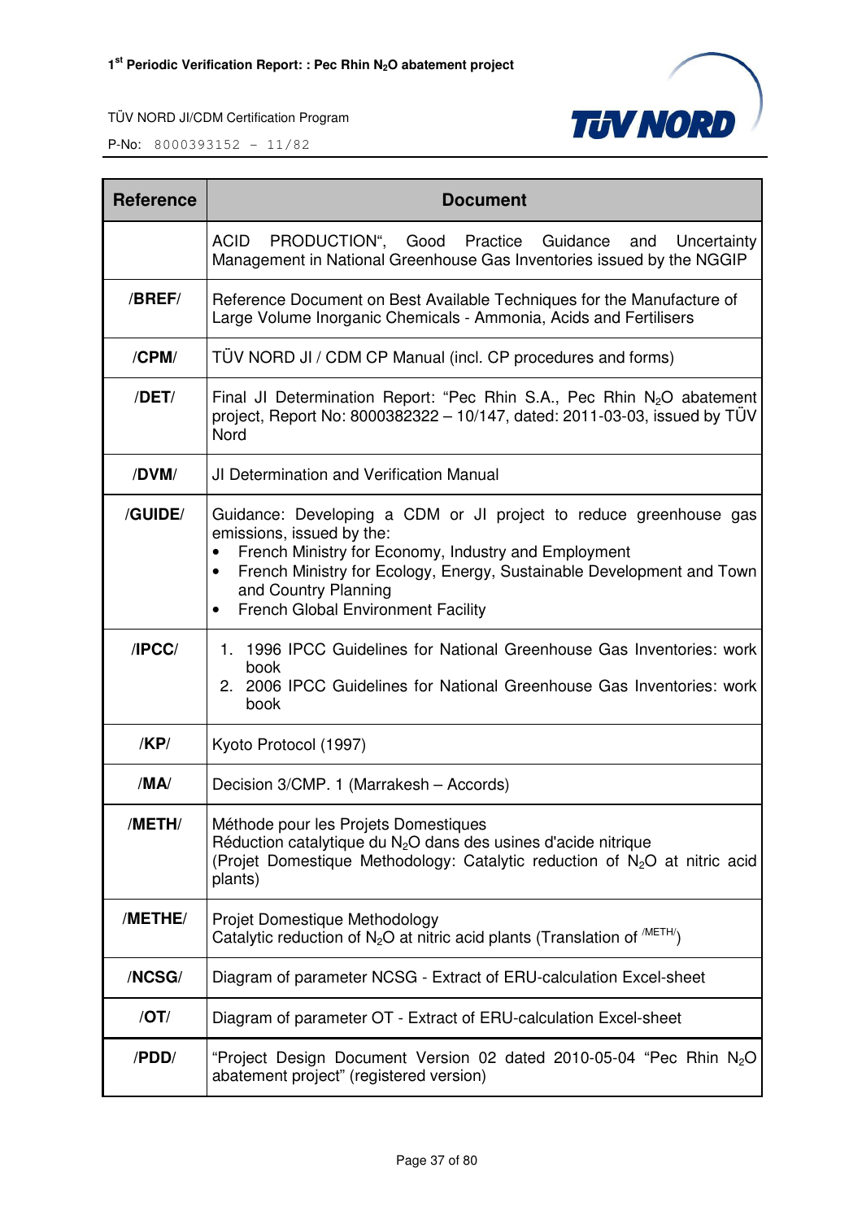| Reference | Document |
|---|---|
| | ACID PRODUCTION“, Good Practice Guidance and Uncertainty Management in National Greenhouse Gas Inventories issued by the NGGIP |
| /BREF/ | Reference Document on Best Available Techniques for the Manufacture of Large Volume Inorganic Chemicals - Ammonia, Acids and Fertilisers |
| /CPM/ | TÜV NORD JI / CDM CP Manual (incl. CP procedures and forms) |
| /DET/ | Final JI Determination Report: “Pec Rhin S.A., Pec Rhin $N_2O$ abatement project, Report No: 8000382322 – 10/147, dated: 2011-03-03, issued by TÜV Nord |
| /DVM/ | JI Determination and Verification Manual |
| /GUIDE/ | Guidance: Developing a CDM or JI project to reduce greenhouse gas emissions, issued by the:<br>• French Ministry for Economy, Industry and Employment<br>• French Ministry for Ecology, Energy, Sustainable Development and Town and Country Planning<br>• French Global Environment Facility |
| /IPCC/ | 1. 1996 IPCC Guidelines for National Greenhouse Gas Inventories: work book<br>2. 2006 IPCC Guidelines for National Greenhouse Gas Inventories: work book |
| /KP/ | Kyoto Protocol (1997) |
| /MA/ | Decision 3/CMP. 1 (Marrakesh – Accords) |
| /METH/ | Méthode pour les Projets Domestiques<br>Réduction catalytique du $N_2O$ dans des usines d'acide nitrique<br>(Projet Domestique Methodology: Catalytic reduction of $N_2O$ at nitric acid plants) |
| /METHE/ | Projet Domestique Methodology<br>Catalytic reduction of $N_2O$ at nitric acid plants (Translation of /METH/) |
| /NCSG/ | Diagram of parameter NCSG - Extract of ERU-calculation Excel-sheet |
| /OT/ | Diagram of parameter OT - Extract of ERU-calculation Excel-sheet |
| /PDD/ | “Project Design Document Version 02 dated 2010-05-04 “Pec Rhin $N_2O$ abatement project” (registered version) |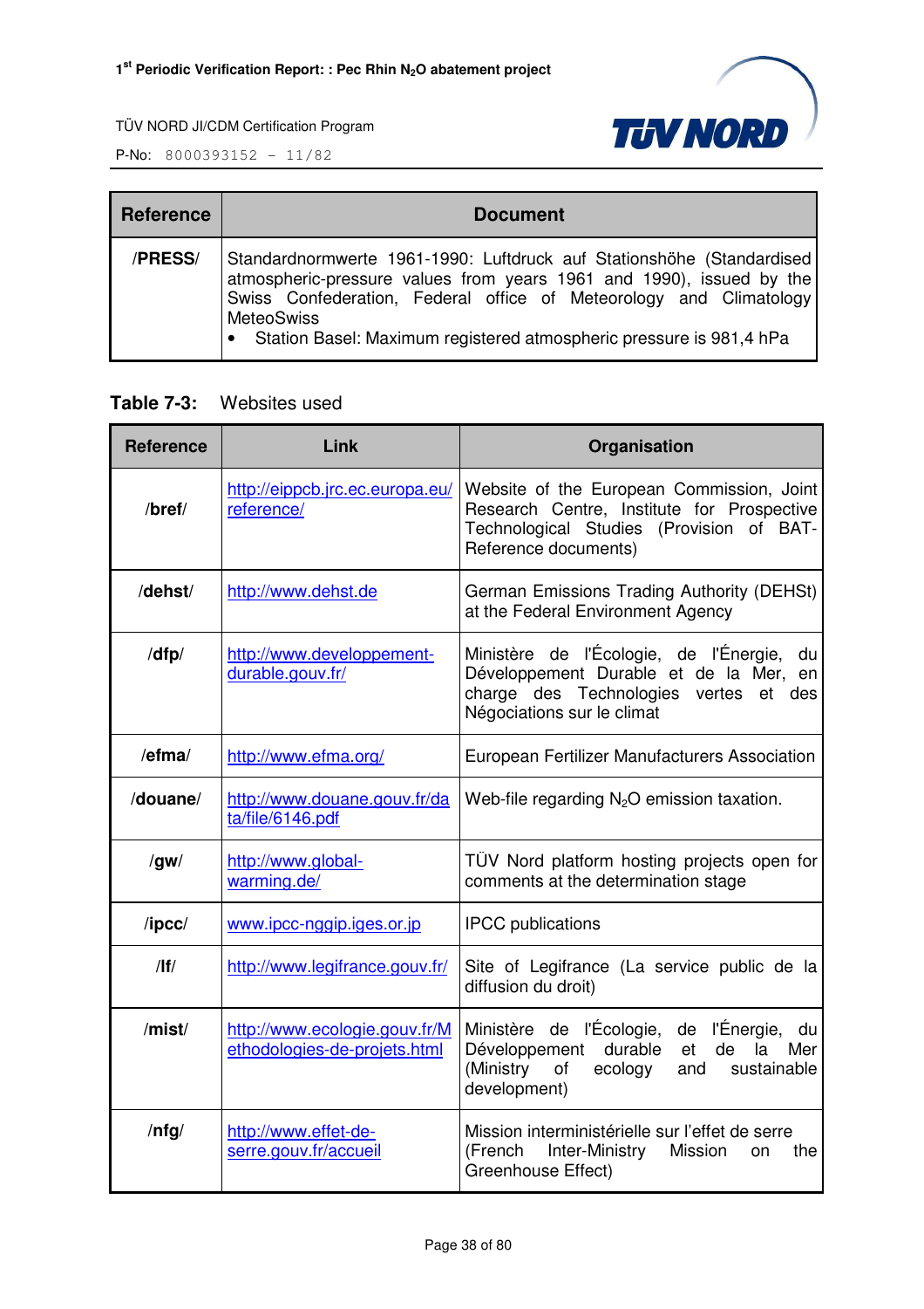| Reference | Document |
|---|---|
| /PRESS/ | Standardnormwerte 1961-1990: Luftdruck auf Stationshöhe (Standardised atmospheric-pressure values from years 1961 and 1990), issued by the Swiss Confederation, Federal office of Meteorology and Climatology MeteoSwiss<br>• Station Basel: Maximum registered atmospheric pressure is 981,4 hPa |

**Table 7-3:** Websites used

| Reference | Link | Organisation |
|---|---|---|
| /bref/ | http://eippcb.jrc.ec.europa.eu/reference/ | Website of the European Commission, Joint Research Centre, Institute for Prospective Technological Studies (Provision of BAT-Reference documents) |
| /dehst/ | http://www.dehst.de | German Emissions Trading Authority (DEHSt) at the Federal Environment Agency |
| /dfp/ | http://www.developpement-durable.gouv.fr/ | Ministère de l'Écologie, de l'Énergie, du Développement Durable et de la Mer, en charge des Technologies vertes et des Négociations sur le climat |
| /efma/ | http://www.efma.org/ | European Fertilizer Manufacturers Association |
| /douane/ | http://www.douane.gouv.fr/data/file/6146.pdf | Web-file regarding $N_2O$ emission taxation. |
| /gw/ | http://www.global-warming.de/ | TÜV Nord platform hosting projects open for comments at the determination stage |
| /ipcc/ | www.ipcc-nggip.iges.or.jp | IPCC publications |
| /lf/ | http://www.legifrance.gouv.fr/ | Site of Legifrance (La service public de la diffusion du droit) |
| /mist/ | http://www.ecologie.gouv.fr/Methodologies-de-projets.html | Ministère de l'Écologie, de l'Énergie, du Développement durable et de la Mer (Ministry of ecology and sustainable development) |
| /nfg/ | http://www.effet-de-serre.gouv.fr/accueil | Mission interministérielle sur l'effet de serre (French Inter-Ministry Mission on the Greenhouse Effect) |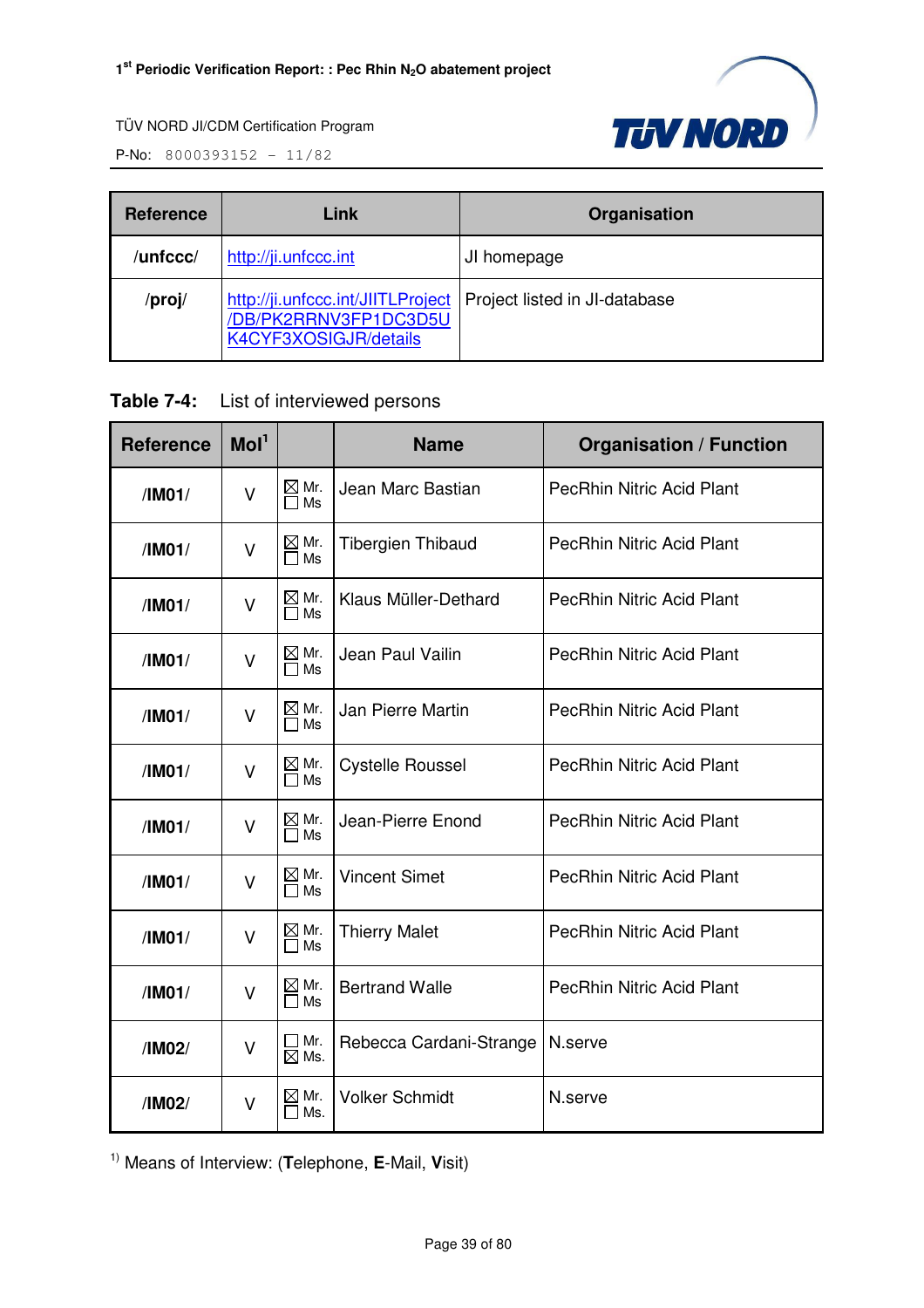| Reference | Link | Organisation |
|---|---|---|
| /unfccc/ | http://ji.unfccc.int | JI homepage |
| /proj/ | http://ji.unfccc.int/JIITLProject/DB/PK2RRNV3FP1DC3D5UK4CYF3XOSIGJR/details | Project listed in JI-database |

**Table 7-4:** List of interviewed persons

| Reference | MoI[1] | | Name | Organisation / Function |
|---|---|---|---|---|
| /IM01/ | V | ☒ Mr. ☐ Ms | Jean Marc Bastian | PecRhin Nitric Acid Plant |
| /IM01/ | V | ☒ Mr. ☐ Ms | Tibergien Thibaud | PecRhin Nitric Acid Plant |
| /IM01/ | V | ☒ Mr. ☐ Ms | Klaus Müller-Dethard | PecRhin Nitric Acid Plant |
| /IM01/ | V | ☒ Mr. ☐ Ms | Jean Paul Vailin | PecRhin Nitric Acid Plant |
| /IM01/ | V | ☒ Mr. ☐ Ms | Jan Pierre Martin | PecRhin Nitric Acid Plant |
| /IM01/ | V | ☒ Mr. ☐ Ms | Cystelle Roussel | PecRhin Nitric Acid Plant |
| /IM01/ | V | ☒ Mr. ☐ Ms | Jean-Pierre Enond | PecRhin Nitric Acid Plant |
| /IM01/ | V | ☒ Mr. ☐ Ms | Vincent Simet | PecRhin Nitric Acid Plant |
| /IM01/ | V | ☒ Mr. ☐ Ms | Thierry Malet | PecRhin Nitric Acid Plant |
| /IM01/ | V | ☒ Mr. ☐ Ms | Bertrand Walle | PecRhin Nitric Acid Plant |
| /IM02/ | V | ☐ Mr. ☒ Ms. | Rebecca Cardani-Strange | N.serve |
| /IM02/ | V | ☒ Mr. ☐ Ms. | Volker Schmidt | N.serve |

[1] Means of Interview: (**T**elephone, **E**-Mail, **V**isit)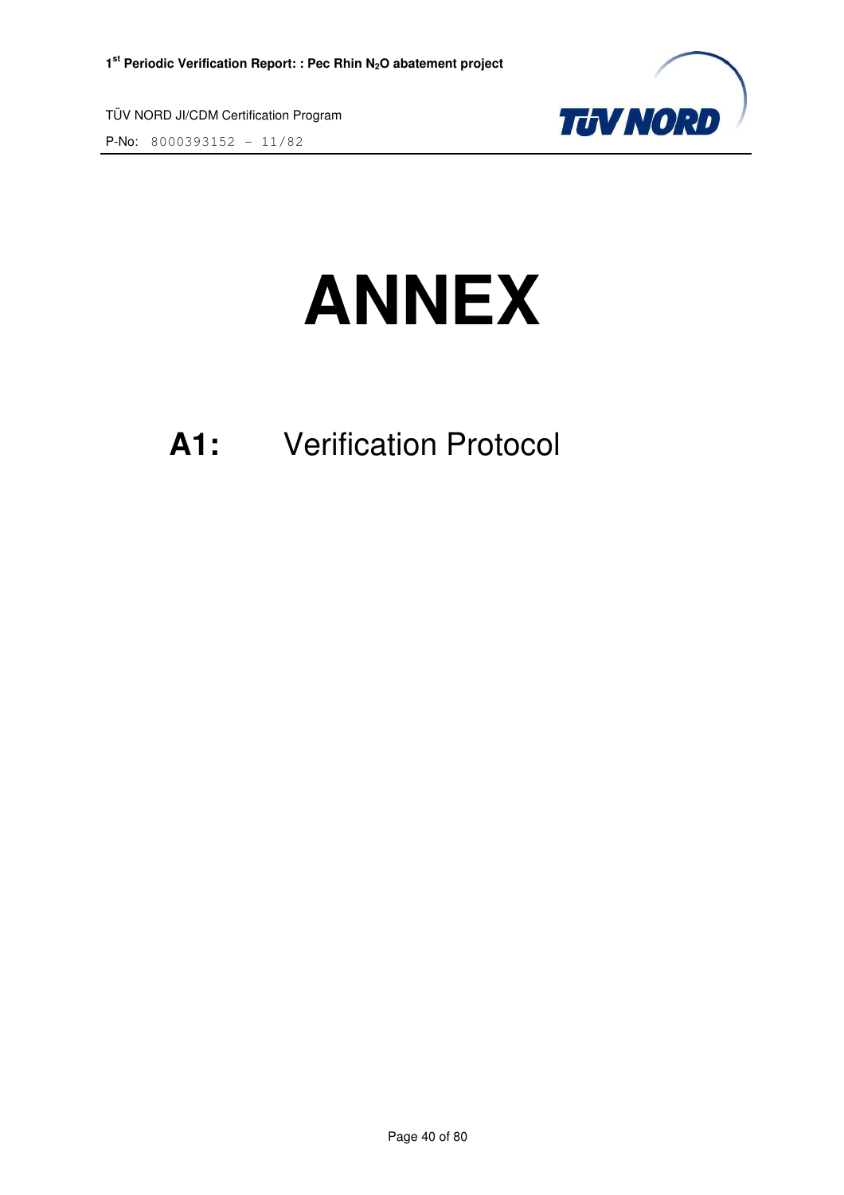# ANNEX

## A1: Verification Protocol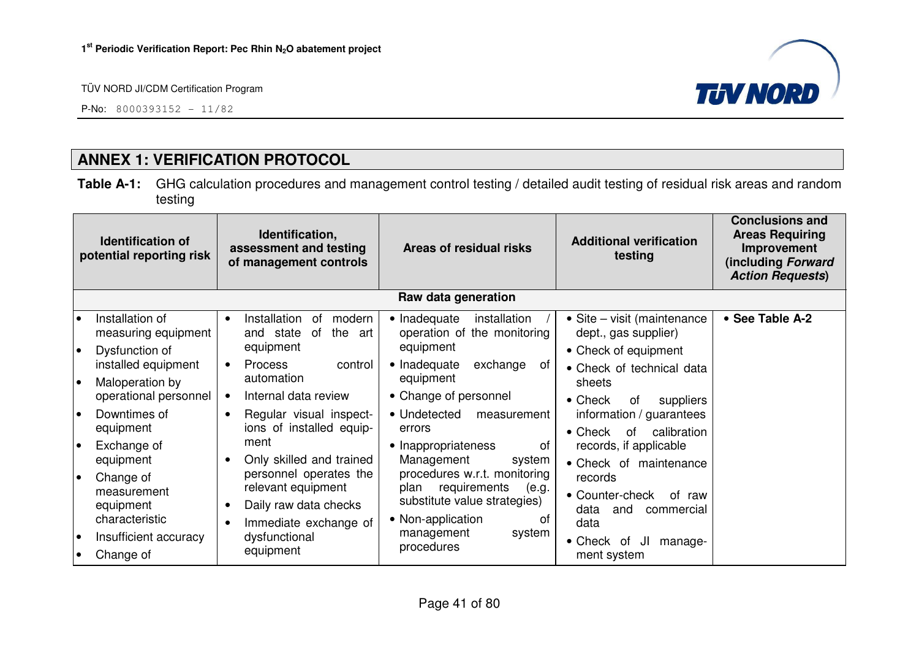## ANNEX 1: VERIFICATION PROTOCOL

**Table A-1:** GHG calculation procedures and management control testing / detailed audit testing of residual risk areas and random testing

| Identification of potential reporting risk | Identification, assessment and testing of management controls | Areas of residual risks | Additional verification testing | Conclusions and Areas Requiring Improvement (including *Forward Action Requests*) |
|---|---|---|---|---|
| **Raw data generation** | | | | |
| • Installation of measuring equipment<br>• Dysfunction of installed equipment<br>• Maloperation by operational personnel<br>• Downtimes of equipment<br>• Exchange of equipment<br>• Change of measurement equipment characteristic<br>• Insufficient accuracy<br>• Change of | • Installation of modern and state of the art equipment<br>• Process control automation<br>• Internal data review<br>• Regular visual inspections of installed equipment<br>• Only skilled and trained personnel operates the relevant equipment<br>• Daily raw data checks<br>• Immediate exchange of dysfunctional equipment | • Inadequate installation / operation of the monitoring equipment<br>• Inadequate exchange of equipment<br>• Change of personnel<br>• Undetected measurement errors<br>• Inappropriateness of Management system procedures w.r.t. monitoring plan requirements (e.g. substitute value strategies)<br>• Non-application of management system procedures | • Site – visit (maintenance dept., gas supplier)<br>• Check of equipment<br>• Check of technical data sheets<br>• Check of suppliers information / guarantees<br>• Check of calibration records, if applicable<br>• Check of maintenance records<br>• Counter-check of raw data and commercial data<br>• Check of JI management system | • **See Table A-2** |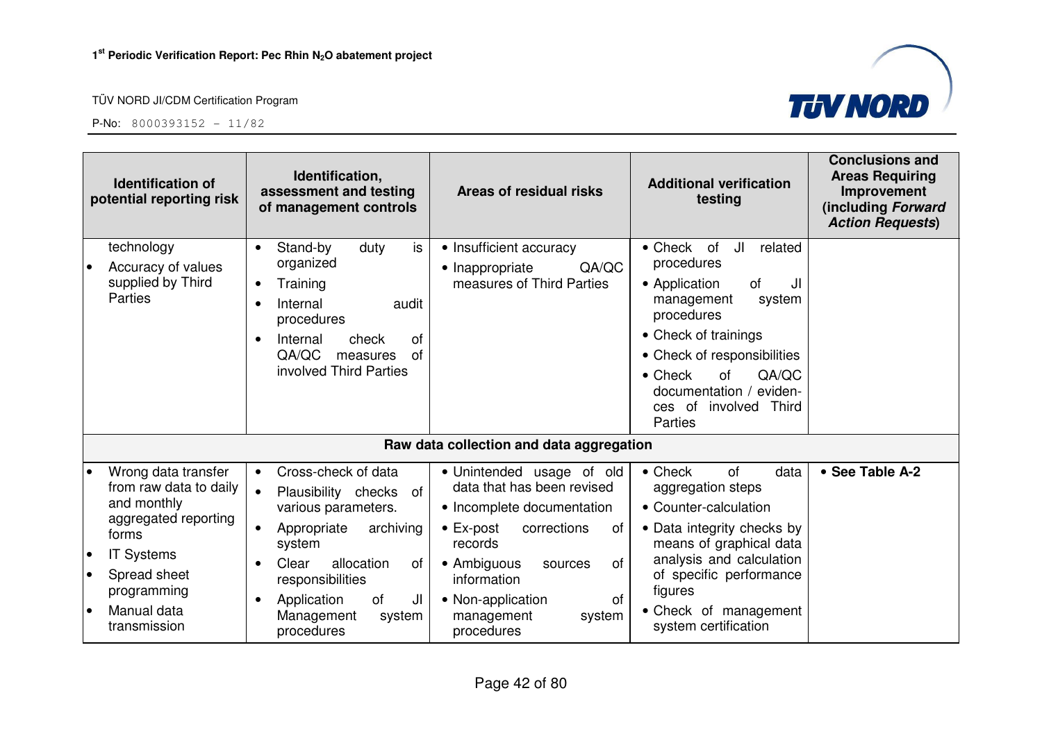| Identification of potential reporting risk | Identification, assessment and testing of management controls | Areas of residual risks | Additional verification testing | Conclusions and Areas Requiring Improvement (including *Forward Action Requests*) |
|---|---|---|---|---|
| technology<br>• Accuracy of values supplied by Third Parties | • Stand-by duty is organized<br>• Training<br>• Internal audit procedures<br>• Internal check of QA/QC measures of involved Third Parties | • Insufficient accuracy<br>• Inappropriate QA/QC measures of Third Parties | • Check of JI related procedures<br>• Application of JI management system procedures<br>• Check of trainings<br>• Check of responsibilities<br>• Check of QA/QC documentation / evidences of involved Third Parties | |
| **Raw data collection and data aggregation** | | | | |
| • Wrong data transfer from raw data to daily and monthly aggregated reporting forms<br>• IT Systems<br>• Spread sheet programming<br>• Manual data transmission | • Cross-check of data<br>• Plausibility checks of various parameters.<br>• Appropriate archiving system<br>• Clear allocation of responsibilities<br>• Application of JI Management system procedures | • Unintended usage of old data that has been revised<br>• Incomplete documentation<br>• Ex-post corrections of records<br>• Ambiguous sources of information<br>• Non-application of management system procedures | • Check of data aggregation steps<br>• Counter-calculation<br>• Data integrity checks by means of graphical data analysis and calculation of specific performance figures<br>• Check of management system certification | • **See Table A-2** |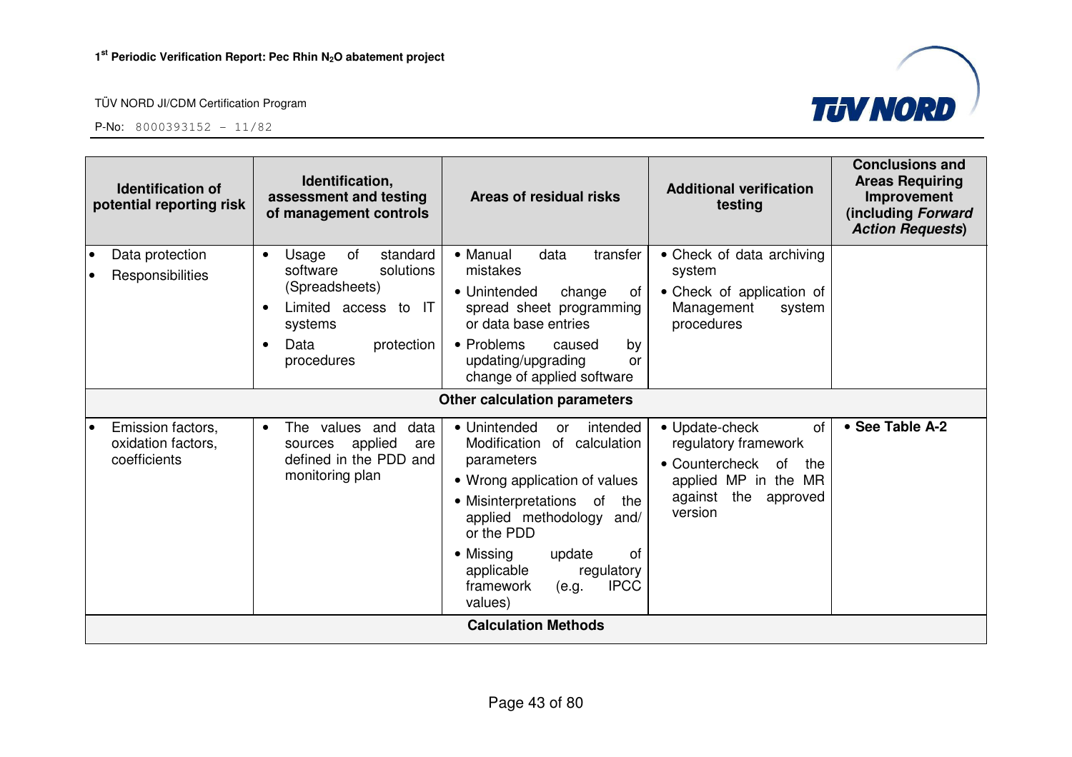| Identification of potential reporting risk | Identification, assessment and testing of management controls | Areas of residual risks | Additional verification testing | Conclusions and Areas Requiring Improvement (including *Forward Action Requests*) |
|---|---|---|---|---|
| • Data protection<br>• Responsibilities | • Usage of standard software solutions (Spreadsheets)<br>• Limited access to IT systems<br>• Data protection procedures | • Manual data transfer mistakes<br>• Unintended change of spread sheet programming or data base entries<br>• Problems caused by updating/upgrading or change of applied software | • Check of data archiving system<br>• Check of application of Management system procedures | |
| **Other calculation parameters** | | | | |
| • Emission factors, oxidation factors, coefficients | • The values and data sources applied are defined in the PDD and monitoring plan | • Unintended or intended Modification of calculation parameters<br>• Wrong application of values<br>• Misinterpretations of the applied methodology and/ or the PDD<br>• Missing update of applicable regulatory framework (e.g. IPCC values) | • Update-check of regulatory framework<br>• Countercheck of the applied MP in the MR against the approved version | • **See Table A-2** |
| **Calculation Methods** | | | | |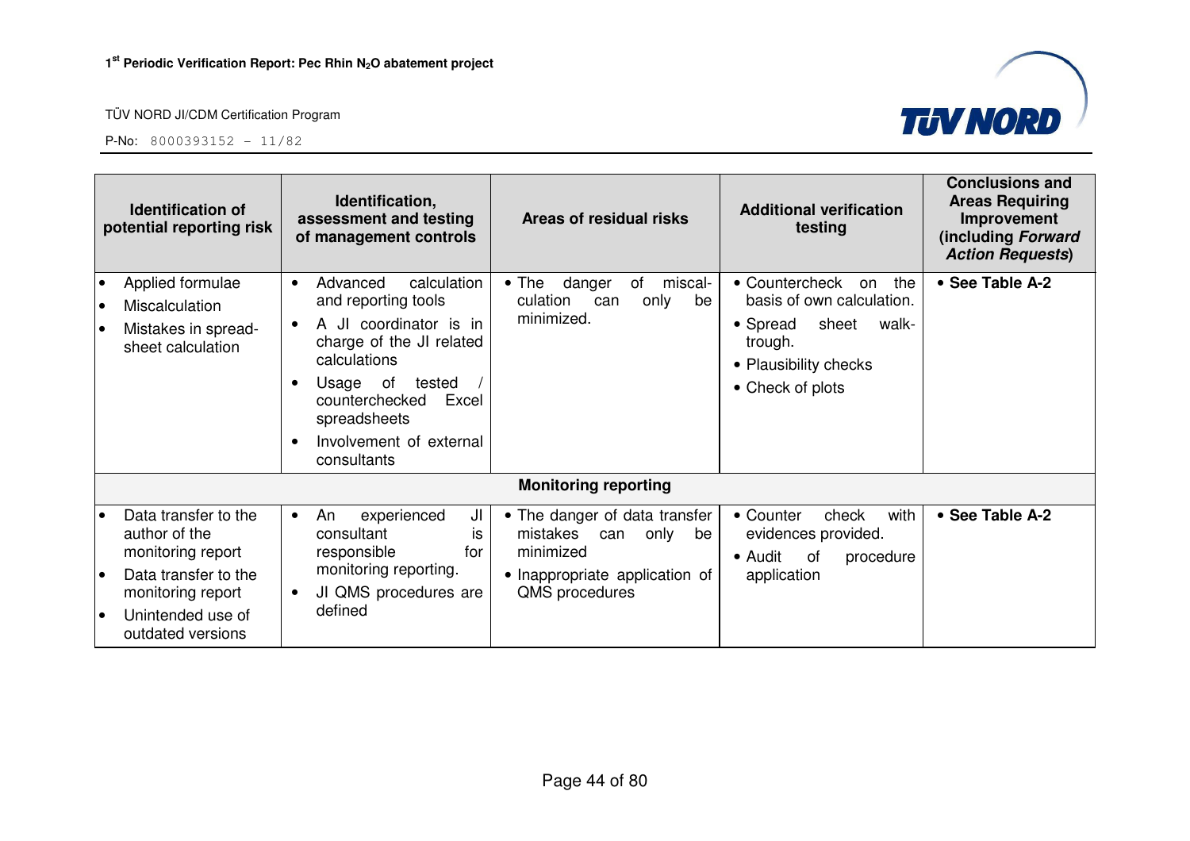| Identification of potential reporting risk | Identification, assessment and testing of management controls | Areas of residual risks | Additional verification testing | Conclusions and Areas Requiring Improvement (including *Forward Action Requests*) |
|---|---|---|---|---|
| • Applied formulae<br>• Miscalculation<br>• Mistakes in spread-sheet calculation | • Advanced calculation and reporting tools<br>• A JI coordinator is in charge of the JI related calculations<br>• Usage of tested / counterchecked Excel spreadsheets<br>• Involvement of external consultants | • The danger of miscal-culation can only be minimized. | • Countercheck on the basis of own calculation.<br>• Spread sheet walk-trough.<br>• Plausibility checks<br>• Check of plots | • **See Table A-2** |
| | | **Monitoring reporting** | | |
| • Data transfer to the author of the monitoring report<br>• Data transfer to the monitoring report<br>• Unintended use of outdated versions | • An experienced JI consultant is responsible for monitoring reporting.<br>• JI QMS procedures are defined | • The danger of data transfer mistakes can only be minimized<br>• Inappropriate application of QMS procedures | • Counter check with evidences provided.<br>• Audit of procedure application | • **See Table A-2** |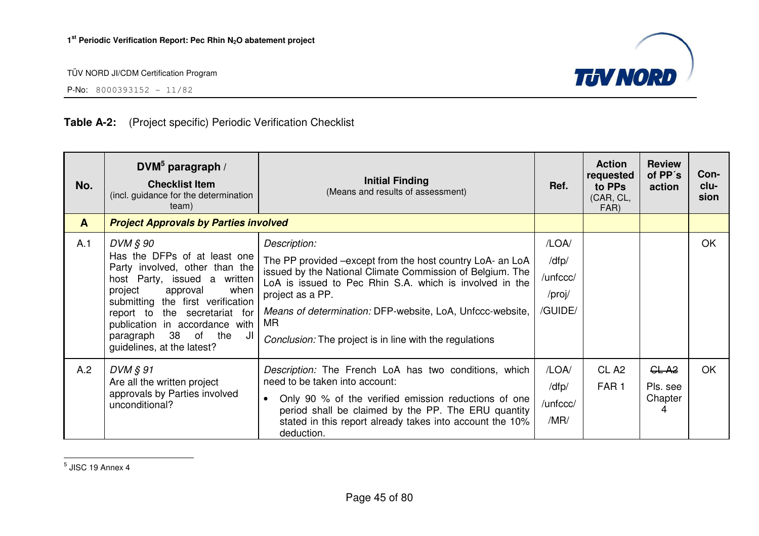**Table A-2:** (Project specific) Periodic Verification Checklist

| No. | DVM[5] paragraph / **Checklist Item** (incl. guidance for the determination team) | **Initial Finding** (Means and results of assessment) | Ref. | Action requested to PPs (CAR, CL, FAR) | Review of PP´s action | Con-clu-sion |
|---|---|---|---|---|---|---|
| **A** | ***Project Approvals by Parties involved*** | | | | | |
| A.1 | *DVM § 90* Has the DFPs of at least one Party involved, other than the host Party, issued a written project approval when submitting the first verification report to the secretariat for publication in accordance with paragraph 38 of the JI guidelines, at the latest? | *Description:* The PP provided –except from the host country LoA- an LoA issued by the National Climate Commission of Belgium. The LoA is issued to Pec Rhin S.A. which is involved in the project as a PP. *Means of determination:* DFP-website, LoA, Unfccc-website, MR *Conclusion:* The project is in line with the regulations | /LOA/ /dfp/ /unfccc/ /proj/ /GUIDE/ | | | OK |
| A.2 | *DVM § 91* Are all the written project approvals by Parties involved unconditional? | *Description:* The French LoA has two conditions, which need to be taken into account: • Only 90 % of the verified emission reductions of one period shall be claimed by the PP. The ERU quantity stated in this report already takes into account the 10% deduction. | /LOA/ /dfp/ /unfccc/ /MR/ | CL A2 FAR 1 | ~~CL A2~~ Pls. see Chapter 4 | OK |

[5] JISC 19 Annex 4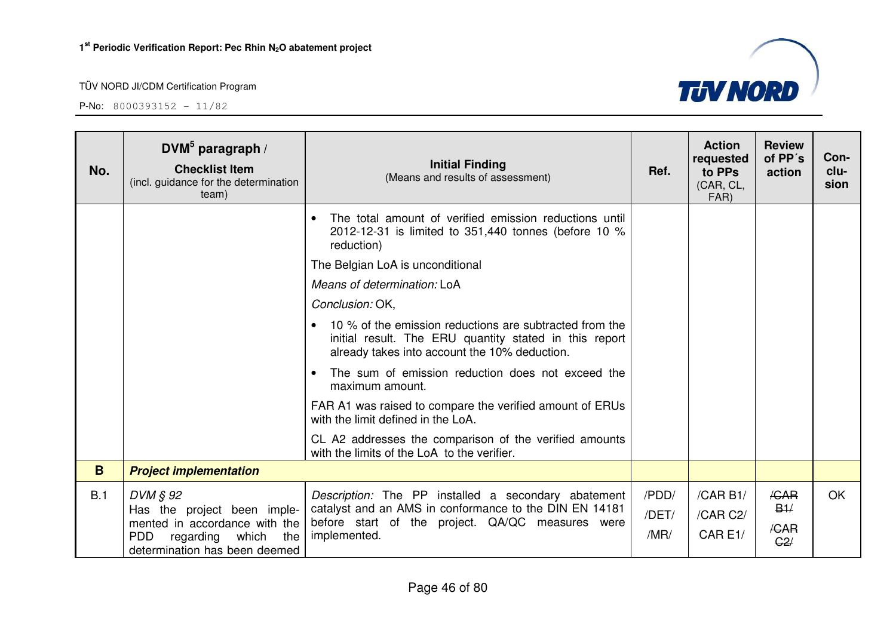| No. | DVM[5] paragraph / **Checklist Item** (incl. guidance for the determination team) | **Initial Finding** (Means and results of assessment) | Ref. | Action requested to PPs (CAR, CL, FAR) | Review of PP´s action | Con-clu-sion |
|---|---|---|---|---|---|---|
| | | • The total amount of verified emission reductions until 2012-12-31 is limited to 351,440 tonnes (before 10 % reduction)<br>The Belgian LoA is unconditional<br>*Means of determination:* LoA<br>*Conclusion:* OK,<br>• 10 % of the emission reductions are subtracted from the initial result. The ERU quantity stated in this report already takes into account the 10% deduction.<br>• The sum of emission reduction does not exceed the maximum amount.<br>FAR A1 was raised to compare the verified amount of ERUs with the limit defined in the LoA.<br>CL A2 addresses the comparison of the verified amounts with the limits of the LoA to the verifier. | | | | |
| **B** | ***Project implementation*** | | | | | |
| B.1 | *DVM § 92*<br>Has the project been implemented in accordance with the PDD regarding which the determination has been deemed | *Description:* The PP installed a secondary abatement catalyst and an AMS in conformance to the DIN EN 14181 before start of the project. QA/QC measures were implemented. | /PDD/<br>/DET/<br>/MR/ | /CAR B1/<br>/CAR C2/<br>CAR E1/ | ~~/CAR B1/~~<br>~~/CAR C2/~~ | OK |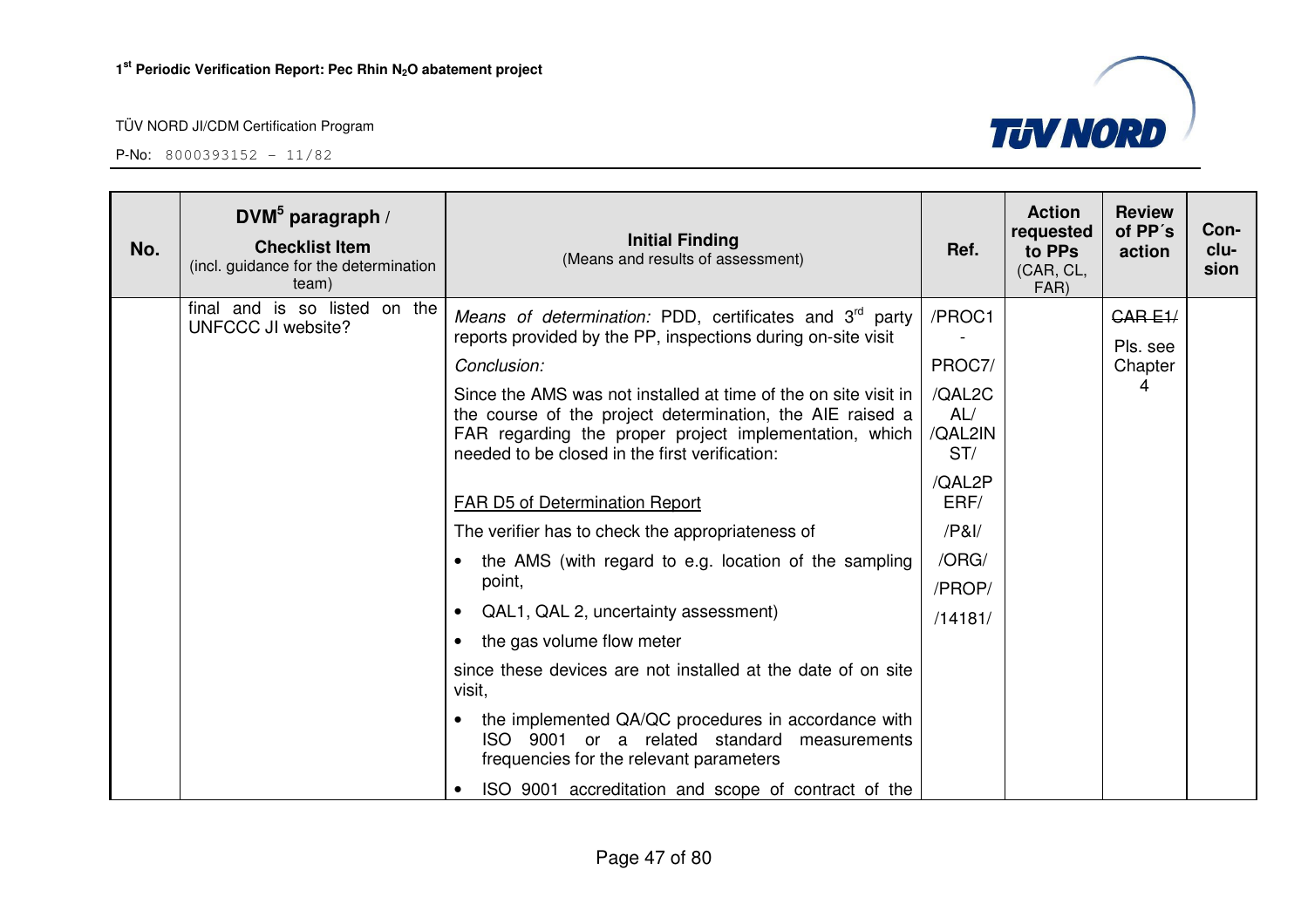| No. | DVM[5] paragraph / **Checklist Item** (incl. guidance for the determination team) | **Initial Finding** (Means and results of assessment) | Ref. | Action requested to PPs (CAR, CL, FAR) | Review of PP´s action | Con-clu-sion |
|---|---|---|---|---|---|---|
| | final and is so listed on the UNFCCC JI website? | *Means of determination:* PDD, certificates and 3[rd] party reports provided by the PP, inspections during on-site visit<br><br>*Conclusion:*<br><br>Since the AMS was not installed at time of the on site visit in the course of the project determination, the AIE raised a FAR regarding the proper project implementation, which needed to be closed in the first verification:<br><br><u>FAR D5 of Determination Report</u><br><br>The verifier has to check the appropriateness of<br><br>• the AMS (with regard to e.g. location of the sampling point,<br>• QAL1, QAL 2, uncertainty assessment)<br>• the gas volume flow meter<br><br>since these devices are not installed at the date of on site visit,<br><br>• the implemented QA/QC procedures in accordance with ISO 9001 or a related standard measurements frequencies for the relevant parameters<br>• ISO 9001 accreditation and scope of contract of the | /PROC1 - PROC7/<br>/QAL2CAL/<br>/QAL2INST/<br>/QAL2PERF/<br>/P&I/<br>/ORG/<br>/PROP/<br>/14181/ | | ~~CAR E1/~~<br>Pls. see Chapter 4 | |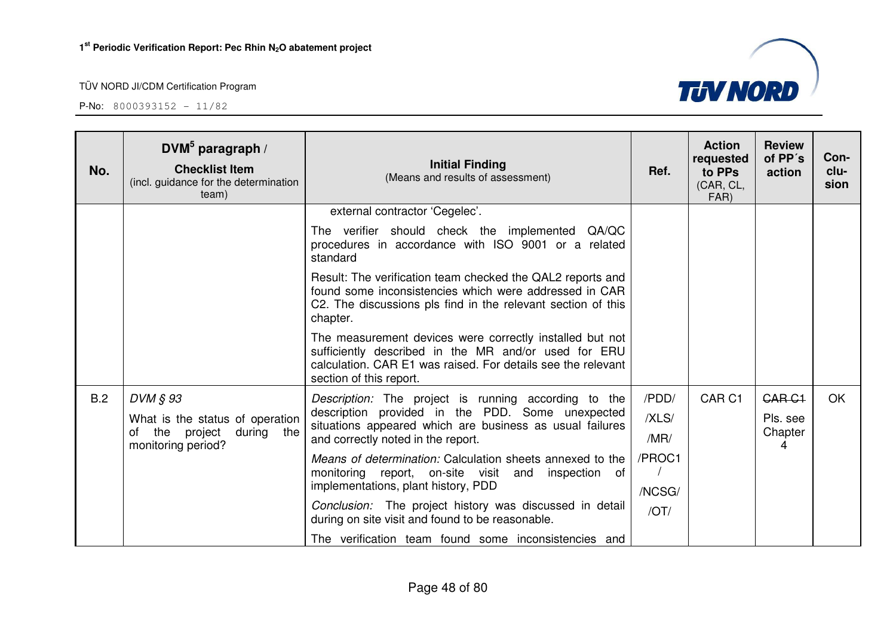| No. | DVM[5] paragraph / **Checklist Item** (incl. guidance for the determination team) | **Initial Finding** (Means and results of assessment) | Ref. | Action requested to PPs (CAR, CL, FAR) | Review of PP´s action | Con-clu-sion |
|---|---|---|---|---|---|---|
| | | external contractor 'Cegelec'.<br><br>The verifier should check the implemented QA/QC procedures in accordance with ISO 9001 or a related standard<br><br>Result: The verification team checked the QAL2 reports and found some inconsistencies which were addressed in CAR C2. The discussions pls find in the relevant section of this chapter.<br><br>The measurement devices were correctly installed but not sufficiently described in the MR and/or used for ERU calculation. CAR E1 was raised. For details see the relevant section of this report. | | | | |
| B.2 | *DVM § 93*<br><br>What is the status of operation of the project during the monitoring period? | *Description:* The project is running according to the description provided in the PDD. Some unexpected situations appeared which are business as usual failures and correctly noted in the report.<br><br>*Means of determination:* Calculation sheets annexed to the monitoring report, on-site visit and inspection of implementations, plant history, PDD<br><br>*Conclusion:* The project history was discussed in detail during on site visit and found to be reasonable.<br><br>The verification team found some inconsistencies and | /PDD/<br>/XLS/<br>/MR/<br>/PROC1/<br>/NCSG/<br>/OT/ | CAR C1 | ~~CAR C1~~<br>Pls. see Chapter 4 | OK |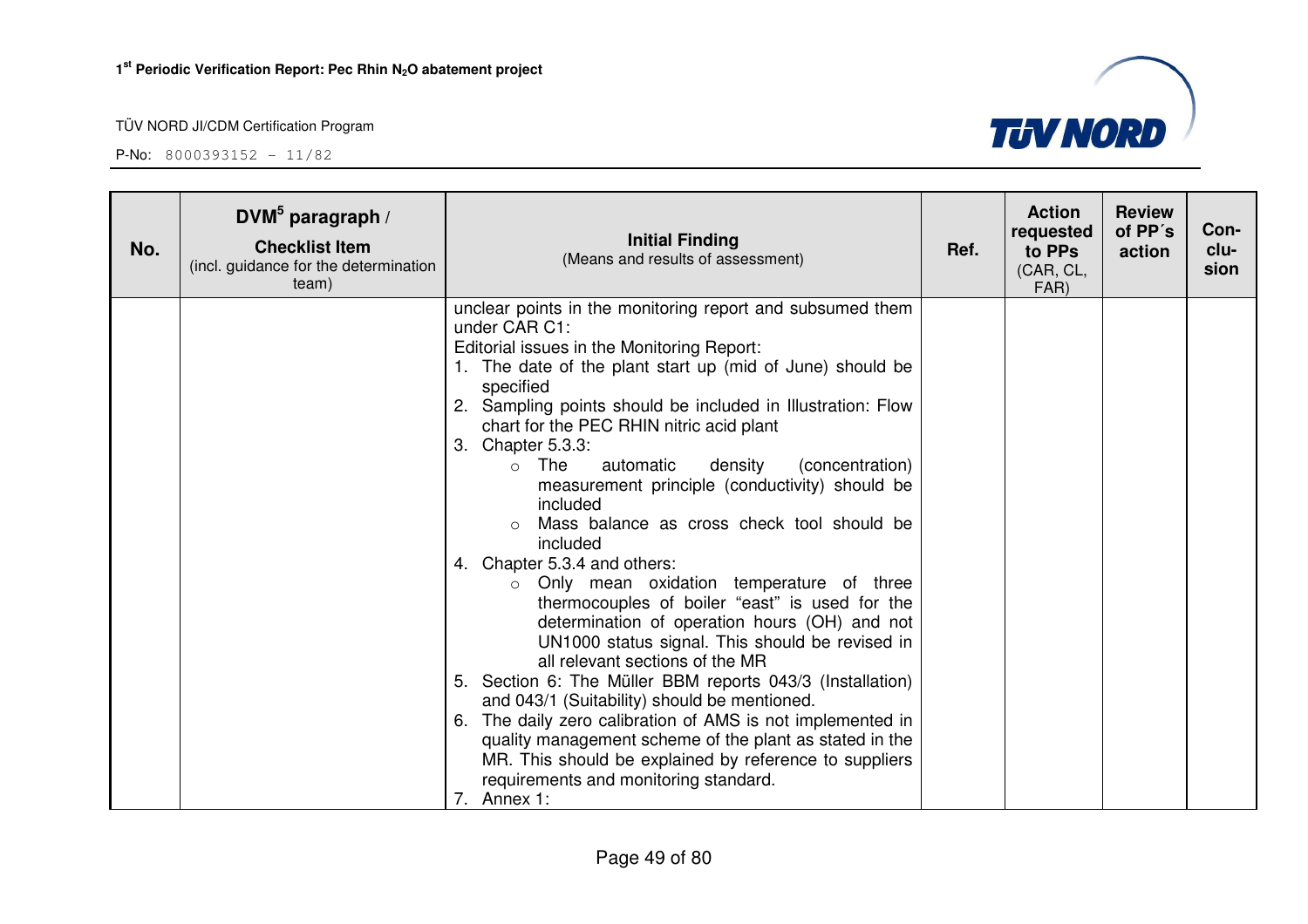| No. | DVM[5] paragraph / **Checklist Item** (incl. guidance for the determination team) | **Initial Finding** (Means and results of assessment) | Ref. | Action requested to PPs (CAR, CL, FAR) | Review of PP´s action | Con-clu-sion |
|---|---|---|---|---|---|---|
| | | unclear points in the monitoring report and subsumed them under CAR C1:<br>Editorial issues in the Monitoring Report:<br>1. The date of the plant start up (mid of June) should be specified<br>2. Sampling points should be included in Illustration: Flow chart for the PEC RHIN nitric acid plant<br>3. Chapter 5.3.3:<br>○ The automatic density (concentration) measurement principle (conductivity) should be included<br>○ Mass balance as cross check tool should be included<br>4. Chapter 5.3.4 and others:<br>○ Only mean oxidation temperature of three thermocouples of boiler "east" is used for the determination of operation hours (OH) and not UN1000 status signal. This should be revised in all relevant sections of the MR<br>5. Section 6: The Müller BBM reports 043/3 (Installation) and 043/1 (Suitability) should be mentioned.<br>6. The daily zero calibration of AMS is not implemented in quality management scheme of the plant as stated in the MR. This should be explained by reference to suppliers requirements and monitoring standard.<br>7. Annex 1: | | | | |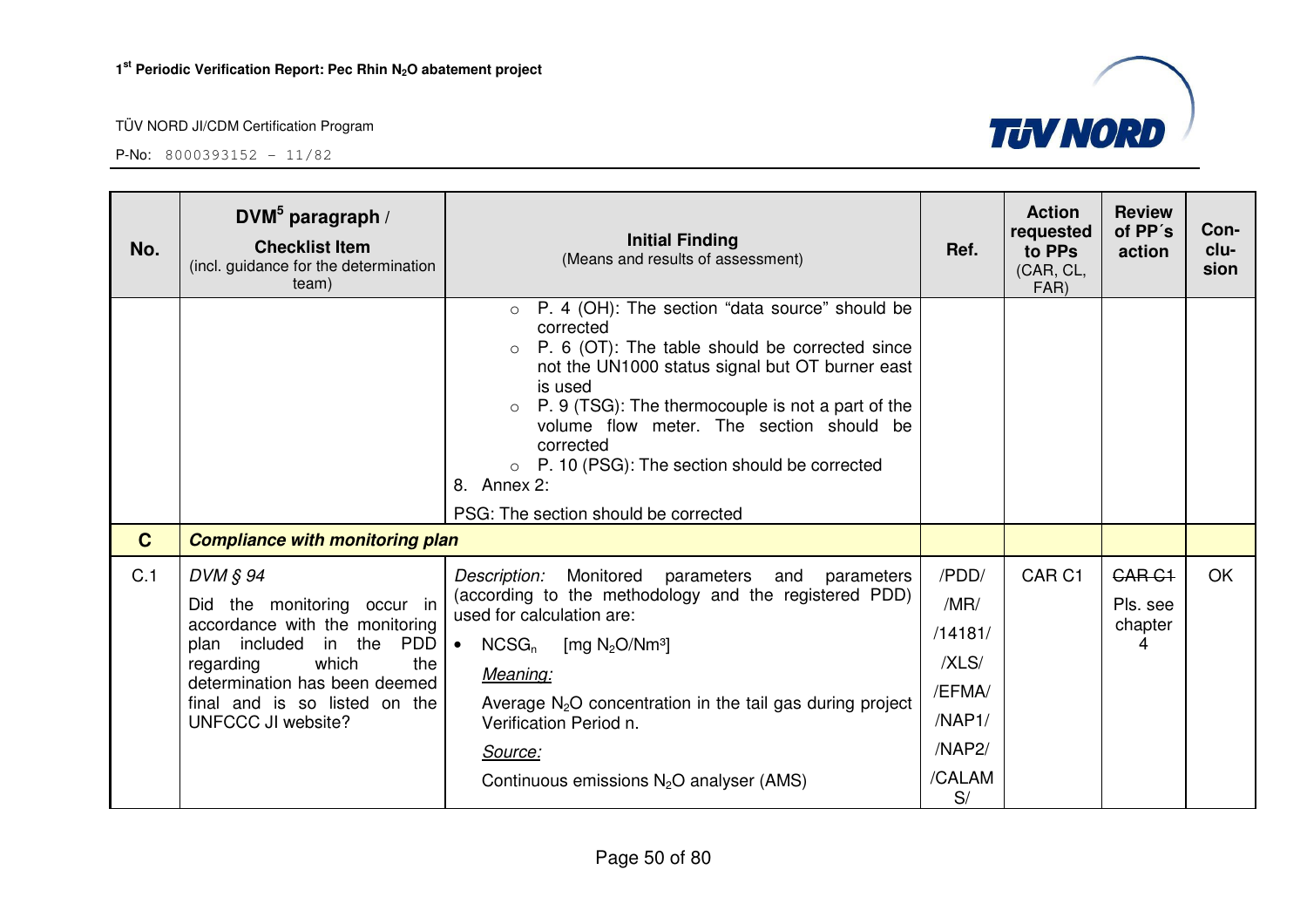| No. | DVM[5] paragraph / Checklist Item (incl. guidance for the determination team) | Initial Finding (Means and results of assessment) | Ref. | Action requested to PPs (CAR, CL, FAR) | Review of PP´s action | Con-clu-sion |
|---|---|---|---|---|---|---|
| | | ○ P. 4 (OH): The section “data source” should be corrected<br>○ P. 6 (OT): The table should be corrected since not the UN1000 status signal but OT burner east is used<br>○ P. 9 (TSG): The thermocouple is not a part of the volume flow meter. The section should be corrected<br>○ P. 10 (PSG): The section should be corrected<br>8. Annex 2:<br>PSG: The section should be corrected | | | | |
| **C** | ***Compliance with monitoring plan*** | | | | | |
| C.1 | *DVM § 94*<br>Did the monitoring occur in accordance with the monitoring plan included in the PDD regarding which the determination has been deemed final and is so listed on the UNFCCC JI website? | *Description:* Monitored parameters and parameters (according to the methodology and the registered PDD) used for calculation are:<br>• $NCSG_n$ [mg $N_2O$/Nm³]<br>*Meaning:*<br>Average $N_2O$ concentration in the tail gas during project Verification Period n.<br>*Source:*<br>Continuous emissions $N_2O$ analyser (AMS) | /PDD/<br>/MR/<br>/14181/<br>/XLS/<br>/EFMA/<br>/NAP1/<br>/NAP2/<br>/CALAMS/ | CAR C1 | ~~CAR C1~~<br>Pls. see chapter 4 | OK |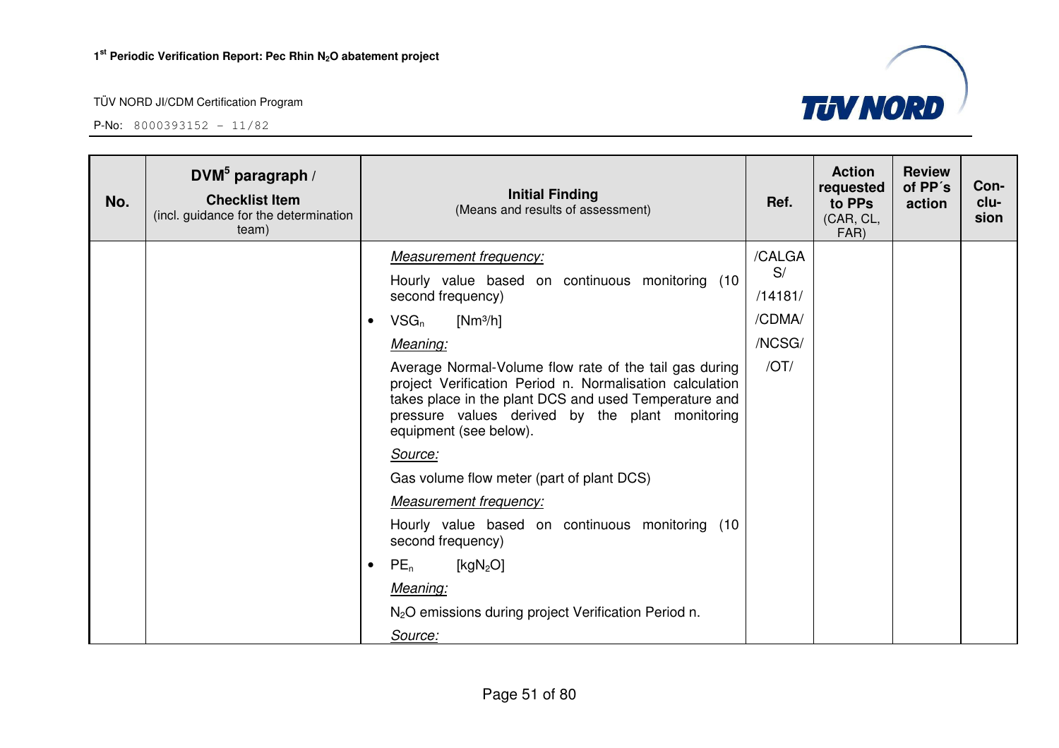| No. | DVM[5] paragraph / Checklist Item (incl. guidance for the determination team) | Initial Finding (Means and results of assessment) | Ref. | Action requested to PPs (CAR, CL, FAR) | Review of PP´s action | Con-clu-sion |
|---|---|---|---|---|---|---|
| | | *Measurement frequency:*<br>Hourly value based on continuous monitoring (10 second frequency)<br>• $VSG_n$ [$Nm^3/h$]<br>*Meaning:*<br>Average Normal-Volume flow rate of the tail gas during project Verification Period n. Normalisation calculation takes place in the plant DCS and used Temperature and pressure values derived by the plant monitoring equipment (see below).<br>*Source:*<br>Gas volume flow meter (part of plant DCS)<br>*Measurement frequency:*<br>Hourly value based on continuous monitoring (10 second frequency)<br>• $PE_n$ [$kgN_2O$]<br>*Meaning:*<br>$N_2O$ emissions during project Verification Period n.<br>*Source:* | /CALGAS/<br>/14181/<br>/CDMA/<br>/NCSG/<br>/OT/ | | | |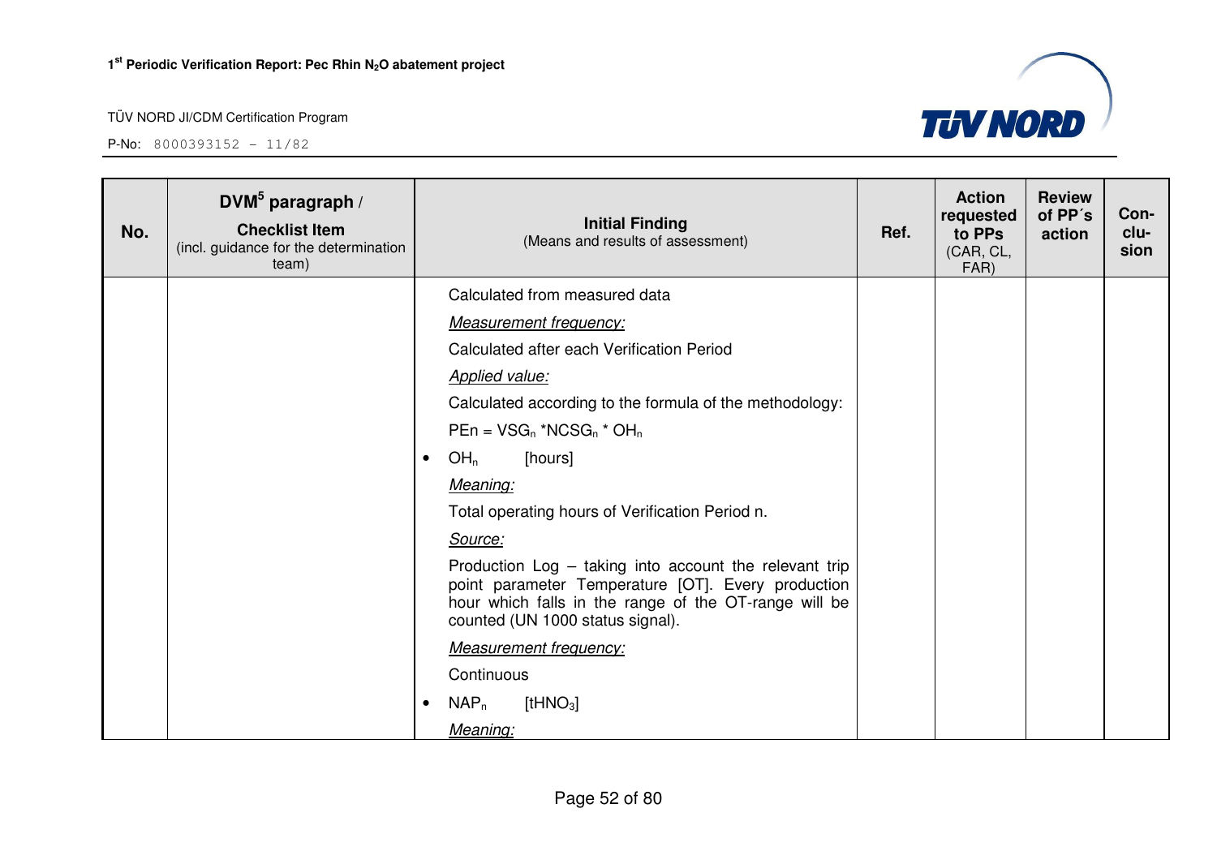| No. | DVM[5] paragraph / Checklist Item (incl. guidance for the determination team) | Initial Finding (Means and results of assessment) | Ref. | Action requested to PPs (CAR, CL, FAR) | Review of PP´s action | Con-clu-sion |
|---|---|---|---|---|---|---|
| | | Calculated from measured data<br>*Measurement frequency:*<br>Calculated after each Verification Period<br>*Applied value:*<br>Calculated according to the formula of the methodology:<br>$PEn = VSG_n * NCSG_n * OH_n$<br>• $OH_n$ [hours]<br>*Meaning:*<br>Total operating hours of Verification Period n.<br>*Source:*<br>Production Log – taking into account the relevant trip point parameter Temperature [OT]. Every production hour which falls in the range of the OT-range will be counted (UN 1000 status signal).<br>*Measurement frequency:*<br>Continuous<br>• $NAP_n$ [$tHNO_3$]<br>*Meaning:* | | | | |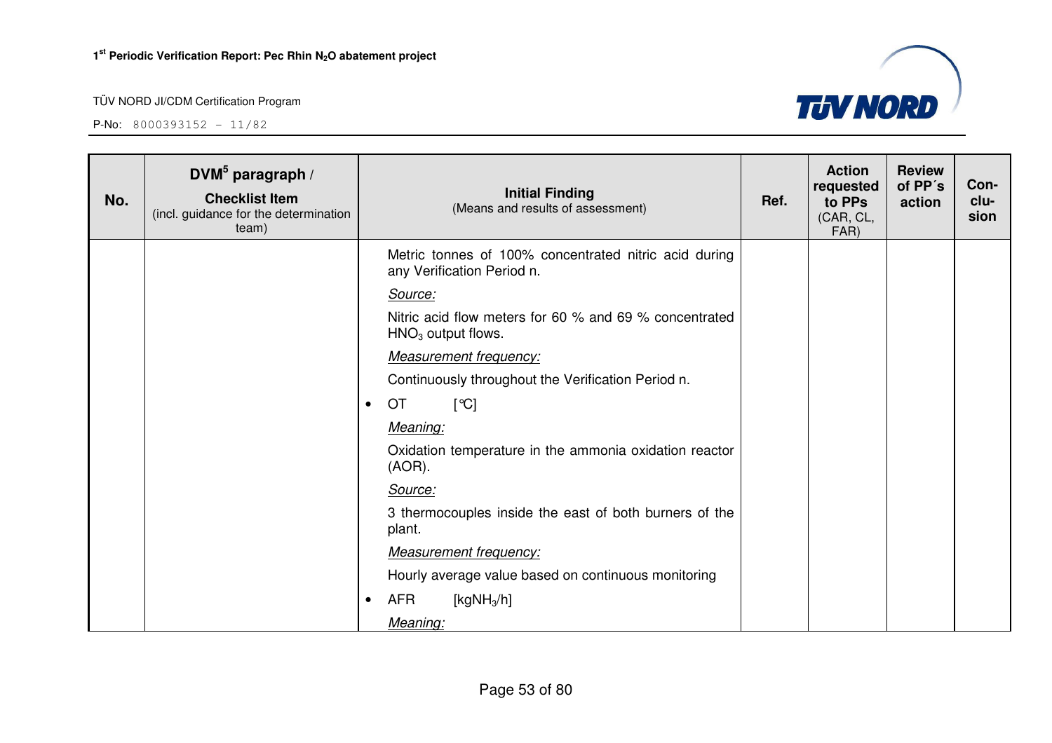| No. | DVM[5] paragraph / **Checklist Item** (incl. guidance for the determination team) | **Initial Finding** (Means and results of assessment) | Ref. | Action requested to PPs (CAR, CL, FAR) | Review of PP´s action | Con-clu-sion |
|---|---|---|---|---|---|---|
| | | Metric tonnes of 100% concentrated nitric acid during any Verification Period n.<br>*Source:*<br>Nitric acid flow meters for 60 % and 69 % concentrated $HNO_3$ output flows.<br>*Measurement frequency:*<br>Continuously throughout the Verification Period n.<br>• OT [°C]<br>*Meaning:*<br>Oxidation temperature in the ammonia oxidation reactor (AOR).<br>*Source:*<br>3 thermocouples inside the east of both burners of the plant.<br>*Measurement frequency:*<br>Hourly average value based on continuous monitoring<br>• AFR [$kgNH_3/h$]<br>*Meaning:* | | | | |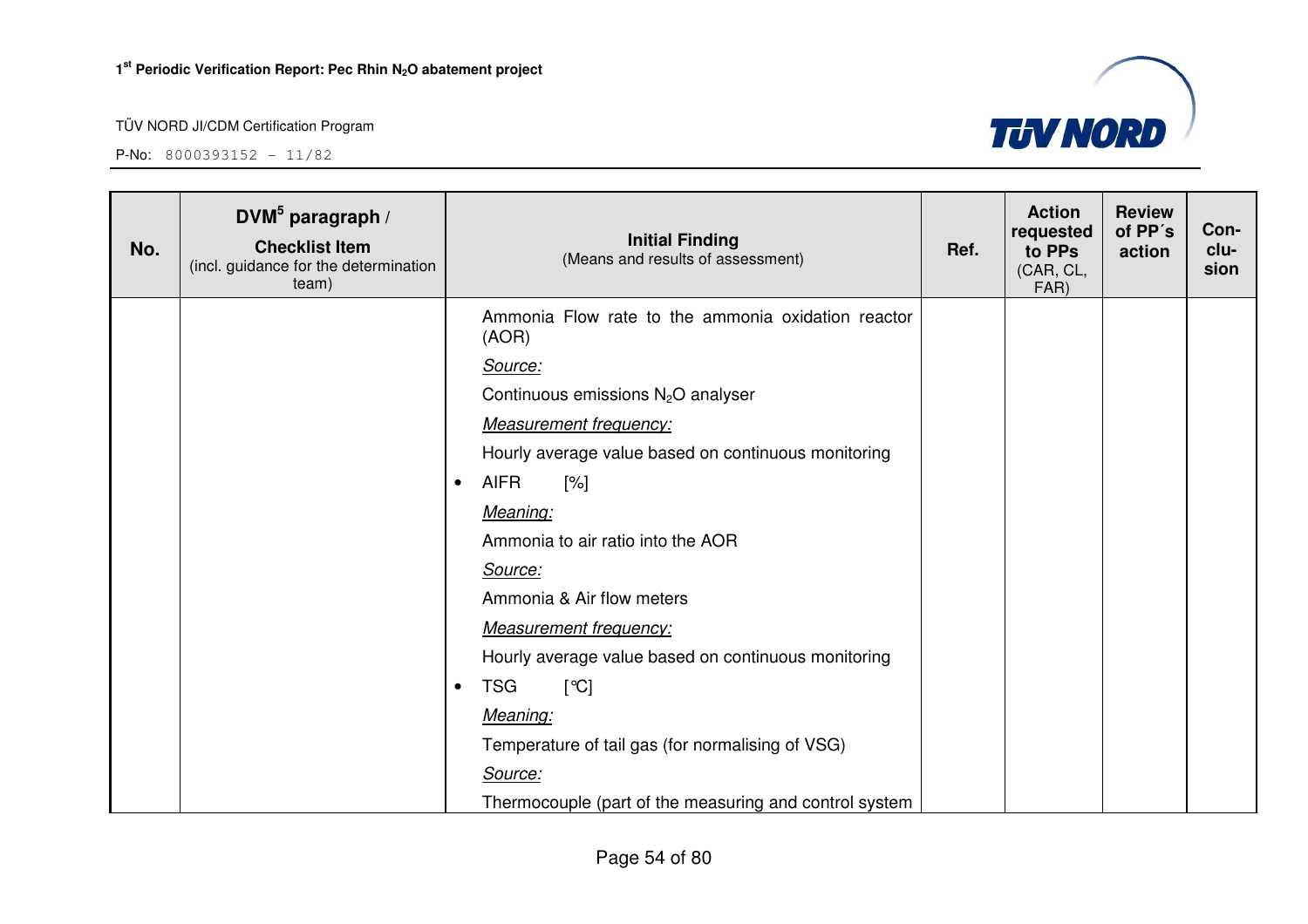| No. | DVM[5] paragraph / Checklist Item (incl. guidance for the determination team) | Initial Finding (Means and results of assessment) | Ref. | Action requested to PPs (CAR, CL, FAR) | Review of PP´s action | Con-clu-sion |
|---|---|---|---|---|---|---|
| | | Ammonia Flow rate to the ammonia oxidation reactor (AOR)<br>*Source:*<br>Continuous emissions $N_2O$ analyser<br>*Measurement frequency:*<br>Hourly average value based on continuous monitoring<br>• AIFR [%]<br>*Meaning:*<br>Ammonia to air ratio into the AOR<br>*Source:*<br>Ammonia & Air flow meters<br>*Measurement frequency:*<br>Hourly average value based on continuous monitoring<br>• TSG [°C]<br>*Meaning:*<br>Temperature of tail gas (for normalising of VSG)<br>*Source:*<br>Thermocouple (part of the measuring and control system | | | | |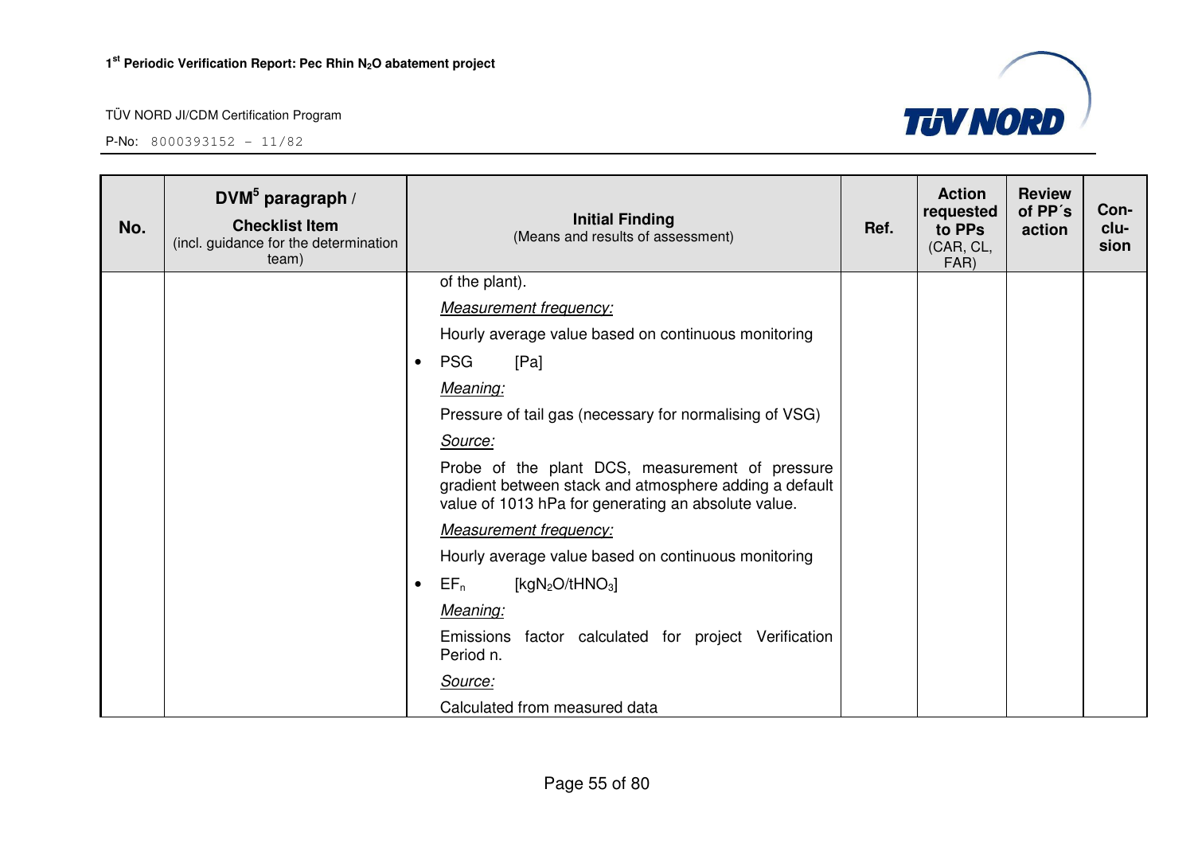| No. | DVM[5] paragraph / Checklist Item (incl. guidance for the determination team) | Initial Finding (Means and results of assessment) | Ref. | Action requested to PPs (CAR, CL, FAR) | Review of PP´s action | Con-clu-sion |
|---|---|---|---|---|---|---|
| | | of the plant).<br>*Measurement frequency:*<br>Hourly average value based on continuous monitoring<br>• PSG [Pa]<br>*Meaning:*<br>Pressure of tail gas (necessary for normalising of VSG)<br>*Source:*<br>Probe of the plant DCS, measurement of pressure gradient between stack and atmosphere adding a default value of 1013 hPa for generating an absolute value.<br>*Measurement frequency:*<br>Hourly average value based on continuous monitoring<br>• $EF_n$ [$kgN_2O/tHNO_3$]<br>*Meaning:*<br>Emissions factor calculated for project Verification Period n.<br>*Source:*<br>Calculated from measured data | | | | |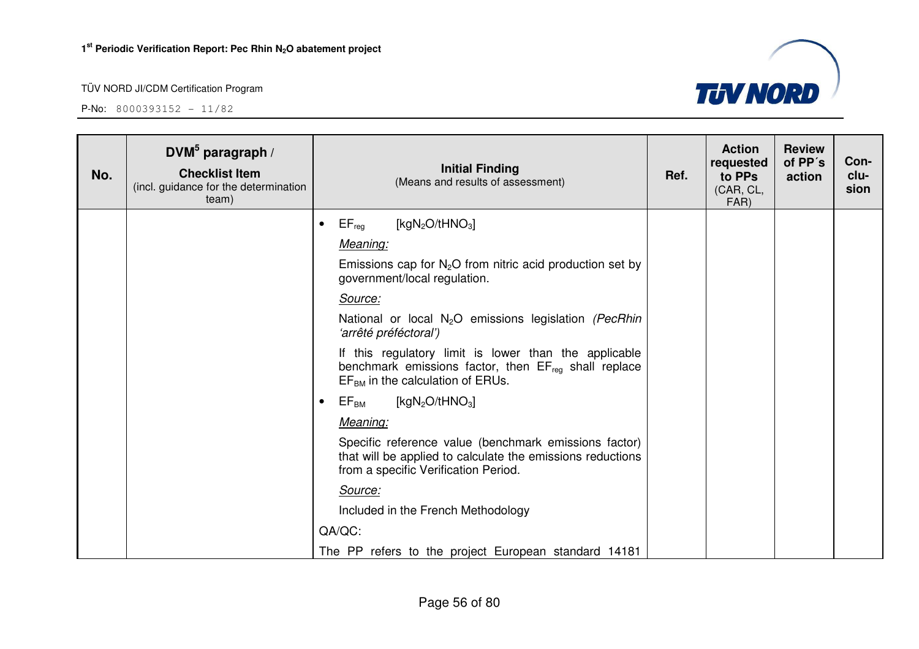| No. | DVM[5] paragraph / **Checklist Item** (incl. guidance for the determination team) | **Initial Finding** (Means and results of assessment) | Ref. | **Action requested to PPs** (CAR, CL, FAR) | **Review of PP´s action** | **Con-clu-sion** |
|---|---|---|---|---|---|---|
| | | • $EF_{reg}$ [$kgN_2O/tHNO_3$]<br>*Meaning:*<br>Emissions cap for $N_2O$ from nitric acid production set by government/local regulation.<br>*Source:*<br>National or local $N_2O$ emissions legislation *(PecRhin 'arrêté préféctoral')*<br>If this regulatory limit is lower than the applicable benchmark emissions factor, then $EF_{reg}$ shall replace $EF_{BM}$ in the calculation of ERUs.<br>• $EF_{BM}$ [$kgN_2O/tHNO_3$]<br>*Meaning:*<br>Specific reference value (benchmark emissions factor) that will be applied to calculate the emissions reductions from a specific Verification Period.<br>*Source:*<br>Included in the French Methodology<br>QA/QC:<br>The PP refers to the project European standard 14181 | | | | |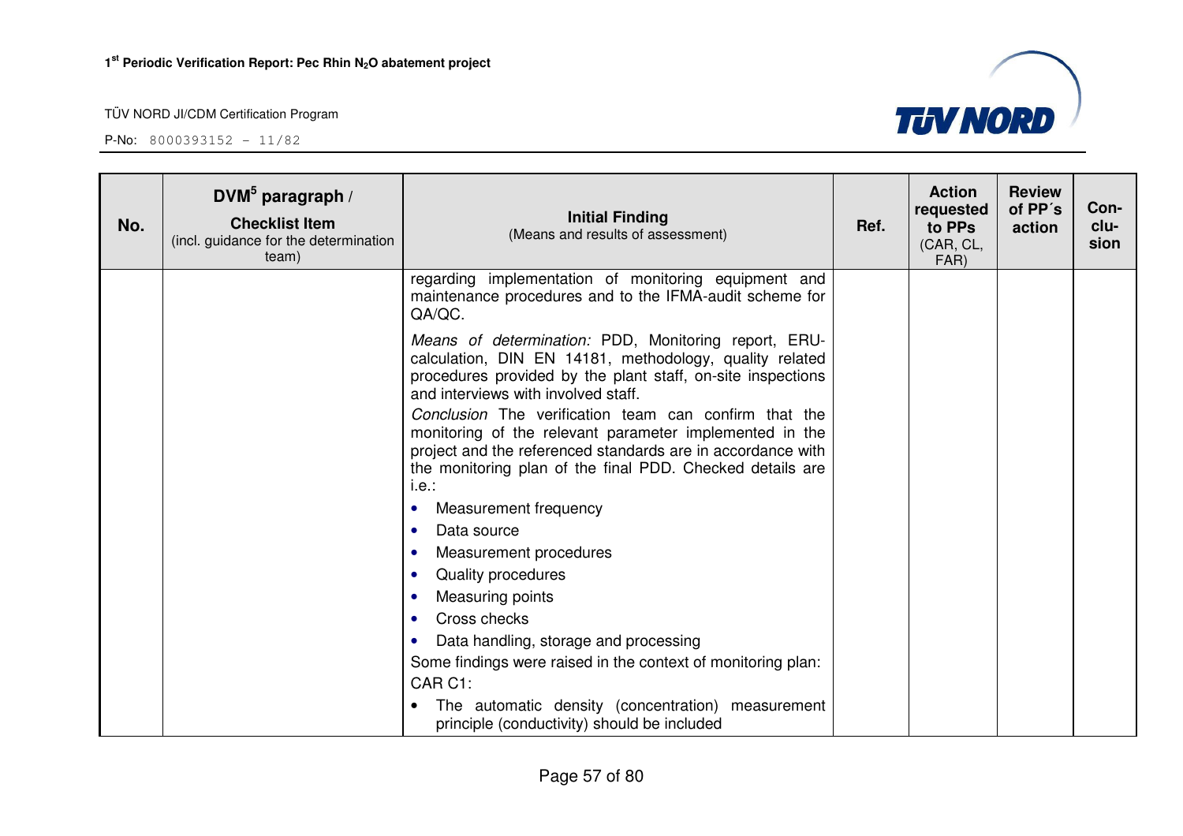| No. | DVM[5] paragraph / Checklist Item (incl. guidance for the determination team) | Initial Finding (Means and results of assessment) | Ref. | Action requested to PPs (CAR, CL, FAR) | Review of PP´s action | Con-clu-sion |
|---|---|---|---|---|---|---|
| | | regarding implementation of monitoring equipment and maintenance procedures and to the IFMA-audit scheme for QA/QC.<br><br>*Means of determination:* PDD, Monitoring report, ERU-calculation, DIN EN 14181, methodology, quality related procedures provided by the plant staff, on-site inspections and interviews with involved staff.<br><br>*Conclusion* The verification team can confirm that the monitoring of the relevant parameter implemented in the project and the referenced standards are in accordance with the monitoring plan of the final PDD. Checked details are i.e.:<br>• Measurement frequency<br>• Data source<br>• Measurement procedures<br>• Quality procedures<br>• Measuring points<br>• Cross checks<br>• Data handling, storage and processing<br><br>Some findings were raised in the context of monitoring plan:<br>CAR C1:<br>• The automatic density (concentration) measurement principle (conductivity) should be included | | | | |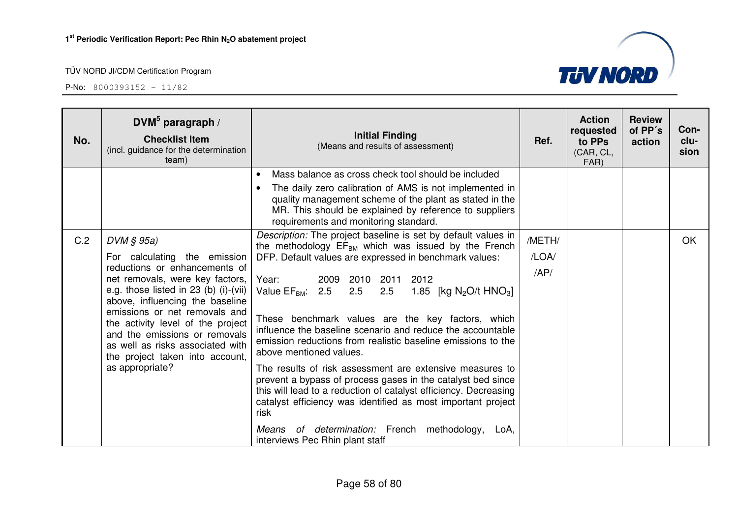| No. | DVM[5] paragraph / Checklist Item (incl. guidance for the determination team) | Initial Finding (Means and results of assessment) | Ref. | Action requested to PPs (CAR, CL, FAR) | Review of PP´s action | Con-clu-sion |
|---|---|---|---|---|---|---|
| | | • Mass balance as cross check tool should be included<br>• The daily zero calibration of AMS is not implemented in quality management scheme of the plant as stated in the MR. This should be explained by reference to suppliers requirements and monitoring standard. | | | | |
| C.2 | *DVM § 95a)*<br>For calculating the emission reductions or enhancements of net removals, were key factors, e.g. those listed in 23 (b) (i)-(vii) above, influencing the baseline emissions or net removals and the activity level of the project and the emissions or removals as well as risks associated with the project taken into account, as appropriate? | *Description:* The project baseline is set by default values in the methodology $EF_{BM}$ which was issued by the French DFP. Default values are expressed in benchmark values:<br><br>Year: 2009 2010 2011 2012<br>Value $EF_{BM}$: 2.5 2.5 2.5 1.85 [kg $N_2O$/t $HNO_3$]<br><br>These benchmark values are the key factors, which influence the baseline scenario and reduce the accountable emission reductions from realistic baseline emissions to the above mentioned values.<br><br>The results of risk assessment are extensive measures to prevent a bypass of process gases in the catalyst bed since this will lead to a reduction of catalyst efficiency. Decreasing catalyst efficiency was identified as most important project risk<br><br>*Means of determination:* French methodology, LoA, interviews Pec Rhin plant staff | /METH/<br>/LOA/<br>/AP/ | | | OK |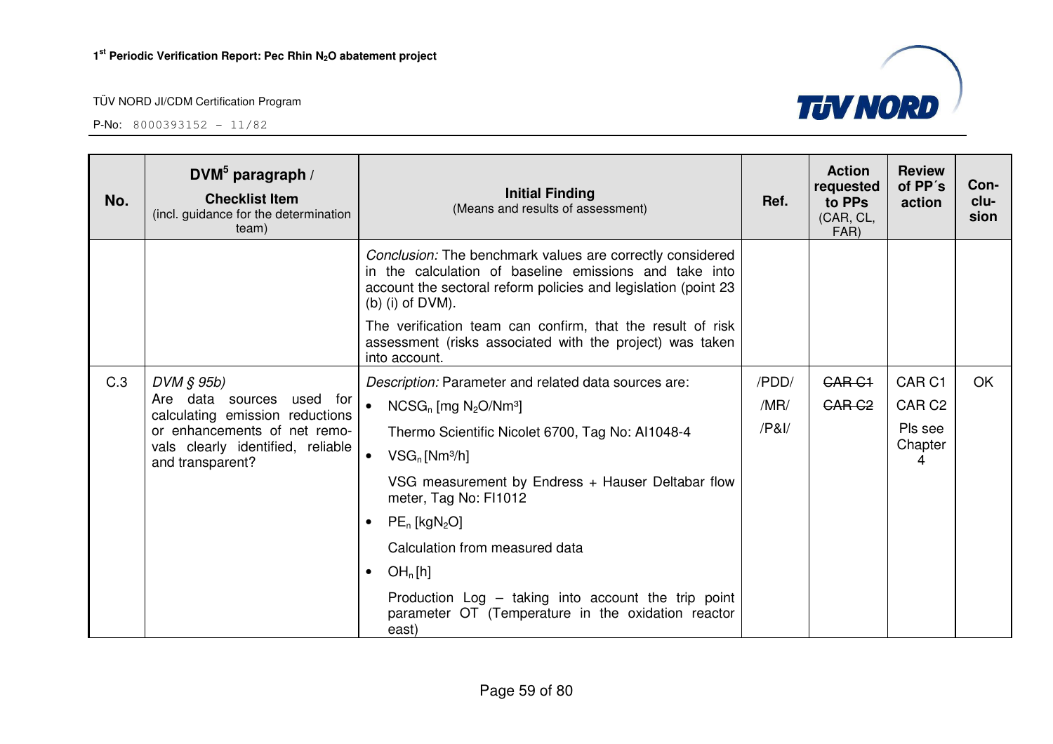| No. | DVM[5] paragraph / **Checklist Item** (incl. guidance for the determination team) | **Initial Finding** (Means and results of assessment) | Ref. | Action requested to PPs (CAR, CL, FAR) | Review of PP´s action | Con-clu-sion |
|---|---|---|---|---|---|---|
| | | *Conclusion:* The benchmark values are correctly considered in the calculation of baseline emissions and take into account the sectoral reform policies and legislation (point 23 (b) (i) of DVM).<br><br>The verification team can confirm, that the result of risk assessment (risks associated with the project) was taken into account. | | | | |
| C.3 | *DVM § 95b)*<br>Are data sources used for calculating emission reductions or enhancements of net removals clearly identified, reliable and transparent? | *Description:* Parameter and related data sources are:<br>• $NCSG_n$ [mg $N_2O$/Nm³]<br>Thermo Scientific Nicolet 6700, Tag No: AI1048-4<br>• $VSG_n$ [Nm³/h]<br>VSG measurement by Endress + Hauser Deltabar flow meter, Tag No: FI1012<br>• $PE_n$ [kg$N_2O$]<br>Calculation from measured data<br>• $OH_n$ [h]<br>Production Log – taking into account the trip point parameter OT (Temperature in the oxidation reactor east) | /PDD/<br>/MR/<br>/P&I/ | ~~CAR C1~~<br>~~CAR C2~~ | CAR C1<br>CAR C2<br>Pls see Chapter 4 | OK |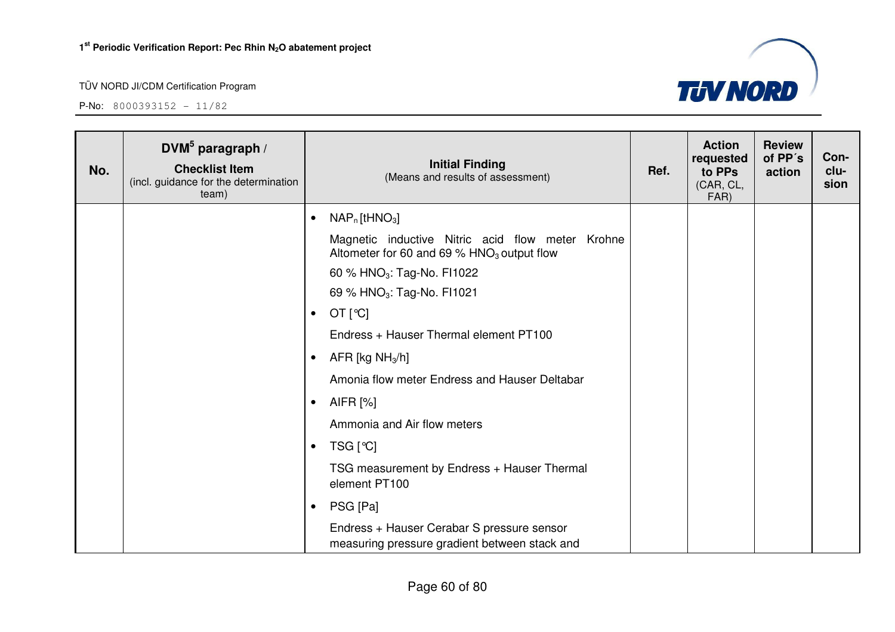| No. | DVM[5] paragraph / Checklist Item (incl. guidance for the determination team) | Initial Finding (Means and results of assessment) | Ref. | Action requested to PPs (CAR, CL, FAR) | Review of PP´s action | Con-clu-sion |
|---|---|---|---|---|---|---|
| | | • $NAP_n$ [$tHNO_3$]<br><br>Magnetic inductive Nitric acid flow meter Krohne Altometer for 60 and 69 % $HNO_3$ output flow<br><br>60 % $HNO_3$: Tag-No. FI1022<br><br>69 % $HNO_3$: Tag-No. FI1021<br><br>• OT [℃]<br><br>Endress + Hauser Thermal element PT100<br><br>• AFR [kg $NH_3$/h]<br><br>Amonia flow meter Endress and Hauser Deltabar<br><br>• AIFR [%]<br><br>Ammonia and Air flow meters<br><br>• TSG [℃]<br><br>TSG measurement by Endress + Hauser Thermal element PT100<br><br>• PSG [Pa]<br><br>Endress + Hauser Cerabar S pressure sensor measuring pressure gradient between stack and | | | | |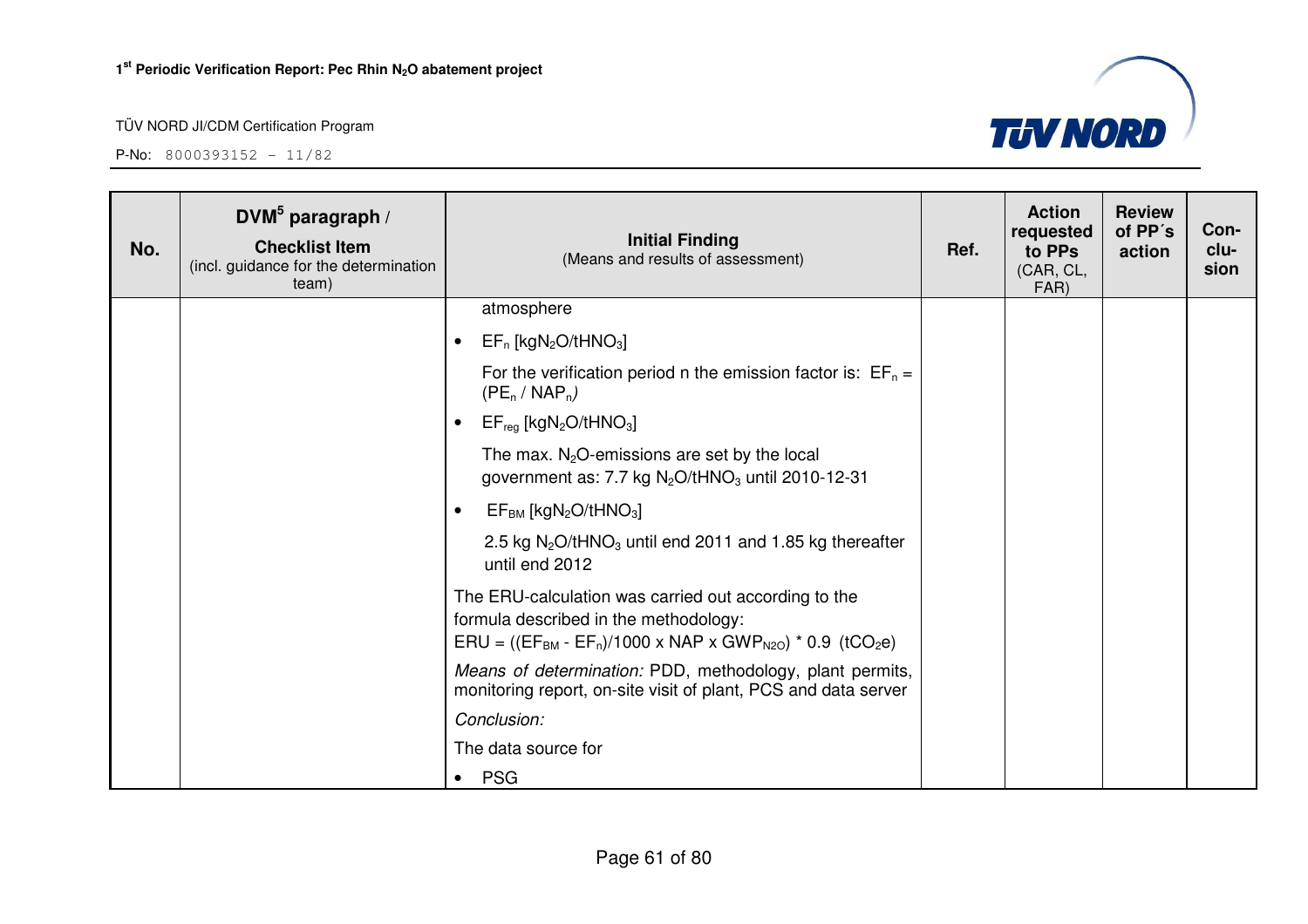| No. | DVM[5] paragraph / Checklist Item (incl. guidance for the determination team) | Initial Finding (Means and results of assessment) | Ref. | Action requested to PPs (CAR, CL, FAR) | Review of PP´s action | Con-clu-sion |
|---|---|---|---|---|---|---|
| | | atmosphere<br>• $EF_n$ [$kgN_2O/tHNO_3$]<br>For the verification period n the emission factor is: $EF_n = (PE_n / NAP_n)$<br>• $EF_{reg}$ [$kgN_2O/tHNO_3$]<br>The max. $N_2O$-emissions are set by the local government as: 7.7 kg $N_2O/tHNO_3$ until 2010-12-31<br>• $EF_{BM}$ [$kgN_2O/tHNO_3$]<br>2.5 kg $N_2O/tHNO_3$ until end 2011 and 1.85 kg thereafter until end 2012<br>The ERU-calculation was carried out according to the formula described in the methodology:<br>$ERU = ((EF_{BM} - EF_n)/1000 \times NAP \times GWP_{N2O}) * 0.9$ ($tCO_2e$)<br>*Means of determination:* PDD, methodology, plant permits, monitoring report, on-site visit of plant, PCS and data server<br>*Conclusion:*<br>The data source for<br>• PSG | | | | |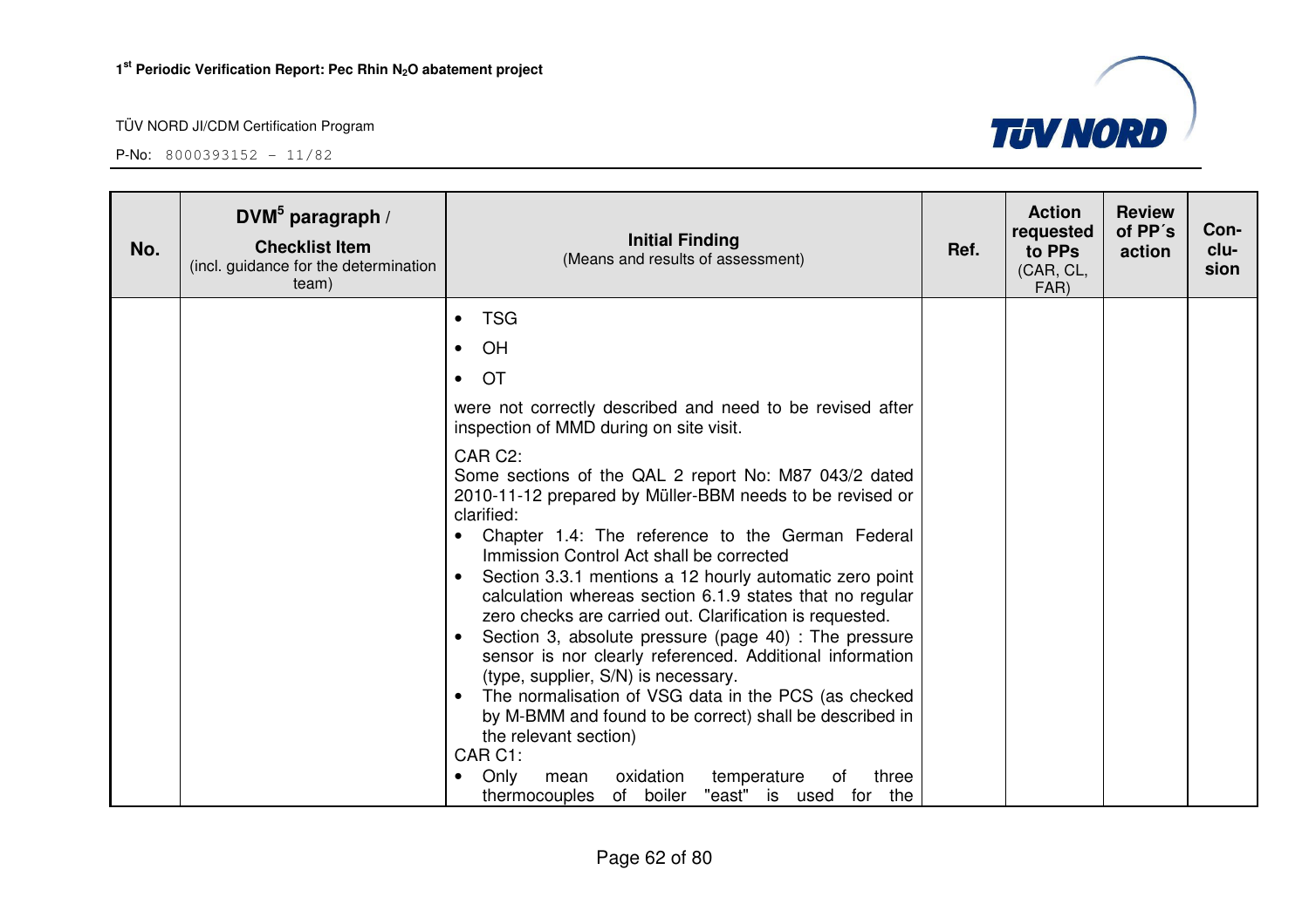| No. | DVM[5] paragraph / Checklist Item (incl. guidance for the determination team) | Initial Finding (Means and results of assessment) | Ref. | Action requested to PPs (CAR, CL, FAR) | Review of PP´s action | Con-clu-sion |
|---|---|---|---|---|---|---|
| | | • TSG<br>• OH<br>• OT<br>were not correctly described and need to be revised after inspection of MMD during on site visit.<br><br>CAR C2:<br>Some sections of the QAL 2 report No: M87 043/2 dated 2010-11-12 prepared by Müller-BBM needs to be revised or clarified:<br>• Chapter 1.4: The reference to the German Federal Immission Control Act shall be corrected<br>• Section 3.3.1 mentions a 12 hourly automatic zero point calculation whereas section 6.1.9 states that no regular zero checks are carried out. Clarification is requested.<br>• Section 3, absolute pressure (page 40) : The pressure sensor is nor clearly referenced. Additional information (type, supplier, S/N) is necessary.<br>• The normalisation of VSG data in the PCS (as checked by M-BMM and found to be correct) shall be described in the relevant section)<br>CAR C1:<br>• Only mean oxidation temperature of three thermocouples of boiler "east" is used for the | | | | |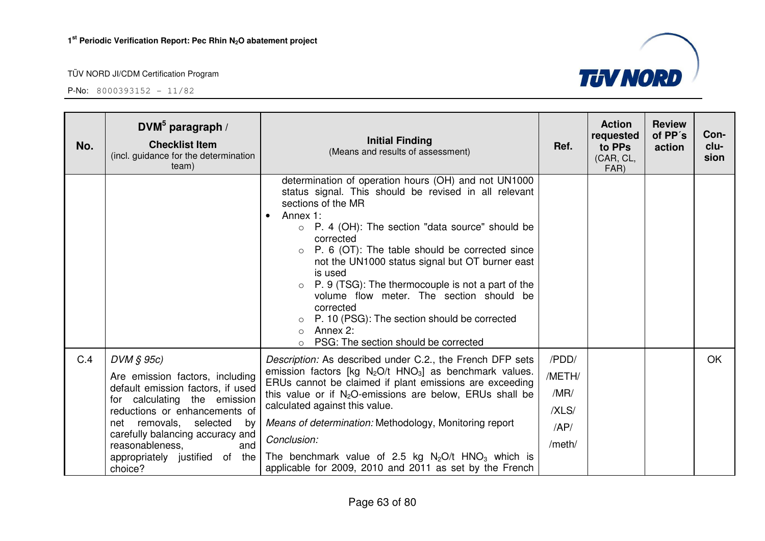| No. | DVM[5] paragraph / **Checklist Item** (incl. guidance for the determination team) | **Initial Finding** (Means and results of assessment) | Ref. | Action requested to PPs (CAR, CL, FAR) | Review of PP´s action | Con-clu-sion |
|---|---|---|---|---|---|---|
| | | determination of operation hours (OH) and not UN1000 status signal. This should be revised in all relevant sections of the MR<br>• Annex 1:<br>&nbsp;&nbsp;○ P. 4 (OH): The section "data source" should be corrected<br>&nbsp;&nbsp;○ P. 6 (OT): The table should be corrected since not the UN1000 status signal but OT burner east is used<br>&nbsp;&nbsp;○ P. 9 (TSG): The thermocouple is not a part of the volume flow meter. The section should be corrected<br>&nbsp;&nbsp;○ P. 10 (PSG): The section should be corrected<br>&nbsp;&nbsp;○ Annex 2:<br>&nbsp;&nbsp;○ PSG: The section should be corrected | | | | |
| C.4 | *DVM § 95c)*<br>Are emission factors, including default emission factors, if used for calculating the emission reductions or enhancements of net removals, selected by carefully balancing accuracy and reasonableness, and appropriately justified of the choice? | *Description:* As described under C.2., the French DFP sets emission factors [kg $N_2O$/t $HNO_3$] as benchmark values. ERUs cannot be claimed if plant emissions are exceeding this value or if $N_2O$-emissions are below, ERUs shall be calculated against this value.<br>*Means of determination:* Methodology, Monitoring report<br>*Conclusion:*<br>The benchmark value of 2.5 kg $N_2O$/t $HNO_3$ which is applicable for 2009, 2010 and 2011 as set by the French | /PDD/<br>/METH/<br>/MR/<br>/XLS/<br>/AP/<br>/meth/ | | | OK |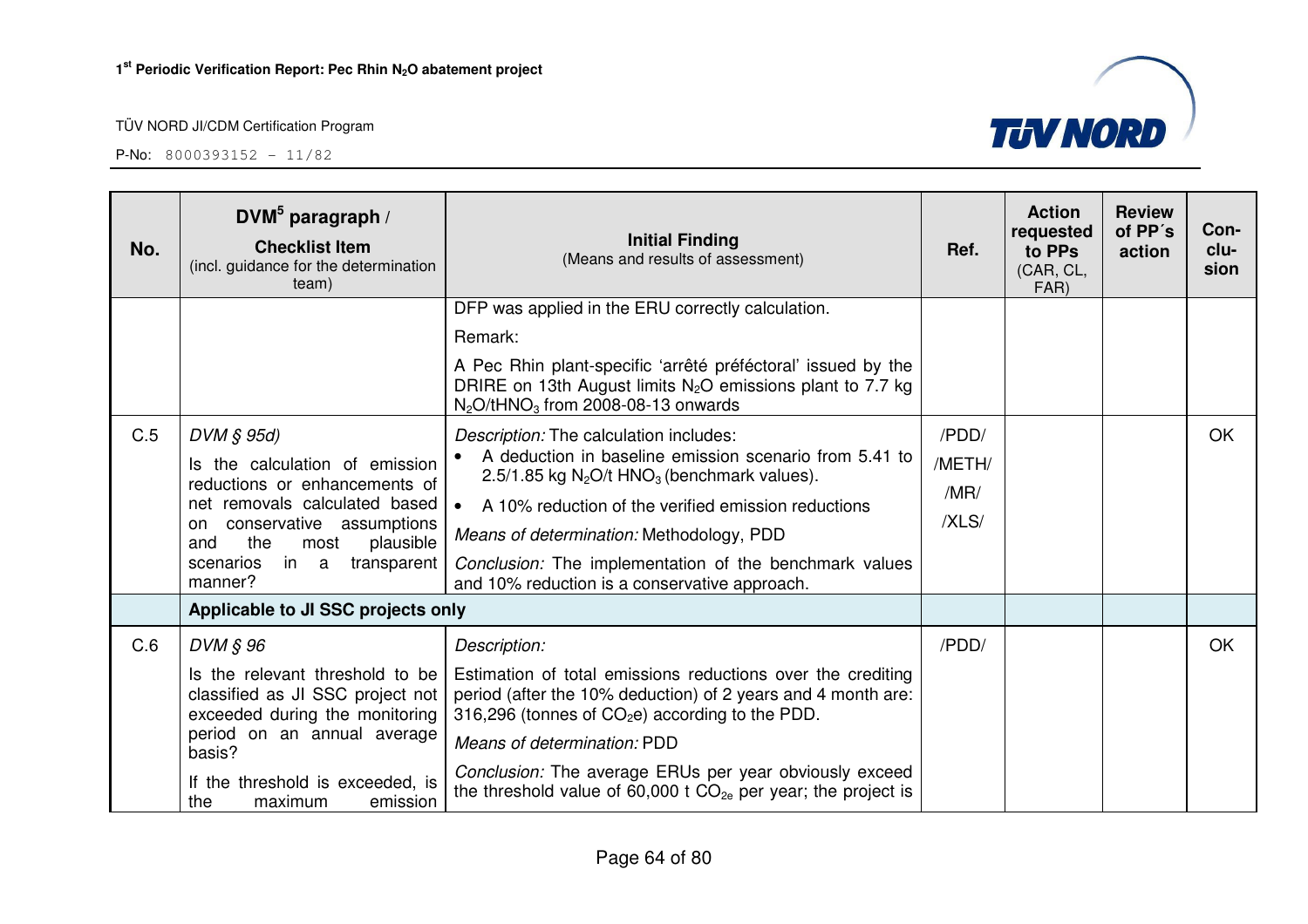| No. | DVM[5] paragraph / **Checklist Item** (incl. guidance for the determination team) | **Initial Finding** (Means and results of assessment) | Ref. | Action requested to PPs (CAR, CL, FAR) | Review of PP´s action | Con-clu-sion |
|---|---|---|---|---|---|---|
| | | DFP was applied in the ERU correctly calculation.<br>Remark:<br>A Pec Rhin plant-specific 'arrêté préféctoral' issued by the DRIRE on 13th August limits $N_2O$ emissions plant to 7.7 kg $N_2O$/t$HNO_3$ from 2008-08-13 onwards | | | | |
| C.5 | *DVM § 95d)*<br>Is the calculation of emission reductions or enhancements of net removals calculated based on conservative assumptions and the most plausible scenarios in a transparent manner? | *Description:* The calculation includes:<br>• A deduction in baseline emission scenario from 5.41 to 2.5/1.85 kg $N_2O$/t $HNO_3$ (benchmark values).<br>• A 10% reduction of the verified emission reductions<br>*Means of determination:* Methodology, PDD<br>*Conclusion:* The implementation of the benchmark values and 10% reduction is a conservative approach. | /PDD/<br>/METH/<br>/MR/<br>/XLS/ | | | OK |
| | **Applicable to JI SSC projects only** | | | | | |
| C.6 | *DVM § 96*<br>Is the relevant threshold to be classified as JI SSC project not exceeded during the monitoring period on an annual average basis?<br>If the threshold is exceeded, is the maximum emission | *Description:*<br>Estimation of total emissions reductions over the crediting period (after the 10% deduction) of 2 years and 4 month are: 316,296 (tonnes of $CO_2$e) according to the PDD.<br>*Means of determination:* PDD<br>*Conclusion:* The average ERUs per year obviously exceed the threshold value of 60,000 t $CO_{2e}$ per year; the project is | /PDD/ | | | OK |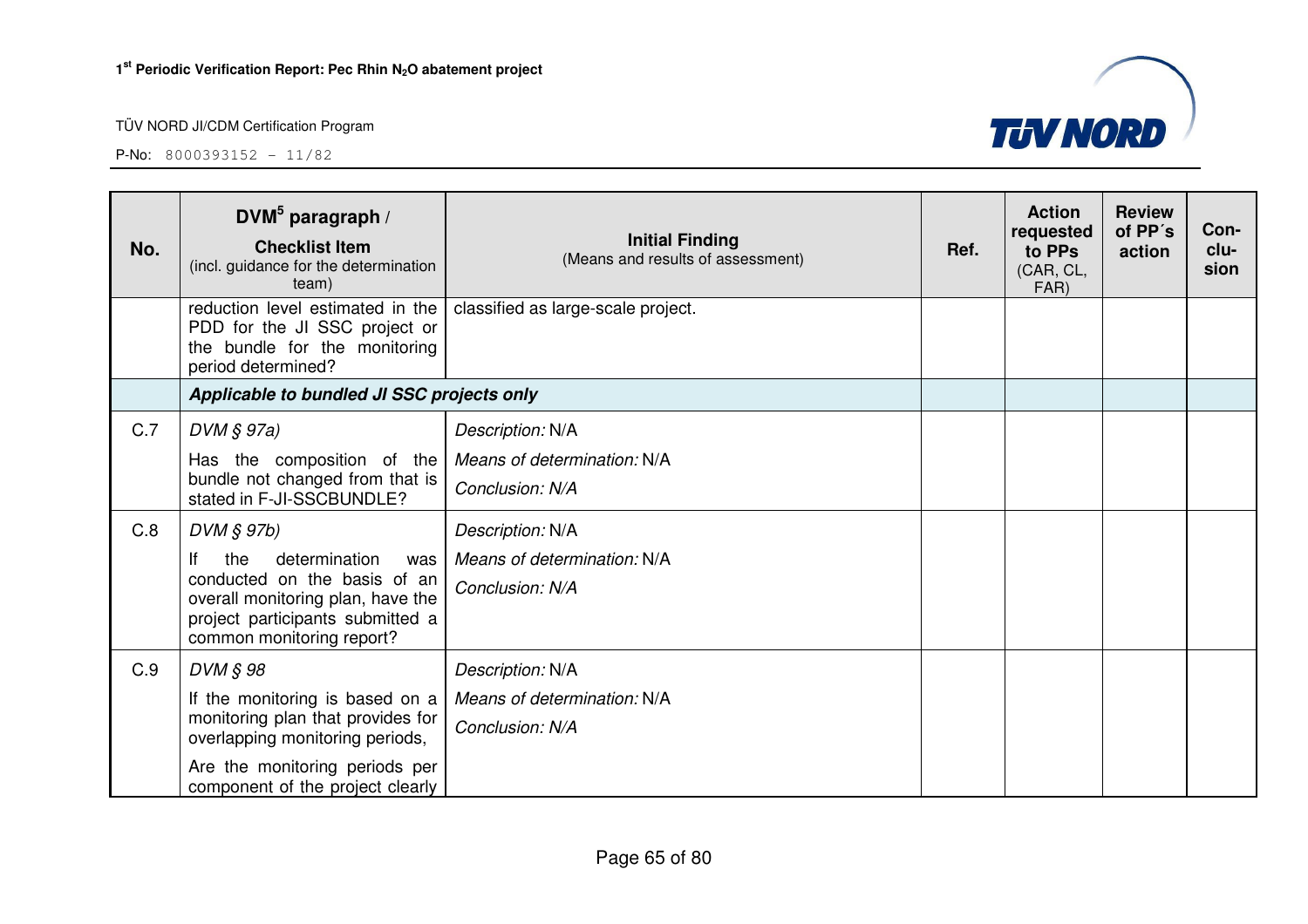| No. | DVM[5] paragraph / **Checklist Item** (incl. guidance for the determination team) | **Initial Finding** (Means and results of assessment) | Ref. | Action requested to PPs (CAR, CL, FAR) | Review of PP´s action | Con-clu-sion |
|---|---|---|---|---|---|---|
| | reduction level estimated in the PDD for the JI SSC project or the bundle for the monitoring period determined? | classified as large-scale project. | | | | |
| | ***Applicable to bundled JI SSC projects only*** | | | | | |
| C.7 | *DVM § 97a)* Has the composition of the bundle not changed from that is stated in F-JI-SSCBUNDLE? | *Description:* N/A *Means of determination:* N/A *Conclusion: N/A* | | | | |
| C.8 | *DVM § 97b)* If the determination was conducted on the basis of an overall monitoring plan, have the project participants submitted a common monitoring report? | *Description:* N/A *Means of determination:* N/A *Conclusion: N/A* | | | | |
| C.9 | *DVM § 98* If the monitoring is based on a monitoring plan that provides for overlapping monitoring periods, Are the monitoring periods per component of the project clearly | *Description:* N/A *Means of determination:* N/A *Conclusion: N/A* | | | | |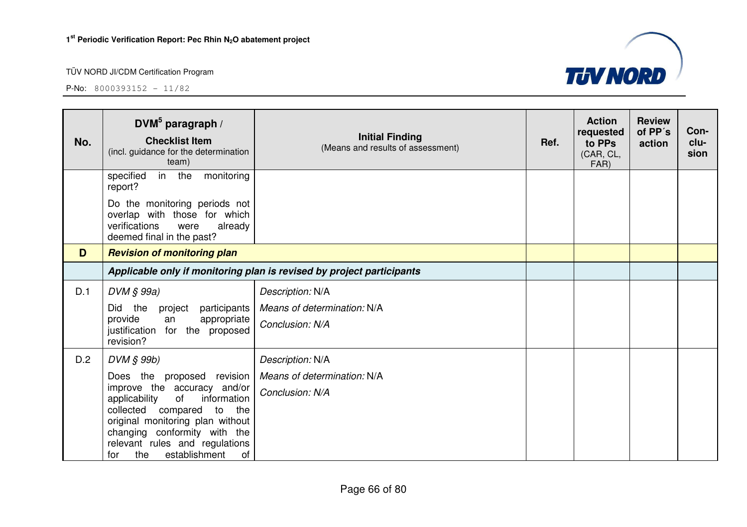| No. | DVM[5] paragraph / **Checklist Item** (incl. guidance for the determination team) | **Initial Finding** (Means and results of assessment) | Ref. | Action requested to PPs (CAR, CL, FAR) | Review of PP´s action | Con-clu-sion |
|---|---|---|---|---|---|---|
| | specified in the monitoring report? Do the monitoring periods not overlap with those for which verifications were already deemed final in the past? | | | | | |
| **D** | ***Revision of monitoring plan*** | | | | | |
| | ***Applicable only if monitoring plan is revised by project participants*** | | | | | |
| D.1 | *DVM § 99a)* Did the project participants provide an appropriate justification for the proposed revision? | *Description:* N/A *Means of determination:* N/A *Conclusion: N/A* | | | | |
| D.2 | *DVM § 99b)* Does the proposed revision improve the accuracy and/or applicability of information collected compared to the original monitoring plan without changing conformity with the relevant rules and regulations for the establishment of | *Description:* N/A *Means of determination:* N/A *Conclusion: N/A* | | | | |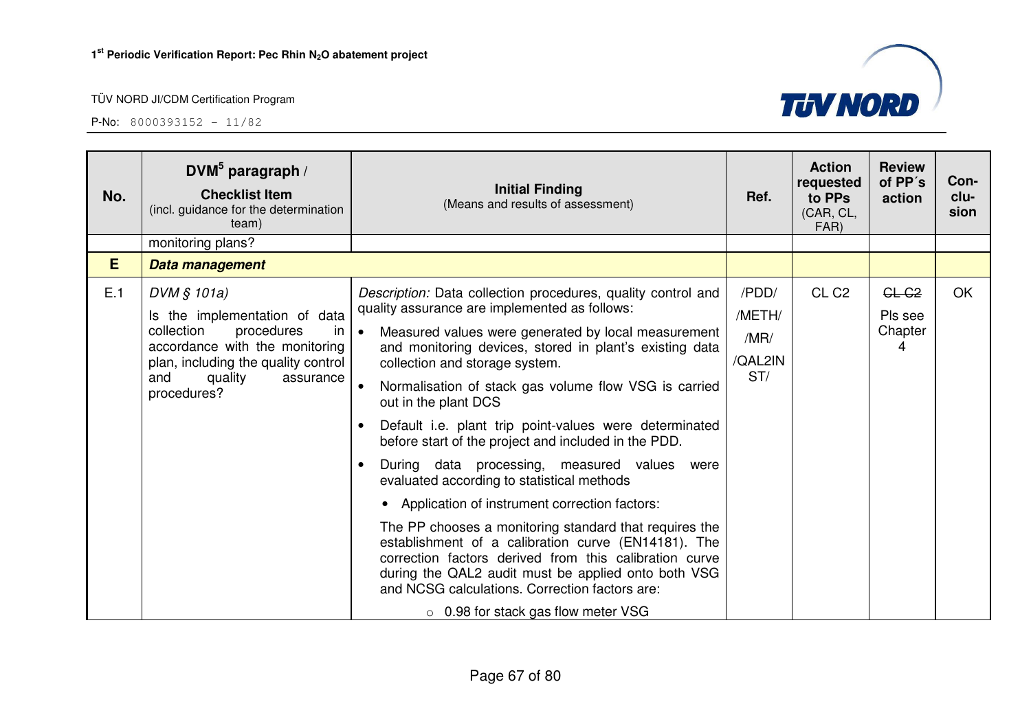| No. | DVM[5] paragraph / Checklist Item (incl. guidance for the determination team) | Initial Finding (Means and results of assessment) | Ref. | Action requested to PPs (CAR, CL, FAR) | Review of PP´s action | Con-clu-sion |
|---|---|---|---|---|---|---|
| | monitoring plans? | | | | | |
| **E** | ***Data management*** | | | | | |
| E.1 | *DVM § 101a)* Is the implementation of data collection procedures in accordance with the monitoring plan, including the quality control and quality assurance procedures? | *Description:* Data collection procedures, quality control and quality assurance are implemented as follows: <br>• Measured values were generated by local measurement and monitoring devices, stored in plant's existing data collection and storage system. <br>• Normalisation of stack gas volume flow VSG is carried out in the plant DCS <br>• Default i.e. plant trip point-values were determinated before start of the project and included in the PDD. <br>• During data processing, measured values were evaluated according to statistical methods <br>• Application of instrument correction factors: <br>The PP chooses a monitoring standard that requires the establishment of a calibration curve (EN14181). The correction factors derived from this calibration curve during the QAL2 audit must be applied onto both VSG and NCSG calculations. Correction factors are: <br>○ 0.98 for stack gas flow meter VSG | /PDD/ /METH/ /MR/ /QAL2INST/ | CL C2 | ~~CL C2~~ Pls see Chapter 4 | OK |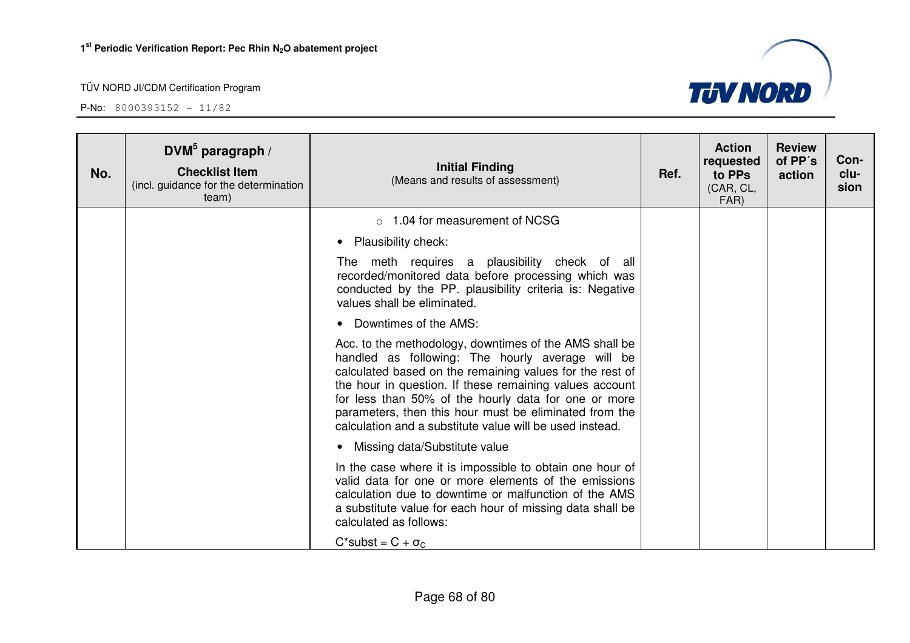| No. | DVM[5] paragraph / Checklist Item (incl. guidance for the determination team) | Initial Finding (Means and results of assessment) | Ref. | Action requested to PPs (CAR, CL, FAR) | Review of PP´s action | Con-clu-sion |
|---|---|---|---|---|---|---|
| | | ○ 1.04 for measurement of NCSG<br><br>• Plausibility check:<br><br>The meth requires a plausibility check of all recorded/monitored data before processing which was conducted by the PP. plausibility criteria is: Negative values shall be eliminated.<br><br>• Downtimes of the AMS:<br><br>Acc. to the methodology, downtimes of the AMS shall be handled as following: The hourly average will be calculated based on the remaining values for the rest of the hour in question. If these remaining values account for less than 50% of the hourly data for one or more parameters, then this hour must be eliminated from the calculation and a substitute value will be used instead.<br><br>• Missing data/Substitute value<br><br>In the case where it is impossible to obtain one hour of valid data for one or more elements of the emissions calculation due to downtime or malfunction of the AMS a substitute value for each hour of missing data shall be calculated as follows:<br><br>$C^*subst = C + \sigma_C$ | | | | |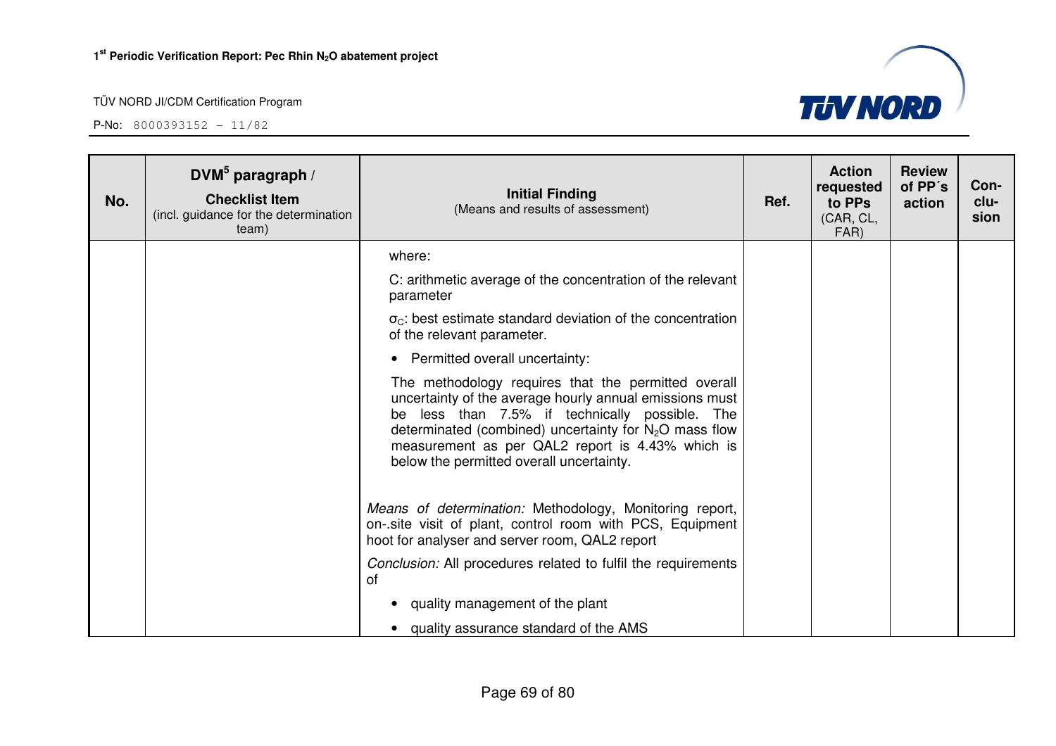| No. | DVM[5] paragraph / Checklist Item (incl. guidance for the determination team) | Initial Finding (Means and results of assessment) | Ref. | Action requested to PPs (CAR, CL, FAR) | Review of PP´s action | Con-clu-sion |
|---|---|---|---|---|---|---|
| | | where:<br><br>C: arithmetic average of the concentration of the relevant parameter<br><br>$\sigma_C$: best estimate standard deviation of the concentration of the relevant parameter.<br><br>• Permitted overall uncertainty:<br><br>The methodology requires that the permitted overall uncertainty of the average hourly annual emissions must be less than 7.5% if technically possible. The determinated (combined) uncertainty for $N_2O$ mass flow measurement as per QAL2 report is 4.43% which is below the permitted overall uncertainty.<br><br>*Means of determination:* Methodology, Monitoring report, on-.site visit of plant, control room with PCS, Equipment hoot for analyser and server room, QAL2 report<br><br>*Conclusion:* All procedures related to fulfil the requirements of<br><br>• quality management of the plant<br>• quality assurance standard of the AMS | | | | |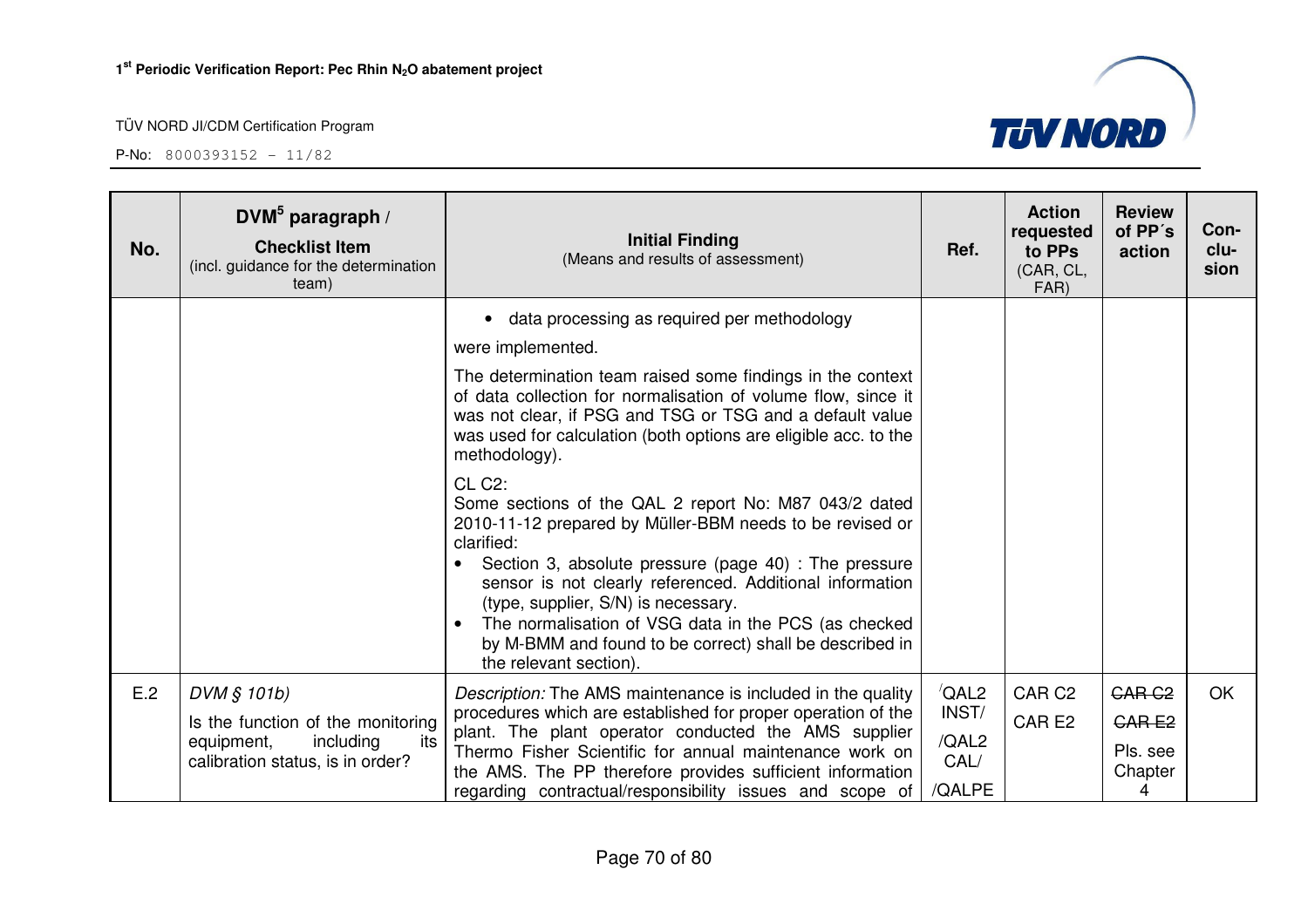| No. | DVM[5] paragraph / **Checklist Item** (incl. guidance for the determination team) | **Initial Finding** (Means and results of assessment) | **Ref.** | **Action requested to PPs** (CAR, CL, FAR) | **Review of PP´s action** | **Con-clu-sion** |
|---|---|---|---|---|---|---|
| | | • data processing as required per methodology<br><br>were implemented.<br><br>The determination team raised some findings in the context of data collection for normalisation of volume flow, since it was not clear, if PSG and TSG or TSG and a default value was used for calculation (both options are eligible acc. to the methodology).<br><br>CL C2:<br>Some sections of the QAL 2 report No: M87 043/2 dated 2010-11-12 prepared by Müller-BBM needs to be revised or clarified:<br>• Section 3, absolute pressure (page 40) : The pressure sensor is not clearly referenced. Additional information (type, supplier, S/N) is necessary.<br>• The normalisation of VSG data in the PCS (as checked by M-BMM and found to be correct) shall be described in the relevant section). | | | | |
| E.2 | *DVM § 101b)*<br><br>Is the function of the monitoring equipment, including its calibration status, is in order? | *Description:* The AMS maintenance is included in the quality procedures which are established for proper operation of the plant. The plant operator conducted the AMS supplier Thermo Fisher Scientific for annual maintenance work on the AMS. The PP therefore provides sufficient information regarding contractual/responsibility issues and scope of | /QAL2 INST/<br><br>/QAL2 CAL/<br><br>/QALPE | CAR C2<br><br>CAR E2 | ~~CAR C2~~<br><br>~~CAR E2~~<br><br>Pls. see Chapter 4 | OK |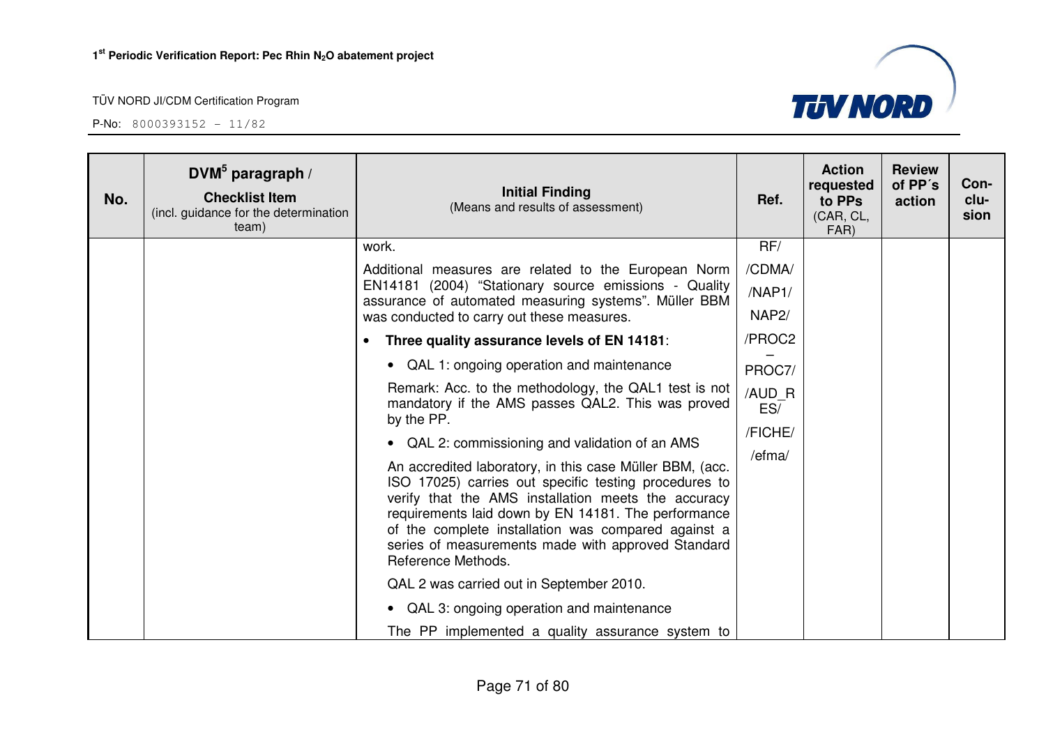| No. | DVM[5] paragraph / **Checklist Item** (incl. guidance for the determination team) | **Initial Finding** (Means and results of assessment) | Ref. | Action requested to PPs (CAR, CL, FAR) | Review of PP´s action | Con-clu-sion |
|---|---|---|---|---|---|---|
| | | work.<br><br>Additional measures are related to the European Norm EN14181 (2004) "Stationary source emissions - Quality assurance of automated measuring systems". Müller BBM was conducted to carry out these measures.<br><br>• **Three quality assurance levels of EN 14181**:<br><br>• QAL 1: ongoing operation and maintenance<br><br>Remark: Acc. to the methodology, the QAL1 test is not mandatory if the AMS passes QAL2. This was proved by the PP.<br><br>• QAL 2: commissioning and validation of an AMS<br><br>An accredited laboratory, in this case Müller BBM, (acc. ISO 17025) carries out specific testing procedures to verify that the AMS installation meets the accuracy requirements laid down by EN 14181. The performance of the complete installation was compared against a series of measurements made with approved Standard Reference Methods.<br><br>QAL 2 was carried out in September 2010.<br><br>• QAL 3: ongoing operation and maintenance<br><br>The PP implemented a quality assurance system to | RF/<br><br>/CDMA/<br><br>/NAP1/<br><br>NAP2/<br><br>/PROC2 – PROC7/<br><br>/AUD_RES/<br><br>/FICHE/<br><br>/efma/ | | | |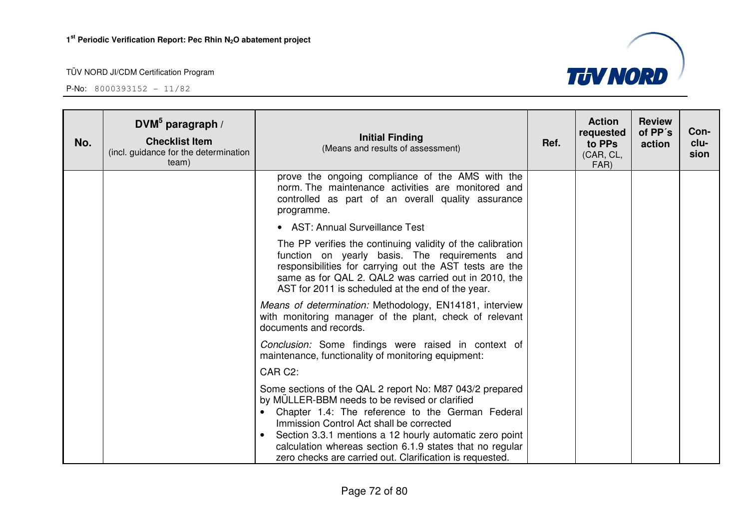| No. | DVM[5] paragraph / Checklist Item (incl. guidance for the determination team) | Initial Finding (Means and results of assessment) | Ref. | Action requested to PPs (CAR, CL, FAR) | Review of PP´s action | Con-clu-sion |
|---|---|---|---|---|---|---|
| | | prove the ongoing compliance of the AMS with the norm. The maintenance activities are monitored and controlled as part of an overall quality assurance programme.<br><br>• AST: Annual Surveillance Test<br><br>The PP verifies the continuing validity of the calibration function on yearly basis. The requirements and responsibilities for carrying out the AST tests are the same as for QAL 2. QAL2 was carried out in 2010, the AST for 2011 is scheduled at the end of the year.<br><br>*Means of determination:* Methodology, EN14181, interview with monitoring manager of the plant, check of relevant documents and records.<br><br>*Conclusion:* Some findings were raised in context of maintenance, functionality of monitoring equipment:<br><br>CAR C2:<br><br>Some sections of the QAL 2 report No: M87 043/2 prepared by MÜLLER-BBM needs to be revised or clarified<br>• Chapter 1.4: The reference to the German Federal Immission Control Act shall be corrected<br>• Section 3.3.1 mentions a 12 hourly automatic zero point calculation whereas section 6.1.9 states that no regular zero checks are carried out. Clarification is requested. | | | | |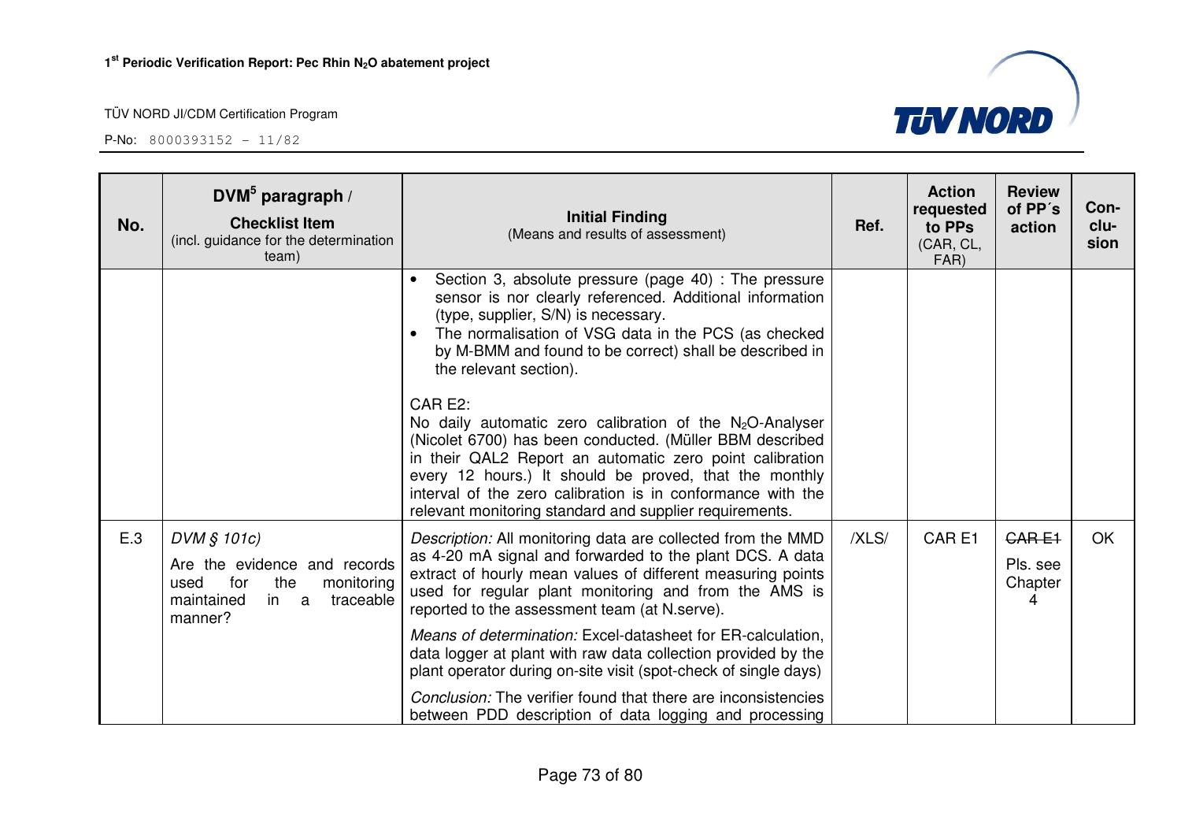| No. | DVM[5] paragraph / **Checklist Item** (incl. guidance for the determination team) | **Initial Finding** (Means and results of assessment) | Ref. | Action requested to PPs (CAR, CL, FAR) | Review of PP´s action | Con-clu-sion |
|---|---|---|---|---|---|---|
| | | • Section 3, absolute pressure (page 40) : The pressure sensor is nor clearly referenced. Additional information (type, supplier, S/N) is necessary.<br>• The normalisation of VSG data in the PCS (as checked by M-BMM and found to be correct) shall be described in the relevant section).<br><br>CAR E2:<br>No daily automatic zero calibration of the $N_2O$-Analyser (Nicolet 6700) has been conducted. (Müller BBM described in their QAL2 Report an automatic zero point calibration every 12 hours.) It should be proved, that the monthly interval of the zero calibration is in conformance with the relevant monitoring standard and supplier requirements. | | | | |
| E.3 | *DVM § 101c)*<br>Are the evidence and records used for the monitoring maintained in a traceable manner? | *Description:* All monitoring data are collected from the MMD as 4-20 mA signal and forwarded to the plant DCS. A data extract of hourly mean values of different measuring points used for regular plant monitoring and from the AMS is reported to the assessment team (at N.serve).<br><br>*Means of determination:* Excel-datasheet for ER-calculation, data logger at plant with raw data collection provided by the plant operator during on-site visit (spot-check of single days)<br><br>*Conclusion:* The verifier found that there are inconsistencies between PDD description of data logging and processing | /XLS/ | CAR E1 | ~~CAR E1~~<br>Pls. see Chapter 4 | OK |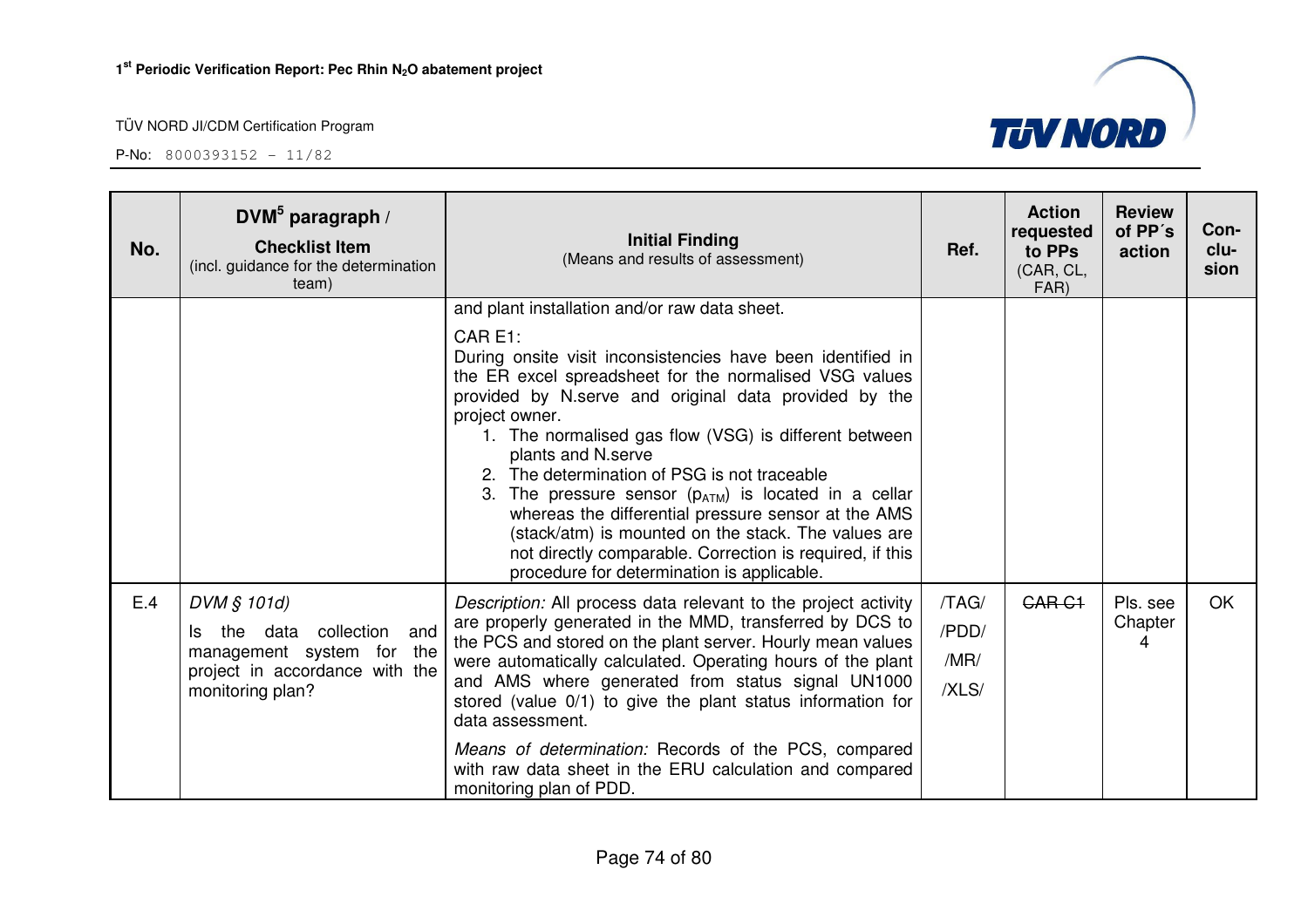| No. | DVM[5] paragraph / **Checklist Item** (incl. guidance for the determination team) | **Initial Finding** (Means and results of assessment) | Ref. | Action requested to PPs (CAR, CL, FAR) | Review of PP´s action | Con-clu-sion |
|---|---|---|---|---|---|---|
| | | and plant installation and/or raw data sheet.<br><br>CAR E1:<br>During onsite visit inconsistencies have been identified in the ER excel spreadsheet for the normalised VSG values provided by N.serve and original data provided by the project owner.<br>1. The normalised gas flow (VSG) is different between plants and N.serve<br>2. The determination of PSG is not traceable<br>3. The pressure sensor ($p_{ATM}$) is located in a cellar whereas the differential pressure sensor at the AMS (stack/atm) is mounted on the stack. The values are not directly comparable. Correction is required, if this procedure for determination is applicable. | | | | |
| E.4 | *DVM § 101d)*<br><br>Is the data collection and management system for the project in accordance with the monitoring plan? | *Description:* All process data relevant to the project activity are properly generated in the MMD, transferred by DCS to the PCS and stored on the plant server. Hourly mean values were automatically calculated. Operating hours of the plant and AMS where generated from status signal UN1000 stored (value 0/1) to give the plant status information for data assessment.<br><br>*Means of determination:* Records of the PCS, compared with raw data sheet in the ERU calculation and compared monitoring plan of PDD. | /TAG/<br>/PDD/<br>/MR/<br>/XLS/ | ~~CAR C1~~ | Pls. see Chapter 4 | OK |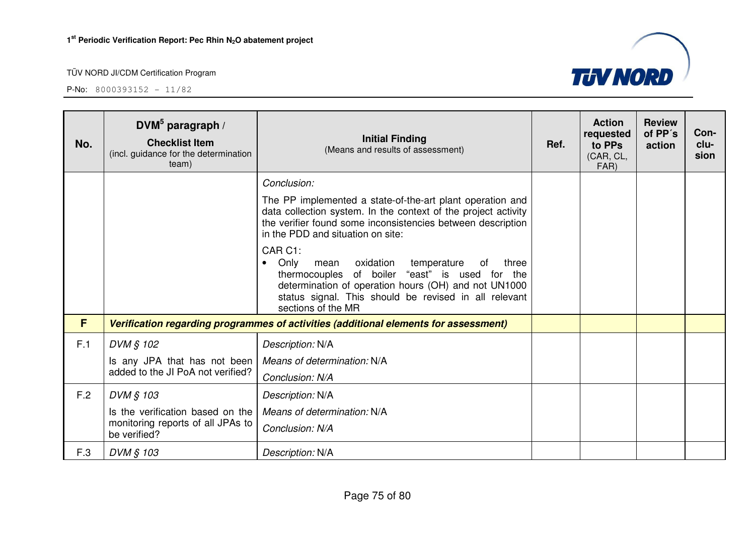| No. | DVM[5] paragraph / **Checklist Item** (incl. guidance for the determination team) | **Initial Finding** (Means and results of assessment) | Ref. | Action requested to PPs (CAR, CL, FAR) | Review of PP´s action | Con-clu-sion |
|---|---|---|---|---|---|---|
| | | *Conclusion:* The PP implemented a state-of-the-art plant operation and data collection system. In the context of the project activity the verifier found some inconsistencies between description in the PDD and situation on site: CAR C1: • Only mean oxidation temperature of three thermocouples of boiler "east" is used for the determination of operation hours (OH) and not UN1000 status signal. This should be revised in all relevant sections of the MR | | | | |
| **F** | ***Verification regarding programmes of activities (additional elements for assessment)*** | | | | | |
| F.1 | *DVM § 102* Is any JPA that has not been added to the JI PoA not verified? | *Description:* N/A *Means of determination:* N/A *Conclusion: N/A* | | | | |
| F.2 | *DVM § 103* Is the verification based on the monitoring reports of all JPAs to be verified? | *Description:* N/A *Means of determination:* N/A *Conclusion: N/A* | | | | |
| F.3 | *DVM § 103* | *Description:* N/A | | | | |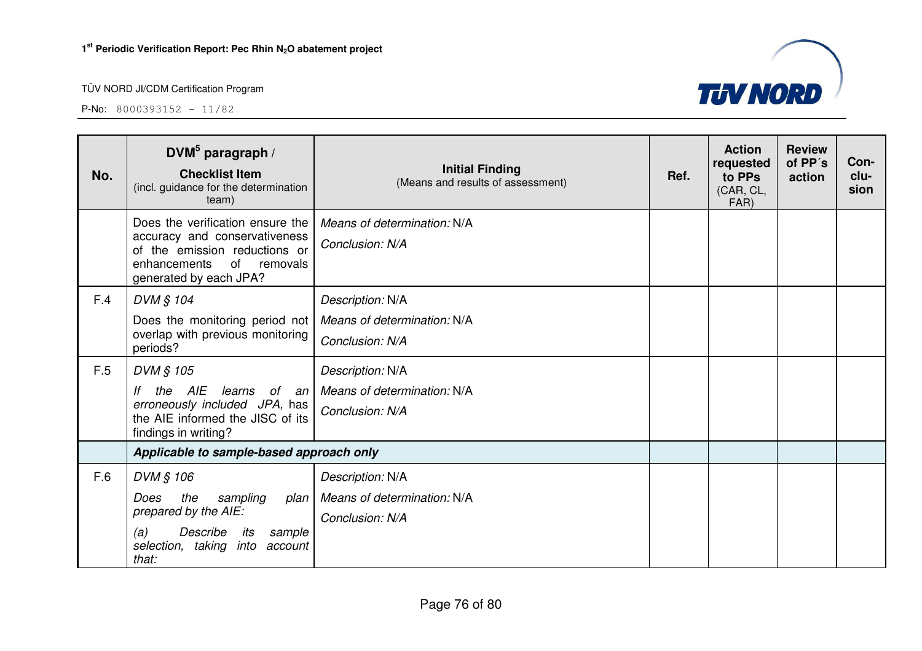| No. | DVM[5] paragraph / **Checklist Item** (incl. guidance for the determination team) | **Initial Finding** (Means and results of assessment) | Ref. | Action requested to PPs (CAR, CL, FAR) | Review of PP´s action | Con-clu-sion |
|---|---|---|---|---|---|---|
| | Does the verification ensure the accuracy and conservativeness of the emission reductions or enhancements of removals generated by each JPA? | *Means of determination:* N/A<br>*Conclusion: N/A* | | | | |
| F.4 | *DVM § 104*<br>Does the monitoring period not overlap with previous monitoring periods? | *Description:* N/A<br>*Means of determination:* N/A<br>*Conclusion: N/A* | | | | |
| F.5 | *DVM § 105*<br>*If the AIE learns of an erroneously included JPA,* has the AIE informed the JISC of its findings in writing? | *Description:* N/A<br>*Means of determination:* N/A<br>*Conclusion: N/A* | | | | |
| | ***Applicable to sample-based approach only*** | | | | | |
| F.6 | *DVM § 106*<br>*Does the sampling plan prepared by the AIE:*<br>*(a) Describe its sample selection, taking into account that:* | *Description:* N/A<br>*Means of determination:* N/A<br>*Conclusion: N/A* | | | | |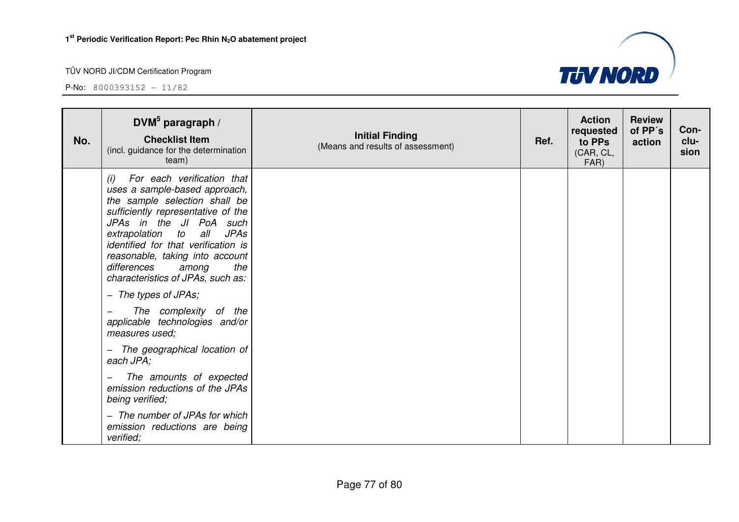| No. | DVM[5] paragraph / **Checklist Item** (incl. guidance for the determination team) | **Initial Finding** (Means and results of assessment) | Ref. | Action requested to PPs (CAR, CL, FAR) | Review of PP´s action | Con-clu-sion |
|---|---|---|---|---|---|---|
| | *(i) For each verification that uses a sample-based approach, the sample selection shall be sufficiently representative of the JPAs in the JI PoA such extrapolation to all JPAs identified for that verification is reasonable, taking into account differences among the characteristics of JPAs, such as:*<br><br>*– The types of JPAs;*<br><br>*– The complexity of the applicable technologies and/or measures used;*<br><br>*– The geographical location of each JPA;*<br><br>*– The amounts of expected emission reductions of the JPAs being verified;*<br><br>*– The number of JPAs for which emission reductions are being verified;* | | | | | |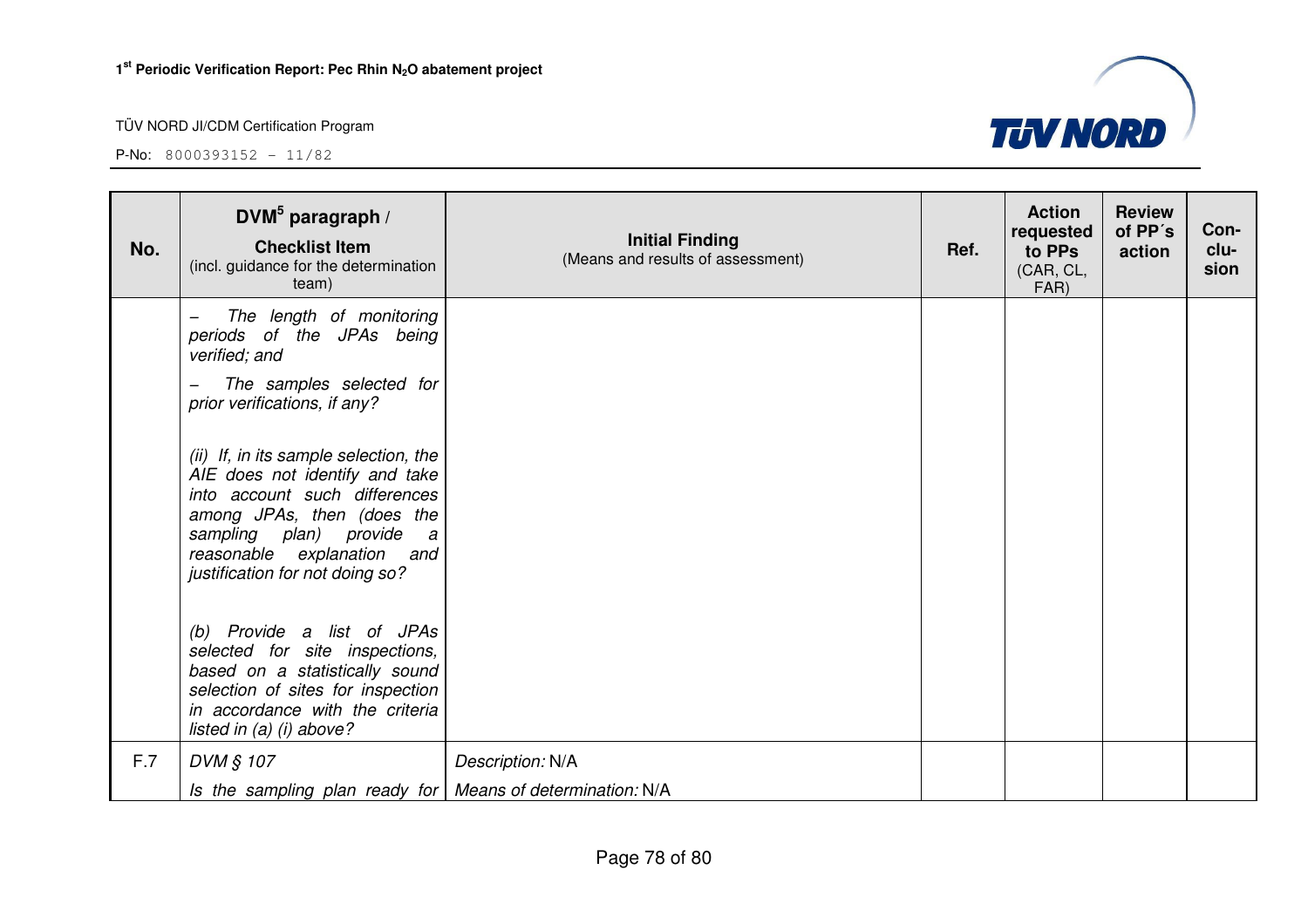| No. | DVM[5] paragraph / Checklist Item (incl. guidance for the determination team) | Initial Finding (Means and results of assessment) | Ref. | Action requested to PPs (CAR, CL, FAR) | Review of PP´s action | Con-clu-sion |
|---|---|---|---|---|---|---|
| | *– The length of monitoring periods of the JPAs being verified; and*<br><br>*– The samples selected for prior verifications, if any?*<br><br>*(ii) If, in its sample selection, the AIE does not identify and take into account such differences among JPAs, then (does the sampling plan) provide a reasonable explanation and justification for not doing so?*<br><br>*(b) Provide a list of JPAs selected for site inspections, based on a statistically sound selection of sites for inspection in accordance with the criteria listed in (a) (i) above?* | | | | | |
| F.7 | *DVM § 107*<br><br>*Is the sampling plan ready for* | *Description:* N/A<br><br>*Means of determination:* N/A | | | | |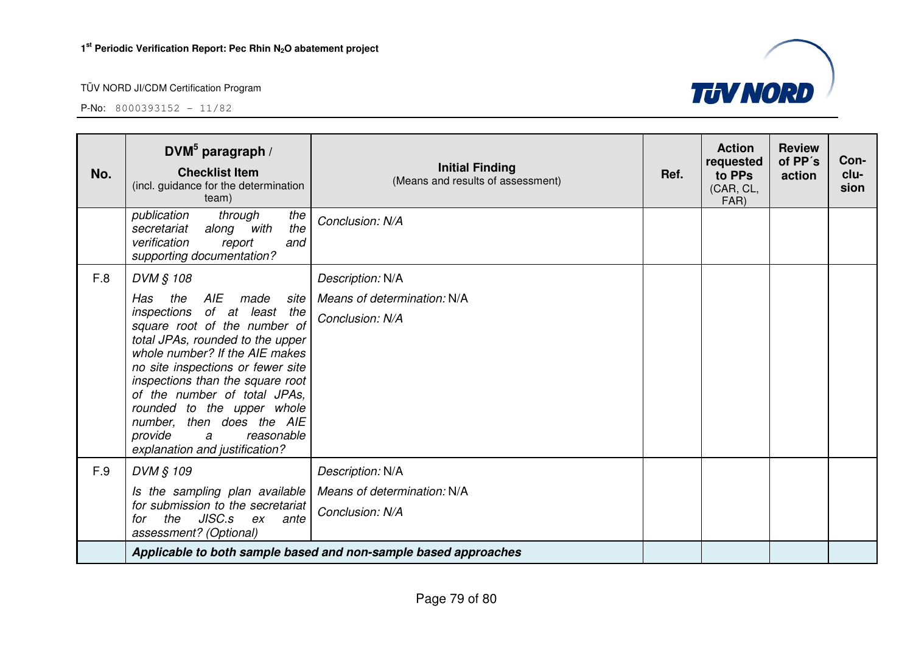| No. | DVM[5] paragraph / Checklist Item (incl. guidance for the determination team) | Initial Finding (Means and results of assessment) | Ref. | Action requested to PPs (CAR, CL, FAR) | Review of PP´s action | Con-clu-sion |
|---|---|---|---|---|---|---|
| | *publication through the secretariat along with the verification report and supporting documentation?* | *Conclusion: N/A* | | | | |
| F.8 | *DVM § 108*<br>*Has the AIE made site inspections of at least the square root of the number of total JPAs, rounded to the upper whole number? If the AIE makes no site inspections or fewer site inspections than the square root of the number of total JPAs, rounded to the upper whole number, then does the AIE provide a reasonable explanation and justification?* | *Description:* N/A<br>*Means of determination:* N/A<br>*Conclusion: N/A* | | | | |
| F.9 | *DVM § 109*<br>*Is the sampling plan available for submission to the secretariat for the JISC.s ex ante assessment? (Optional)* | *Description:* N/A<br>*Means of determination:* N/A<br>*Conclusion: N/A* | | | | |
| | ***Applicable to both sample based and non-sample based approaches*** | | | | | |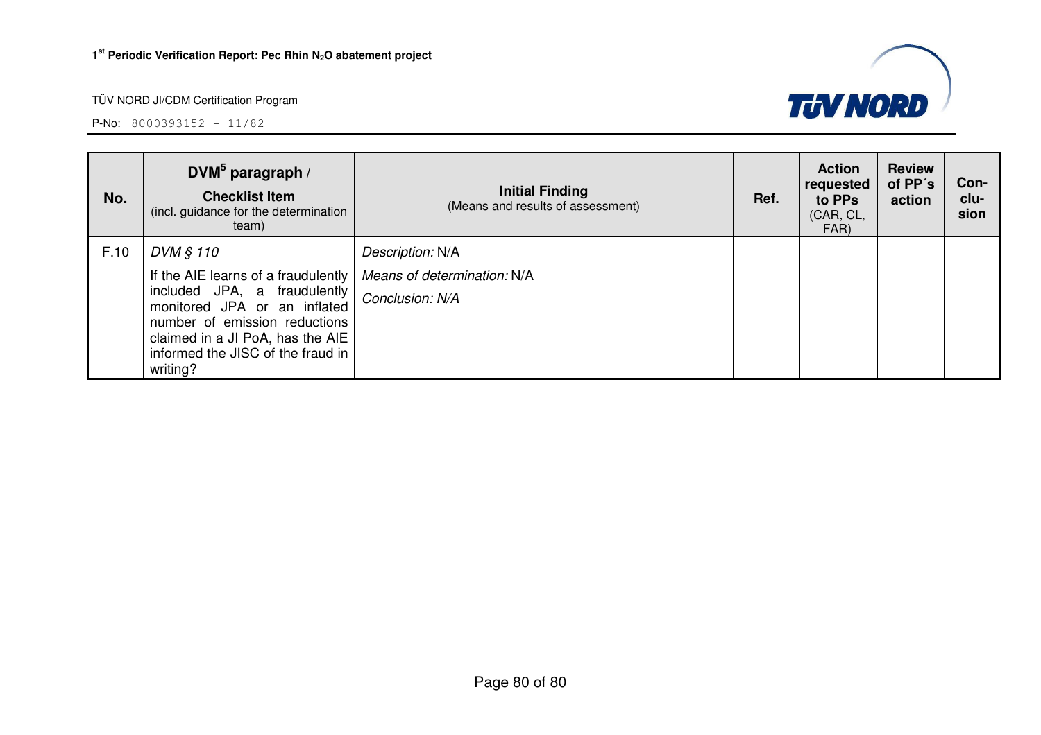| No. | DVM[5] paragraph / **Checklist Item** (incl. guidance for the determination team) | **Initial Finding** (Means and results of assessment) | Ref. | Action requested to PPs (CAR, CL, FAR) | Review of PP´s action | Con-clu-sion |
|---|---|---|---|---|---|---|
| F.10 | *DVM § 110* If the AIE learns of a fraudulently included JPA, a fraudulently monitored JPA or an inflated number of emission reductions claimed in a JI PoA, has the AIE informed the JISC of the fraud in writing? | *Description:* N/A *Means of determination:* N/A *Conclusion: N/A* | | | | |